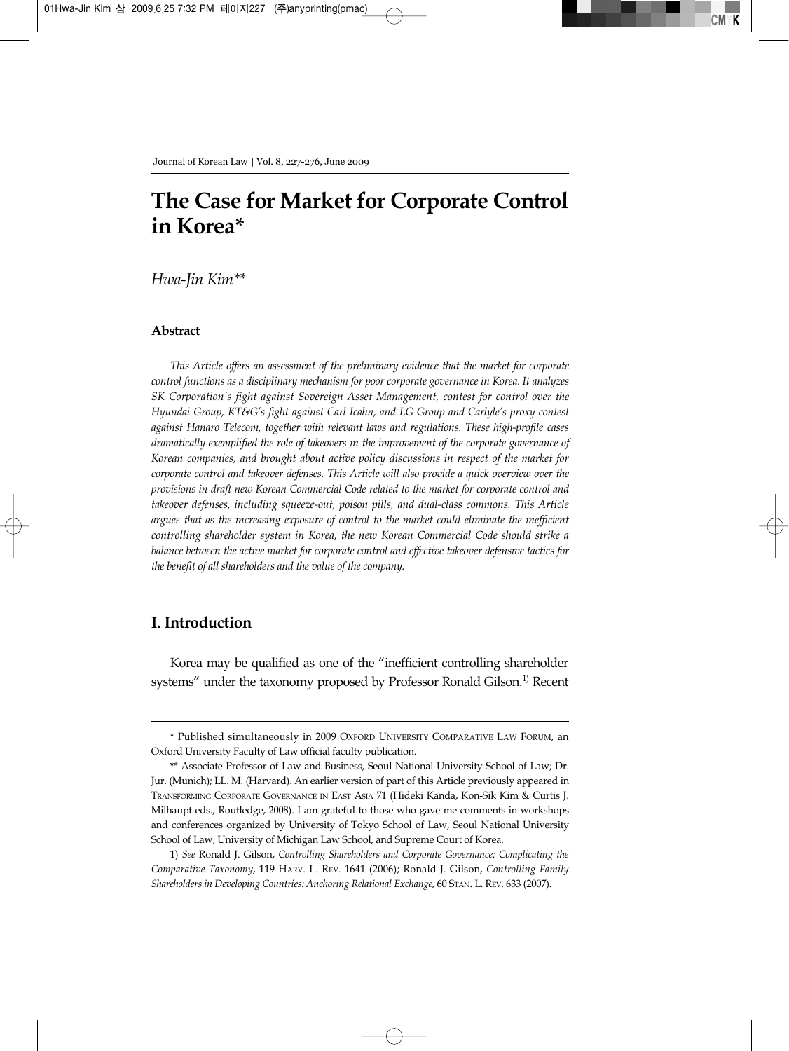# The Case for Market for Corporate Control in Korea*

*Hwa-Jin Kim***

### Abstract

*This Article offers an assessment of the preliminary evidence that the market for corporate control functions as a disciplinary mechanism for poor corporate governance in Korea. It analyzes SK Corporation's fight against Sovereign Asset Management, contest for control over the Hyundai Group, KT&G's fight against Carl Icahn, and LG Group and Carlyle's proxy contest against Hanaro Telecom, together with relevant laws and regulations. These high-profile cases dramatically exemplified the role of takeovers in the improvement of the corporate governance of Korean companies, and brought about active policy discussions in respect of the market for corporate control and takeover defenses. This Article will also provide a quick overview over the provisions in draft new Korean Commercial Code related to the market for corporate control and takeover defenses, including squeeze-out, poison pills, and dual-class commons. This Article argues that as the increasing exposure of control to the market could eliminate the inefficient controlling shareholder system in Korea, the new Korean Commercial Code should strike a balance between the active market for corporate control and effective takeover defensive tactics for the benefit of all shareholders and the value of the company.*

## I. Introduction

Korea may be qualified as one of the "inefficient controlling shareholder systems" under the taxonomy proposed by Professor Ronald Gilson.[1] Recent

---

\* Published simultaneously in 2009 OXFORD UNIVERSITY COMPARATIVE LAW FORUM, an Oxford University Faculty of Law official faculty publication.

\*\* Associate Professor of Law and Business, Seoul National University School of Law; Dr. Jur. (Munich); LL. M. (Harvard). An earlier version of part of this Article previously appeared in TRANSFORMING CORPORATE GOVERNANCE IN EAST ASIA 71 (Hideki Kanda, Kon-Sik Kim & Curtis J. Milhaupt eds., Routledge, 2008). I am grateful to those who gave me comments in workshops and conferences organized by University of Tokyo School of Law, Seoul National University School of Law, University of Michigan Law School, and Supreme Court of Korea.

1) *See* Ronald J. Gilson, *Controlling Shareholders and Corporate Governance: Complicating the Comparative Taxonomy*, 119 HARV. L. REV. 1641 (2006); Ronald J. Gilson, *Controlling Family Shareholders in Developing Countries: Anchoring Relational Exchange*, 60 STAN. L. REV. 633 (2007).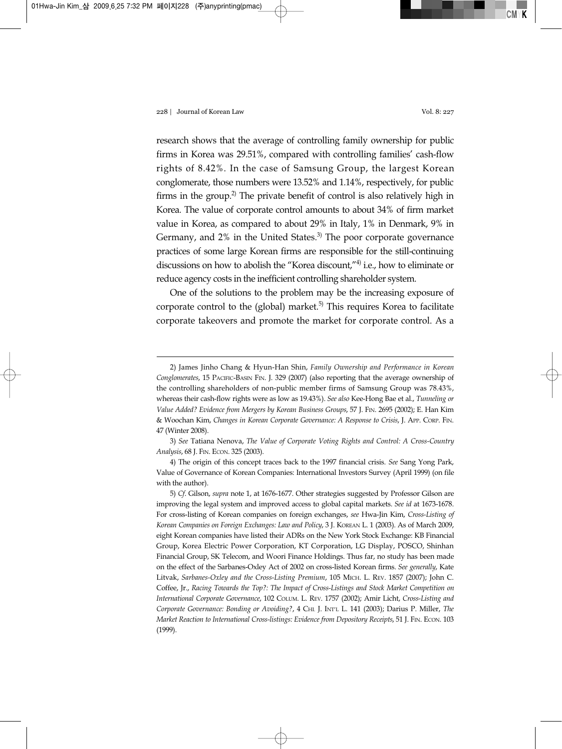research shows that the average of controlling family ownership for public firms in Korea was 29.51%, compared with controlling families' cash-flow rights of 8.42%. In the case of Samsung Group, the largest Korean conglomerate, those numbers were 13.52% and 1.14%, respectively, for public firms in the group.[2] The private benefit of control is also relatively high in Korea. The value of corporate control amounts to about 34% of firm market value in Korea, as compared to about 29% in Italy, 1% in Denmark, 9% in Germany, and 2% in the United States.[3] The poor corporate governance practices of some large Korean firms are responsible for the still-continuing discussions on how to abolish the "Korea discount,"[4] i.e., how to eliminate or reduce agency costs in the inefficient controlling shareholder system.

One of the solutions to the problem may be the increasing exposure of corporate control to the (global) market.[5] This requires Korea to facilitate corporate takeovers and promote the market for corporate control. As a

---

2) James Jinho Chang & Hyun-Han Shin, *Family Ownership and Performance in Korean Conglomerates*, 15 PACIFIC-BASIN FIN. J. 329 (2007) (also reporting that the average ownership of the controlling shareholders of non-public member firms of Samsung Group was 78.43%, whereas their cash-flow rights were as low as 19.43%). *See also* Kee-Hong Bae et al., *Tunneling or Value Added? Evidence from Mergers by Korean Business Groups*, 57 J. FIN. 2695 (2002); E. Han Kim & Woochan Kim, *Changes in Korean Corporate Governance: A Response to Crisis*, J. APP. CORP. FIN. 47 (Winter 2008).

3) *See* Tatiana Nenova, *The Value of Corporate Voting Rights and Control: A Cross-Country Analysis*, 68 J. FIN. ECON. 325 (2003).

4) The origin of this concept traces back to the 1997 financial crisis. *See* Sang Yong Park, Value of Governance of Korean Companies: International Investors Survey (April 1999) (on file with the author).

5) *Cf.* Gilson, *supra* note 1, at 1676-1677. Other strategies suggested by Professor Gilson are improving the legal system and improved access to global capital markets. *See id* at 1673-1678. For cross-listing of Korean companies on foreign exchanges, *see* Hwa-Jin Kim, *Cross-Listing of Korean Companies on Foreign Exchanges: Law and Policy*, 3 J. KOREAN L. 1 (2003). As of March 2009, eight Korean companies have listed their ADRs on the New York Stock Exchange: KB Financial Group, Korea Electric Power Corporation, KT Corporation, LG Display, POSCO, Shinhan Financial Group, SK Telecom, and Woori Finance Holdings. Thus far, no study has been made on the effect of the Sarbanes-Oxley Act of 2002 on cross-listed Korean firms. *See generally*, Kate Litvak, *Sarbanes-Oxley and the Cross-Listing Premium*, 105 MICH. L. REV. 1857 (2007); John C. Coffee, Jr., *Racing Towards the Top?: The Impact of Cross-Listings and Stock Market Competition on International Corporate Governance*, 102 COLUM. L. REV. 1757 (2002); Amir Licht, *Cross-Listing and Corporate Governance: Bonding or Avoiding?*, 4 CHI. J. INT'L L. 141 (2003); Darius P. Miller, *The Market Reaction to International Cross-listings: Evidence from Depository Receipts*, 51 J. FIN. ECON. 103 (1999).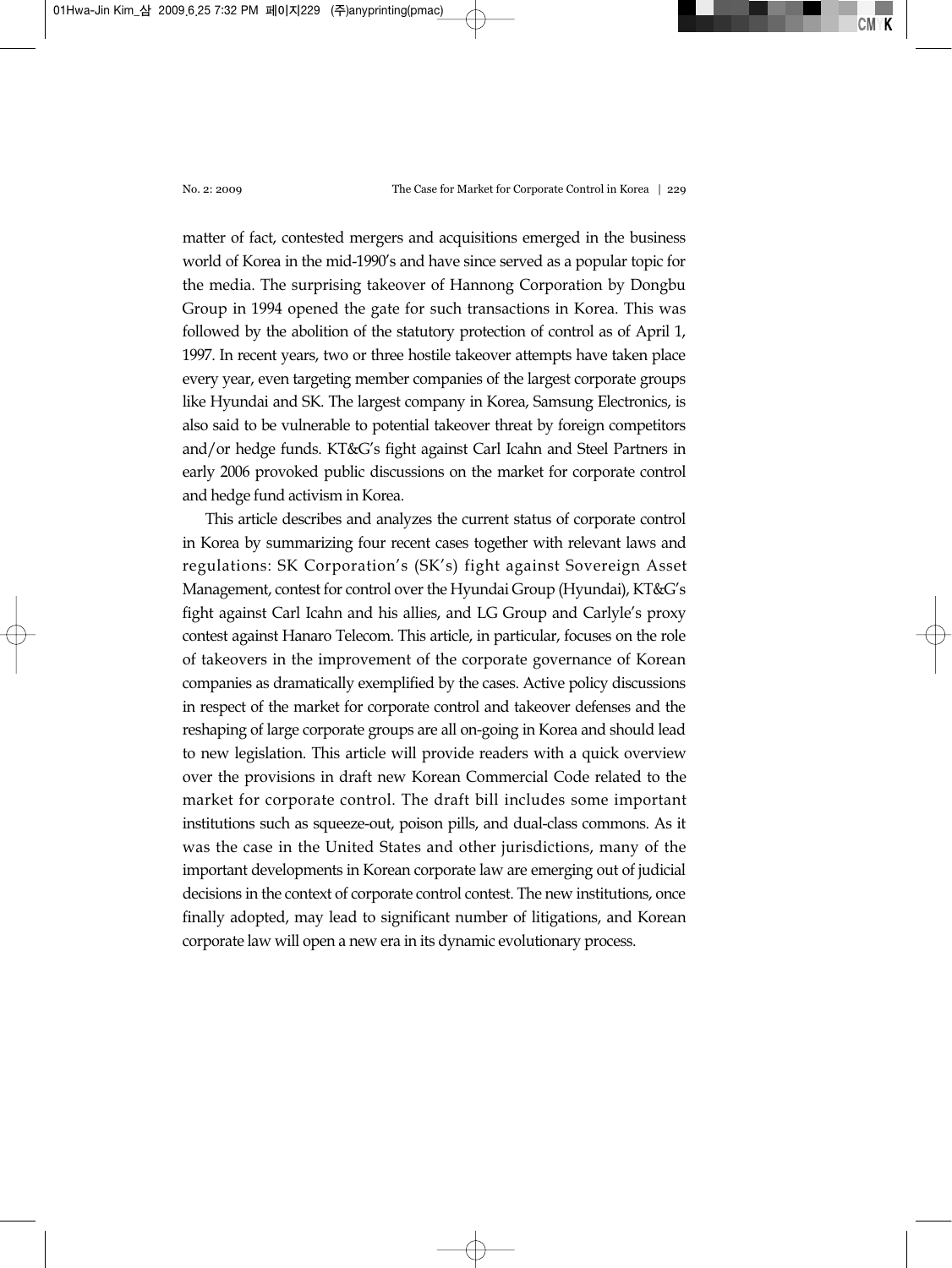matter of fact, contested mergers and acquisitions emerged in the business world of Korea in the mid-1990's and have since served as a popular topic for the media. The surprising takeover of Hannong Corporation by Dongbu Group in 1994 opened the gate for such transactions in Korea. This was followed by the abolition of the statutory protection of control as of April 1, 1997. In recent years, two or three hostile takeover attempts have taken place every year, even targeting member companies of the largest corporate groups like Hyundai and SK. The largest company in Korea, Samsung Electronics, is also said to be vulnerable to potential takeover threat by foreign competitors and/or hedge funds. KT&G's fight against Carl Icahn and Steel Partners in early 2006 provoked public discussions on the market for corporate control and hedge fund activism in Korea.

This article describes and analyzes the current status of corporate control in Korea by summarizing four recent cases together with relevant laws and regulations: SK Corporation's (SK's) fight against Sovereign Asset Management, contest for control over the Hyundai Group (Hyundai), KT&G's fight against Carl Icahn and his allies, and LG Group and Carlyle's proxy contest against Hanaro Telecom. This article, in particular, focuses on the role of takeovers in the improvement of the corporate governance of Korean companies as dramatically exemplified by the cases. Active policy discussions in respect of the market for corporate control and takeover defenses and the reshaping of large corporate groups are all on-going in Korea and should lead to new legislation. This article will provide readers with a quick overview over the provisions in draft new Korean Commercial Code related to the market for corporate control. The draft bill includes some important institutions such as squeeze-out, poison pills, and dual-class commons. As it was the case in the United States and other jurisdictions, many of the important developments in Korean corporate law are emerging out of judicial decisions in the context of corporate control contest. The new institutions, once finally adopted, may lead to significant number of litigations, and Korean corporate law will open a new era in its dynamic evolutionary process.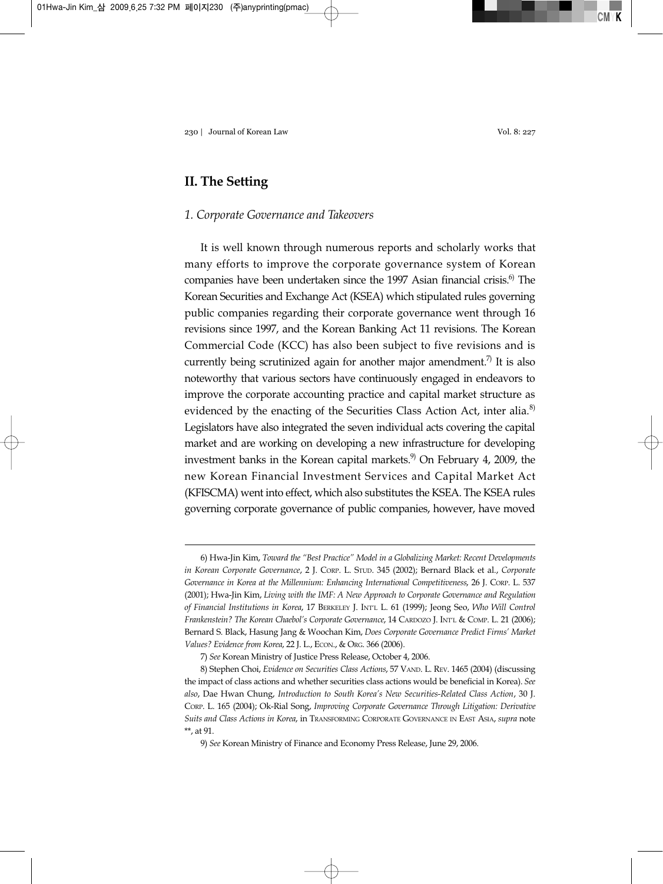## II. The Setting

### *1. Corporate Governance and Takeovers*

It is well known through numerous reports and scholarly works that many efforts to improve the corporate governance system of Korean companies have been undertaken since the 1997 Asian financial crisis.[6] The Korean Securities and Exchange Act (KSEA) which stipulated rules governing public companies regarding their corporate governance went through 16 revisions since 1997, and the Korean Banking Act 11 revisions. The Korean Commercial Code (KCC) has also been subject to five revisions and is currently being scrutinized again for another major amendment.[7] It is also noteworthy that various sectors have continuously engaged in endeavors to improve the corporate accounting practice and capital market structure as evidenced by the enacting of the Securities Class Action Act, inter alia.[8] Legislators have also integrated the seven individual acts covering the capital market and are working on developing a new infrastructure for developing investment banks in the Korean capital markets.[9] On February 4, 2009, the new Korean Financial Investment Services and Capital Market Act (KFISCMA) went into effect, which also substitutes the KSEA. The KSEA rules governing corporate governance of public companies, however, have moved

---

6) Hwa-Jin Kim, *Toward the "Best Practice" Model in a Globalizing Market: Recent Developments in Korean Corporate Governance*, 2 J. Corp. L. Stud. 345 (2002); Bernard Black et al., *Corporate Governance in Korea at the Millennium: Enhancing International Competitiveness*, 26 J. Corp. L. 537 (2001); Hwa-Jin Kim, *Living with the IMF: A New Approach to Corporate Governance and Regulation of Financial Institutions in Korea*, 17 Berkeley J. Int'l L. 61 (1999); Jeong Seo, *Who Will Control Frankenstein? The Korean Chaebol's Corporate Governance*, 14 Cardozo J. Int'l & Comp. L. 21 (2006); Bernard S. Black, Hasung Jang & Woochan Kim, *Does Corporate Governance Predict Firms' Market Values? Evidence from Korea*, 22 J. L., Econ., & Org. 366 (2006).

7) *See* Korean Ministry of Justice Press Release, October 4, 2006.

8) Stephen Choi, *Evidence on Securities Class Actions*, 57 Vand. L. Rev. 1465 (2004) (discussing the impact of class actions and whether securities class actions would be beneficial in Korea). *See also*, Dae Hwan Chung, *Introduction to South Korea's New Securities-Related Class Action*, 30 J. Corp. L. 165 (2004); Ok-Rial Song, *Improving Corporate Governance Through Litigation: Derivative Suits and Class Actions in Korea*, in Transforming Corporate Governance in East Asia, *supra* note **, at 91.

9) *See* Korean Ministry of Finance and Economy Press Release, June 29, 2006.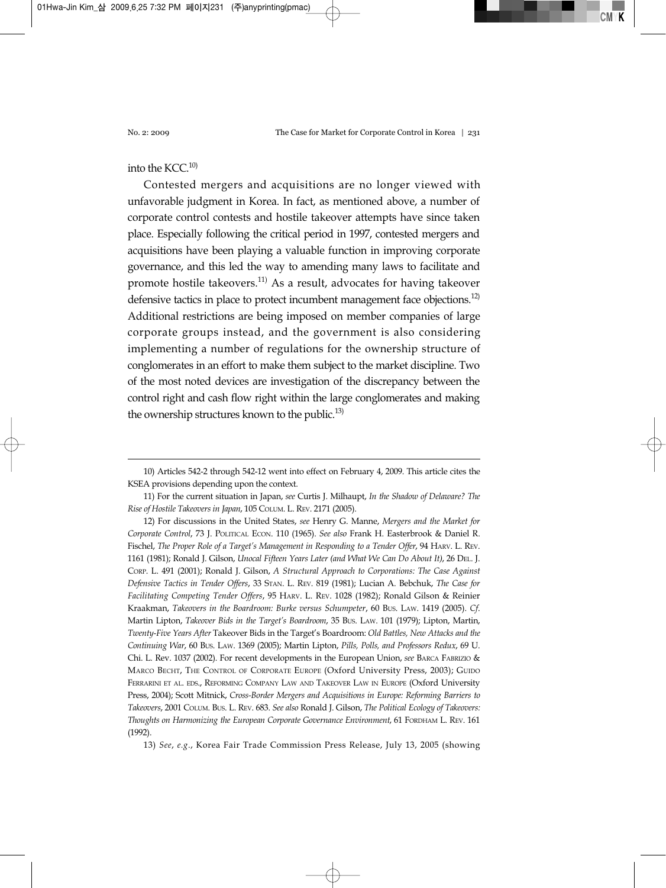into the KCC.[10]

Contested mergers and acquisitions are no longer viewed with unfavorable judgment in Korea. In fact, as mentioned above, a number of corporate control contests and hostile takeover attempts have since taken place. Especially following the critical period in 1997, contested mergers and acquisitions have been playing a valuable function in improving corporate governance, and this led the way to amending many laws to facilitate and promote hostile takeovers.[11] As a result, advocates for having takeover defensive tactics in place to protect incumbent management face objections.[12] Additional restrictions are being imposed on member companies of large corporate groups instead, and the government is also considering implementing a number of regulations for the ownership structure of conglomerates in an effort to make them subject to the market discipline. Two of the most noted devices are investigation of the discrepancy between the control right and cash flow right within the large conglomerates and making the ownership structures known to the public.[13]

---

10) Articles 542-2 through 542-12 went into effect on February 4, 2009. This article cites the KSEA provisions depending upon the context.

11) For the current situation in Japan, *see* Curtis J. Milhaupt, *In the Shadow of Delaware? The Rise of Hostile Takeovers in Japan*, 105 COLUM. L. REV. 2171 (2005).

12) For discussions in the United States, *see* Henry G. Manne, *Mergers and the Market for Corporate Control*, 73 J. POLITICAL ECON. 110 (1965). *See also* Frank H. Easterbrook & Daniel R. Fischel, *The Proper Role of a Target's Management in Responding to a Tender Offer*, 94 HARV. L. REV. 1161 (1981); Ronald J. Gilson, *Unocal Fifteen Years Later (and What We Can Do About It)*, 26 DEL. J. CORP. L. 491 (2001); Ronald J. Gilson, *A Structural Approach to Corporations: The Case Against Defensive Tactics in Tender Offers*, 33 STAN. L. REV. 819 (1981); Lucian A. Bebchuk, *The Case for Facilitating Competing Tender Offers*, 95 HARV. L. REV. 1028 (1982); Ronald Gilson & Reinier Kraakman, *Takeovers in the Boardroom: Burke versus Schumpeter*, 60 BUS. LAW. 1419 (2005). *Cf.* Martin Lipton, *Takeover Bids in the Target's Boardroom*, 35 BUS. LAW. 101 (1979); Lipton, Martin, *Twenty-Five Years After* Takeover Bids in the Target's Boardroom: *Old Battles, New Attacks and the Continuing War*, 60 BUS. LAW. 1369 (2005); Martin Lipton, *Pills, Polls, and Professors Redux*, 69 U. Chi. L. Rev. 1037 (2002). For recent developments in the European Union, *see* BARCA FABRIZIO & MARCO BECHT, THE CONTROL OF CORPORATE EUROPE (Oxford University Press, 2003); GUIDO FERRARINI ET AL. EDS., REFORMING COMPANY LAW AND TAKEOVER LAW IN EUROPE (Oxford University Press, 2004); Scott Mitnick, *Cross-Border Mergers and Acquisitions in Europe: Reforming Barriers to Takeovers*, 2001 COLUM. BUS. L. REV. 683. *See also* Ronald J. Gilson, *The Political Ecology of Takeovers: Thoughts on Harmonizing the European Corporate Governance Environment*, 61 FORDHAM L. REV. 161 (1992).

13) *See*, *e.g.*, Korea Fair Trade Commission Press Release, July 13, 2005 (showing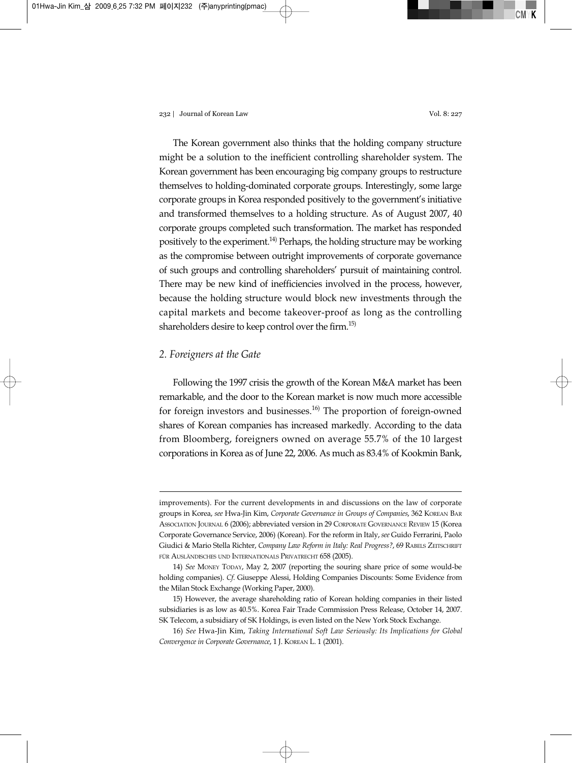The Korean government also thinks that the holding company structure might be a solution to the inefficient controlling shareholder system. The Korean government has been encouraging big company groups to restructure themselves to holding-dominated corporate groups. Interestingly, some large corporate groups in Korea responded positively to the government's initiative and transformed themselves to a holding structure. As of August 2007, 40 corporate groups completed such transformation. The market has responded positively to the experiment.[14] Perhaps, the holding structure may be working as the compromise between outright improvements of corporate governance of such groups and controlling shareholders' pursuit of maintaining control. There may be new kind of inefficiencies involved in the process, however, because the holding structure would block new investments through the capital markets and become takeover-proof as long as the controlling shareholders desire to keep control over the firm.[15]

### *2. Foreigners at the Gate*

Following the 1997 crisis the growth of the Korean M&A market has been remarkable, and the door to the Korean market is now much more accessible for foreign investors and businesses.[16] The proportion of foreign-owned shares of Korean companies has increased markedly. According to the data from Bloomberg, foreigners owned on average 55.7% of the 10 largest corporations in Korea as of June 22, 2006. As much as 83.4% of Kookmin Bank,

---

improvements). For the current developments in and discussions on the law of corporate groups in Korea, *see* Hwa-Jin Kim, *Corporate Governance in Groups of Companies*, 362 KOREAN BAR ASSOCIATION JOURNAL 6 (2006); abbreviated version in 29 CORPORATE GOVERNANCE REVIEW 15 (Korea Corporate Governance Service, 2006) (Korean). For the reform in Italy, *see* Guido Ferrarini, Paolo Giudici & Mario Stella Richter, *Company Law Reform in Italy: Real Progress?*, 69 RABELS ZEITSCHRIFT FÜR AUSLÄNDISCHES UND INTERNATIONALS PRIVATRECHT 658 (2005).

14) *See* MONEY TODAY, May 2, 2007 (reporting the souring share price of some would-be holding companies). *Cf.* Giuseppe Alessi, Holding Companies Discounts: Some Evidence from the Milan Stock Exchange (Working Paper, 2000).

15) However, the average shareholding ratio of Korean holding companies in their listed subsidiaries is as low as 40.5%. Korea Fair Trade Commission Press Release, October 14, 2007. SK Telecom, a subsidiary of SK Holdings, is even listed on the New York Stock Exchange.

16) *See* Hwa-Jin Kim, *Taking International Soft Law Seriously: Its Implications for Global Convergence in Corporate Governance*, 1 J. KOREAN L. 1 (2001).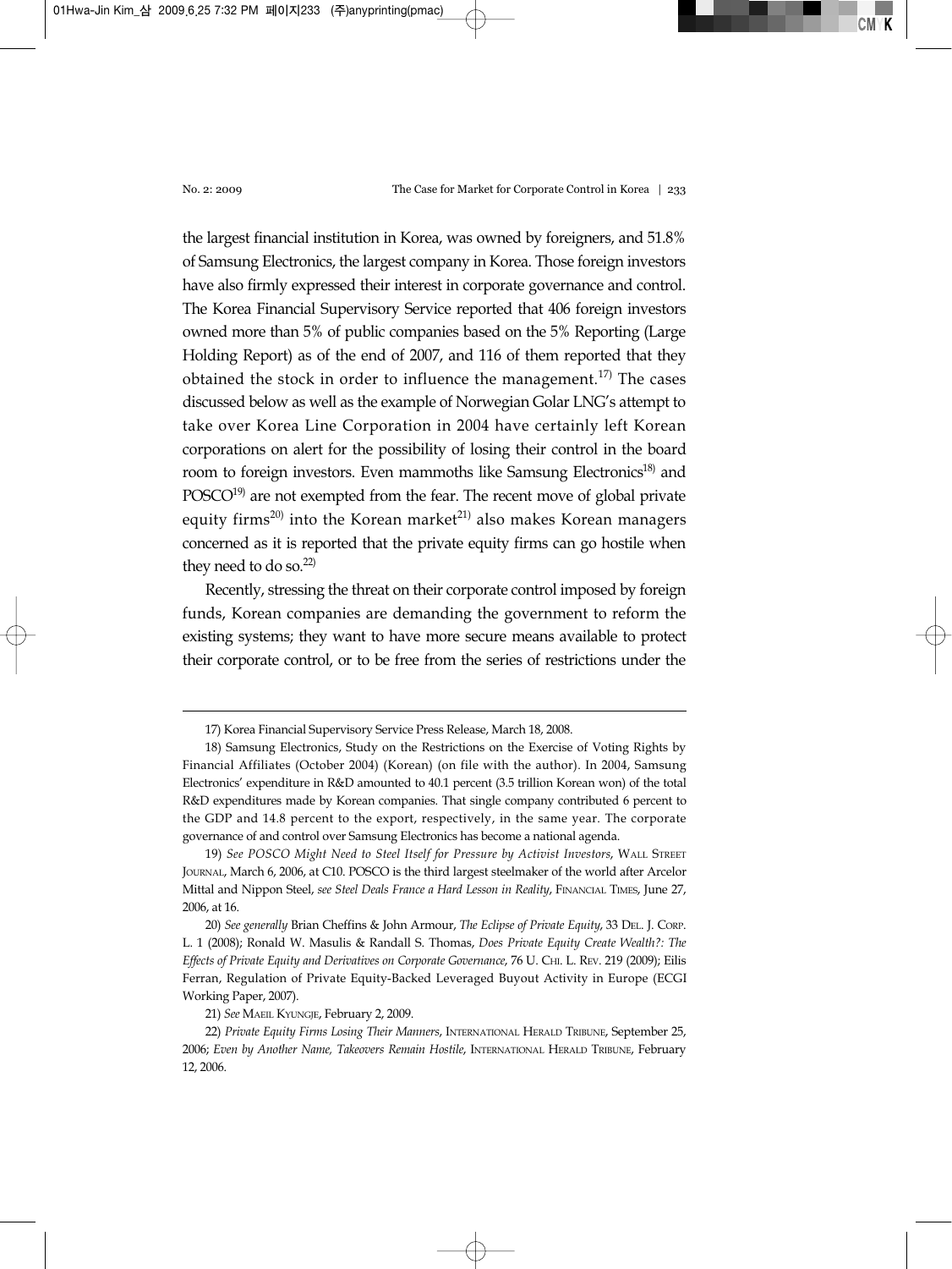the largest financial institution in Korea, was owned by foreigners, and 51.8% of Samsung Electronics, the largest company in Korea. Those foreign investors have also firmly expressed their interest in corporate governance and control. The Korea Financial Supervisory Service reported that 406 foreign investors owned more than 5% of public companies based on the 5% Reporting (Large Holding Report) as of the end of 2007, and 116 of them reported that they obtained the stock in order to influence the management.[17] The cases discussed below as well as the example of Norwegian Golar LNG's attempt to take over Korea Line Corporation in 2004 have certainly left Korean corporations on alert for the possibility of losing their control in the board room to foreign investors. Even mammoths like Samsung Electronics[18] and POSCO[19] are not exempted from the fear. The recent move of global private equity firms[20] into the Korean market[21] also makes Korean managers concerned as it is reported that the private equity firms can go hostile when they need to do so.[22]

Recently, stressing the threat on their corporate control imposed by foreign funds, Korean companies are demanding the government to reform the existing systems; they want to have more secure means available to protect their corporate control, or to be free from the series of restrictions under the

---

17) Korea Financial Supervisory Service Press Release, March 18, 2008.

18) Samsung Electronics, Study on the Restrictions on the Exercise of Voting Rights by Financial Affiliates (October 2004) (Korean) (on file with the author). In 2004, Samsung Electronics' expenditure in R&D amounted to 40.1 percent (3.5 trillion Korean won) of the total R&D expenditures made by Korean companies. That single company contributed 6 percent to the GDP and 14.8 percent to the export, respectively, in the same year. The corporate governance of and control over Samsung Electronics has become a national agenda.

19) *See POSCO Might Need to Steel Itself for Pressure by Activist Investors*, WALL STREET JOURNAL, March 6, 2006, at C10. POSCO is the third largest steelmaker of the world after Arcelor Mittal and Nippon Steel, *see Steel Deals France a Hard Lesson in Reality*, FINANCIAL TIMES, June 27, 2006, at 16.

20) *See generally* Brian Cheffins & John Armour, *The Eclipse of Private Equity*, 33 DEL. J. CORP. L. 1 (2008); Ronald W. Masulis & Randall S. Thomas, *Does Private Equity Create Wealth?: The Effects of Private Equity and Derivatives on Corporate Governance*, 76 U. CHI. L. REV. 219 (2009); Eilis Ferran, Regulation of Private Equity-Backed Leveraged Buyout Activity in Europe (ECGI Working Paper, 2007).

21) *See* MAEIL KYUNGJE, February 2, 2009.

22) *Private Equity Firms Losing Their Manners*, INTERNATIONAL HERALD TRIBUNE, September 25, 2006; *Even by Another Name, Takeovers Remain Hostile*, INTERNATIONAL HERALD TRIBUNE, February 12, 2006.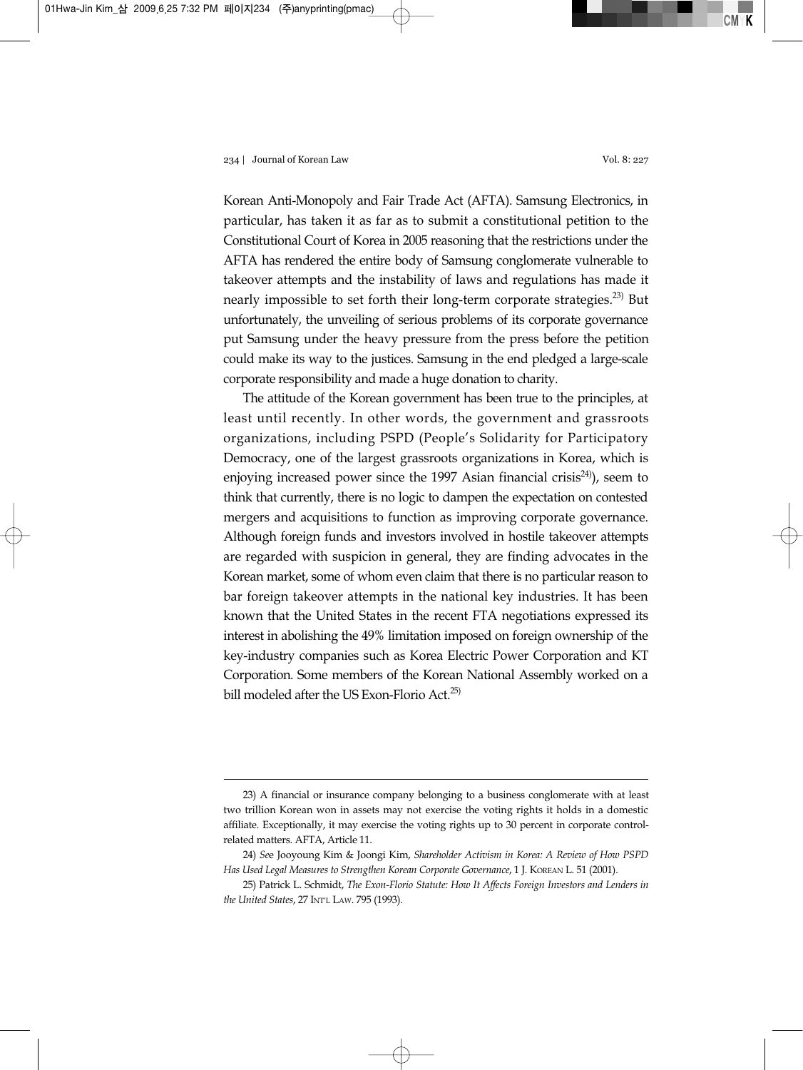Korean Anti-Monopoly and Fair Trade Act (AFTA). Samsung Electronics, in particular, has taken it as far as to submit a constitutional petition to the Constitutional Court of Korea in 2005 reasoning that the restrictions under the AFTA has rendered the entire body of Samsung conglomerate vulnerable to takeover attempts and the instability of laws and regulations has made it nearly impossible to set forth their long-term corporate strategies.[23] But unfortunately, the unveiling of serious problems of its corporate governance put Samsung under the heavy pressure from the press before the petition could make its way to the justices. Samsung in the end pledged a large-scale corporate responsibility and made a huge donation to charity.

The attitude of the Korean government has been true to the principles, at least until recently. In other words, the government and grassroots organizations, including PSPD (People's Solidarity for Participatory Democracy, one of the largest grassroots organizations in Korea, which is enjoying increased power since the 1997 Asian financial crisis[24]), seem to think that currently, there is no logic to dampen the expectation on contested mergers and acquisitions to function as improving corporate governance. Although foreign funds and investors involved in hostile takeover attempts are regarded with suspicion in general, they are finding advocates in the Korean market, some of whom even claim that there is no particular reason to bar foreign takeover attempts in the national key industries. It has been known that the United States in the recent FTA negotiations expressed its interest in abolishing the 49% limitation imposed on foreign ownership of the key-industry companies such as Korea Electric Power Corporation and KT Corporation. Some members of the Korean National Assembly worked on a bill modeled after the US Exon-Florio Act.[25]

---

23) A financial or insurance company belonging to a business conglomerate with at least two trillion Korean won in assets may not exercise the voting rights it holds in a domestic affiliate. Exceptionally, it may exercise the voting rights up to 30 percent in corporate control-related matters. AFTA, Article 11.

24) *See* Jooyoung Kim & Joongi Kim, *Shareholder Activism in Korea: A Review of How PSPD Has Used Legal Measures to Strengthen Korean Corporate Governance*, 1 J. KOREAN L. 51 (2001).

25) Patrick L. Schmidt, *The Exon-Florio Statute: How It Affects Foreign Investors and Lenders in the United States*, 27 INT'L LAW. 795 (1993).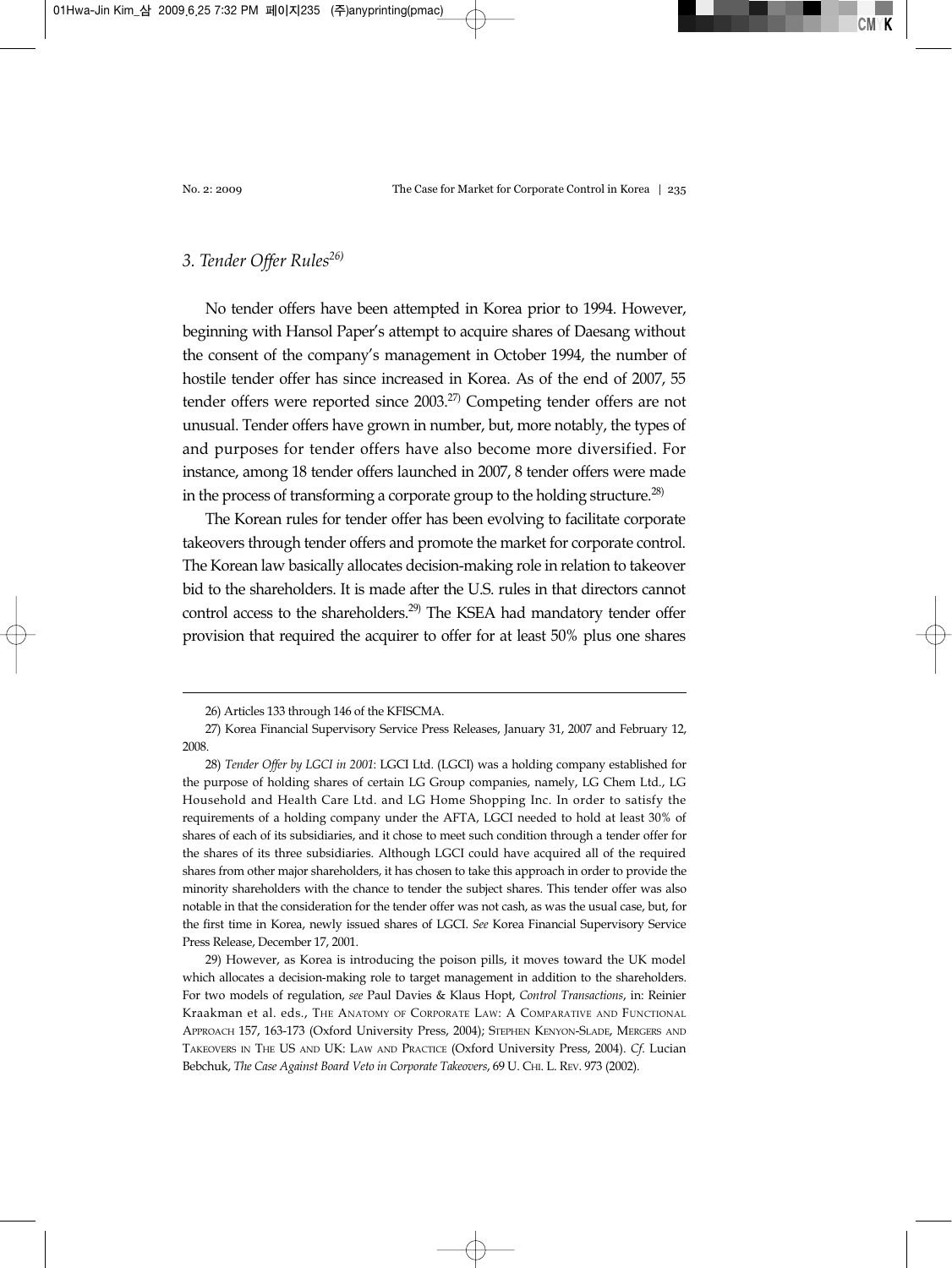### *3. Tender Offer Rules*[26]

No tender offers have been attempted in Korea prior to 1994. However, beginning with Hansol Paper's attempt to acquire shares of Daesang without the consent of the company's management in October 1994, the number of hostile tender offer has since increased in Korea. As of the end of 2007, 55 tender offers were reported since 2003.[27] Competing tender offers are not unusual. Tender offers have grown in number, but, more notably, the types of and purposes for tender offers have also become more diversified. For instance, among 18 tender offers launched in 2007, 8 tender offers were made in the process of transforming a corporate group to the holding structure.[28]

The Korean rules for tender offer has been evolving to facilitate corporate takeovers through tender offers and promote the market for corporate control. The Korean law basically allocates decision-making role in relation to takeover bid to the shareholders. It is made after the U.S. rules in that directors cannot control access to the shareholders.[29] The KSEA had mandatory tender offer provision that required the acquirer to offer for at least 50% plus one shares

---

26) Articles 133 through 146 of the KFISCMA.

27) Korea Financial Supervisory Service Press Releases, January 31, 2007 and February 12, 2008.

28) *Tender Offer by LGCI in 2001*: LGCI Ltd. (LGCI) was a holding company established for the purpose of holding shares of certain LG Group companies, namely, LG Chem Ltd., LG Household and Health Care Ltd. and LG Home Shopping Inc. In order to satisfy the requirements of a holding company under the AFTA, LGCI needed to hold at least 30% of shares of each of its subsidiaries, and it chose to meet such condition through a tender offer for the shares of its three subsidiaries. Although LGCI could have acquired all of the required shares from other major shareholders, it has chosen to take this approach in order to provide the minority shareholders with the chance to tender the subject shares. This tender offer was also notable in that the consideration for the tender offer was not cash, as was the usual case, but, for the first time in Korea, newly issued shares of LGCI. *See* Korea Financial Supervisory Service Press Release, December 17, 2001.

29) However, as Korea is introducing the poison pills, it moves toward the UK model which allocates a decision-making role to target management in addition to the shareholders. For two models of regulation, *see* Paul Davies & Klaus Hopt, *Control Transactions*, in: Reinier Kraakman et al. eds., THE ANATOMY OF CORPORATE LAW: A COMPARATIVE AND FUNCTIONAL APPROACH 157, 163-173 (Oxford University Press, 2004); STEPHEN KENYON-SLADE, MERGERS AND TAKEOVERS IN THE US AND UK: LAW AND PRACTICE (Oxford University Press, 2004). *Cf.* Lucian Bebchuk, *The Case Against Board Veto in Corporate Takeovers*, 69 U. CHI. L. REV. 973 (2002).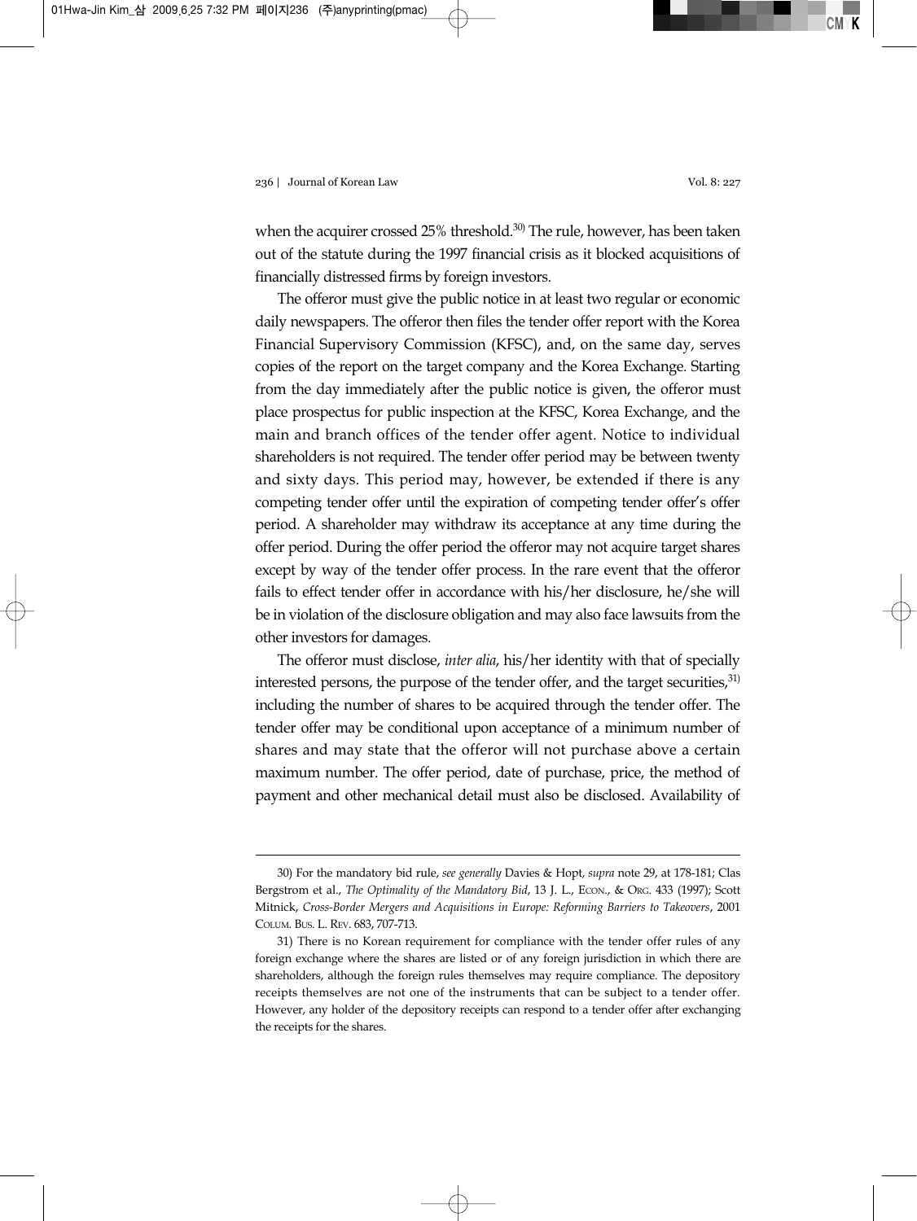when the acquirer crossed 25% threshold.[30] The rule, however, has been taken out of the statute during the 1997 financial crisis as it blocked acquisitions of financially distressed firms by foreign investors.

The offeror must give the public notice in at least two regular or economic daily newspapers. The offeror then files the tender offer report with the Korea Financial Supervisory Commission (KFSC), and, on the same day, serves copies of the report on the target company and the Korea Exchange. Starting from the day immediately after the public notice is given, the offeror must place prospectus for public inspection at the KFSC, Korea Exchange, and the main and branch offices of the tender offer agent. Notice to individual shareholders is not required. The tender offer period may be between twenty and sixty days. This period may, however, be extended if there is any competing tender offer until the expiration of competing tender offer's offer period. A shareholder may withdraw its acceptance at any time during the offer period. During the offer period the offeror may not acquire target shares except by way of the tender offer process. In the rare event that the offeror fails to effect tender offer in accordance with his/her disclosure, he/she will be in violation of the disclosure obligation and may also face lawsuits from the other investors for damages.

The offeror must disclose, *inter alia*, his/her identity with that of specially interested persons, the purpose of the tender offer, and the target securities,[31] including the number of shares to be acquired through the tender offer. The tender offer may be conditional upon acceptance of a minimum number of shares and may state that the offeror will not purchase above a certain maximum number. The offer period, date of purchase, price, the method of payment and other mechanical detail must also be disclosed. Availability of

---

30) For the mandatory bid rule, *see generally* Davies & Hopt, *supra* note 29, at 178-181; Clas Bergstrom et al., *The Optimality of the Mandatory Bid*, 13 J. L., ECON., & ORG. 433 (1997); Scott Mitnick, *Cross-Border Mergers and Acquisitions in Europe: Reforming Barriers to Takeovers*, 2001 COLUM. BUS. L. REV. 683, 707-713.

31) There is no Korean requirement for compliance with the tender offer rules of any foreign exchange where the shares are listed or of any foreign jurisdiction in which there are shareholders, although the foreign rules themselves may require compliance. The depository receipts themselves are not one of the instruments that can be subject to a tender offer. However, any holder of the depository receipts can respond to a tender offer after exchanging the receipts for the shares.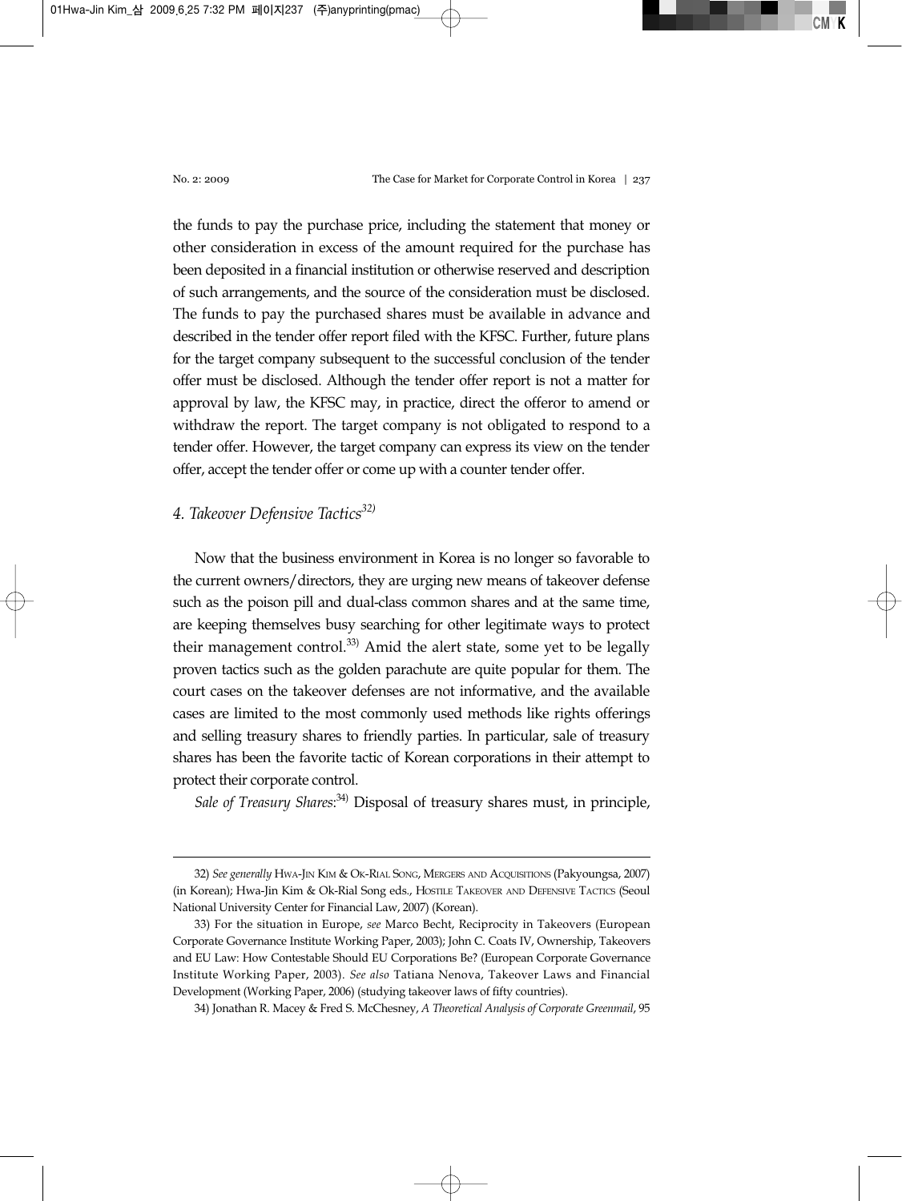the funds to pay the purchase price, including the statement that money or other consideration in excess of the amount required for the purchase has been deposited in a financial institution or otherwise reserved and description of such arrangements, and the source of the consideration must be disclosed. The funds to pay the purchased shares must be available in advance and described in the tender offer report filed with the KFSC. Further, future plans for the target company subsequent to the successful conclusion of the tender offer must be disclosed. Although the tender offer report is not a matter for approval by law, the KFSC may, in practice, direct the offeror to amend or withdraw the report. The target company is not obligated to respond to a tender offer. However, the target company can express its view on the tender offer, accept the tender offer or come up with a counter tender offer.

### *4. Takeover Defensive Tactics*[32]

Now that the business environment in Korea is no longer so favorable to the current owners/directors, they are urging new means of takeover defense such as the poison pill and dual-class common shares and at the same time, are keeping themselves busy searching for other legitimate ways to protect their management control.[33] Amid the alert state, some yet to be legally proven tactics such as the golden parachute are quite popular for them. The court cases on the takeover defenses are not informative, and the available cases are limited to the most commonly used methods like rights offerings and selling treasury shares to friendly parties. In particular, sale of treasury shares has been the favorite tactic of Korean corporations in their attempt to protect their corporate control.

*Sale of Treasury Shares*:[34] Disposal of treasury shares must, in principle,

---

32) *See generally* HWA-JIN KIM & OK-RIAL SONG, MERGERS AND ACQUISITIONS (Pakyoungsa, 2007) (in Korean); Hwa-Jin Kim & Ok-Rial Song eds., HOSTILE TAKEOVER AND DEFENSIVE TACTICS (Seoul National University Center for Financial Law, 2007) (Korean).

33) For the situation in Europe, *see* Marco Becht, Reciprocity in Takeovers (European Corporate Governance Institute Working Paper, 2003); John C. Coats IV, Ownership, Takeovers and EU Law: How Contestable Should EU Corporations Be? (European Corporate Governance Institute Working Paper, 2003). *See also* Tatiana Nenova, Takeover Laws and Financial Development (Working Paper, 2006) (studying takeover laws of fifty countries).

34) Jonathan R. Macey & Fred S. McChesney, *A Theoretical Analysis of Corporate Greenmail*, 95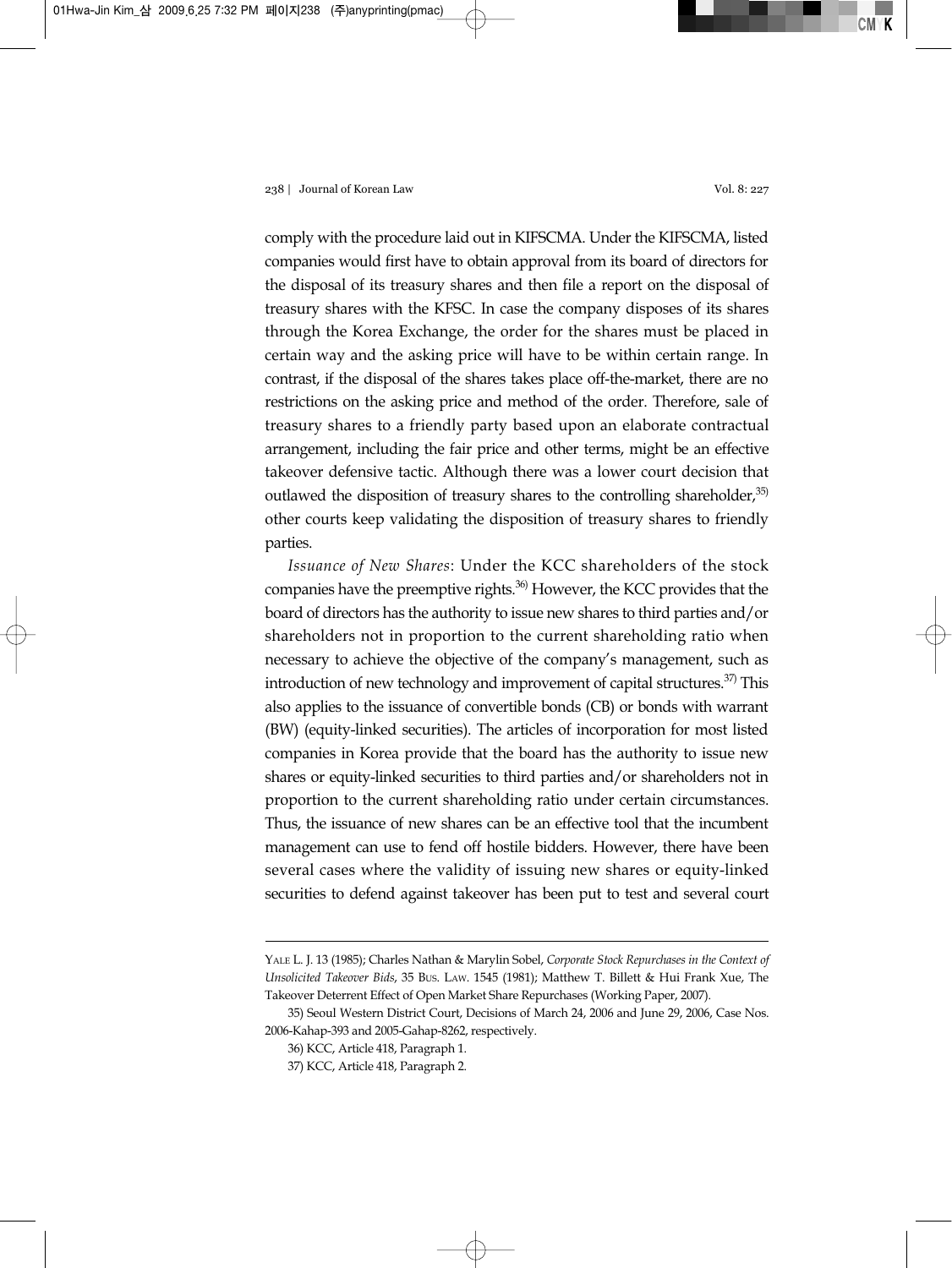comply with the procedure laid out in KIFSCMA. Under the KIFSCMA, listed companies would first have to obtain approval from its board of directors for the disposal of its treasury shares and then file a report on the disposal of treasury shares with the KFSC. In case the company disposes of its shares through the Korea Exchange, the order for the shares must be placed in certain way and the asking price will have to be within certain range. In contrast, if the disposal of the shares takes place off-the-market, there are no restrictions on the asking price and method of the order. Therefore, sale of treasury shares to a friendly party based upon an elaborate contractual arrangement, including the fair price and other terms, might be an effective takeover defensive tactic. Although there was a lower court decision that outlawed the disposition of treasury shares to the controlling shareholder,[35] other courts keep validating the disposition of treasury shares to friendly parties.

*Issuance of New Shares*: Under the KCC shareholders of the stock companies have the preemptive rights.[36] However, the KCC provides that the board of directors has the authority to issue new shares to third parties and/or shareholders not in proportion to the current shareholding ratio when necessary to achieve the objective of the company's management, such as introduction of new technology and improvement of capital structures.[37] This also applies to the issuance of convertible bonds (CB) or bonds with warrant (BW) (equity-linked securities). The articles of incorporation for most listed companies in Korea provide that the board has the authority to issue new shares or equity-linked securities to third parties and/or shareholders not in proportion to the current shareholding ratio under certain circumstances. Thus, the issuance of new shares can be an effective tool that the incumbent management can use to fend off hostile bidders. However, there have been several cases where the validity of issuing new shares or equity-linked securities to defend against takeover has been put to test and several court

---

YALE L. J. 13 (1985); Charles Nathan & Marylin Sobel, *Corporate Stock Repurchases in the Context of Unsolicited Takeover Bids*, 35 BUS. LAW. 1545 (1981); Matthew T. Billett & Hui Frank Xue, The Takeover Deterrent Effect of Open Market Share Repurchases (Working Paper, 2007).

35) Seoul Western District Court, Decisions of March 24, 2006 and June 29, 2006, Case Nos. 2006-Kahap-393 and 2005-Gahap-8262, respectively.

36) KCC, Article 418, Paragraph 1.

37) KCC, Article 418, Paragraph 2.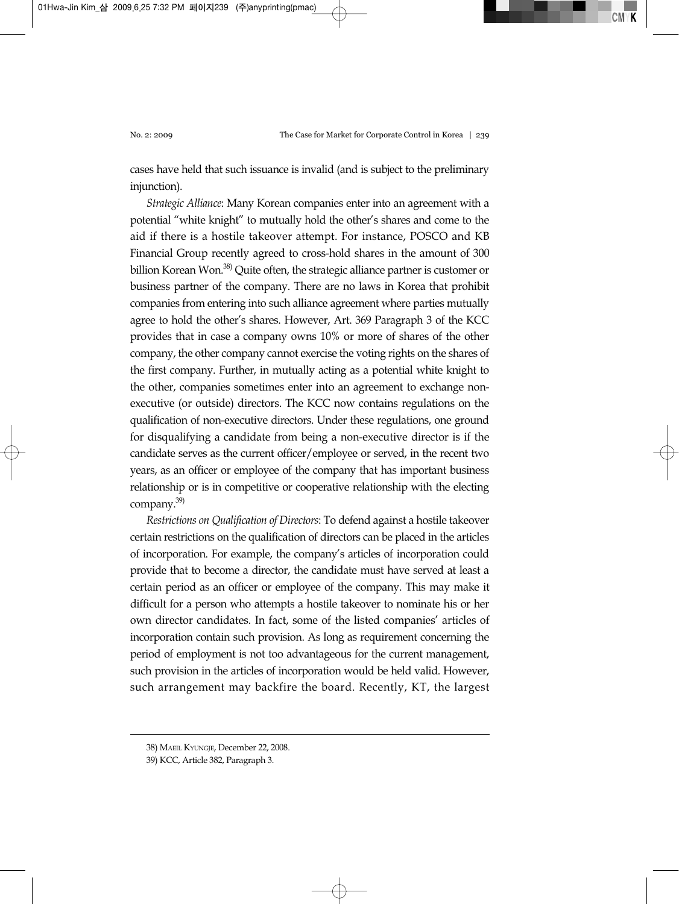cases have held that such issuance is invalid (and is subject to the preliminary injunction).

*Strategic Alliance*: Many Korean companies enter into an agreement with a potential "white knight" to mutually hold the other's shares and come to the aid if there is a hostile takeover attempt. For instance, POSCO and KB Financial Group recently agreed to cross-hold shares in the amount of 300 billion Korean Won.[38] Quite often, the strategic alliance partner is customer or business partner of the company. There are no laws in Korea that prohibit companies from entering into such alliance agreement where parties mutually agree to hold the other's shares. However, Art. 369 Paragraph 3 of the KCC provides that in case a company owns 10% or more of shares of the other company, the other company cannot exercise the voting rights on the shares of the first company. Further, in mutually acting as a potential white knight to the other, companies sometimes enter into an agreement to exchange non-executive (or outside) directors. The KCC now contains regulations on the qualification of non-executive directors. Under these regulations, one ground for disqualifying a candidate from being a non-executive director is if the candidate serves as the current officer/employee or served, in the recent two years, as an officer or employee of the company that has important business relationship or is in competitive or cooperative relationship with the electing company.[39]

*Restrictions on Qualification of Directors*: To defend against a hostile takeover certain restrictions on the qualification of directors can be placed in the articles of incorporation. For example, the company's articles of incorporation could provide that to become a director, the candidate must have served at least a certain period as an officer or employee of the company. This may make it difficult for a person who attempts a hostile takeover to nominate his or her own director candidates. In fact, some of the listed companies' articles of incorporation contain such provision. As long as requirement concerning the period of employment is not too advantageous for the current management, such provision in the articles of incorporation would be held valid. However, such arrangement may backfire the board. Recently, KT, the largest

---

38) MAEIL KYUNGJE, December 22, 2008.

39) KCC, Article 382, Paragraph 3.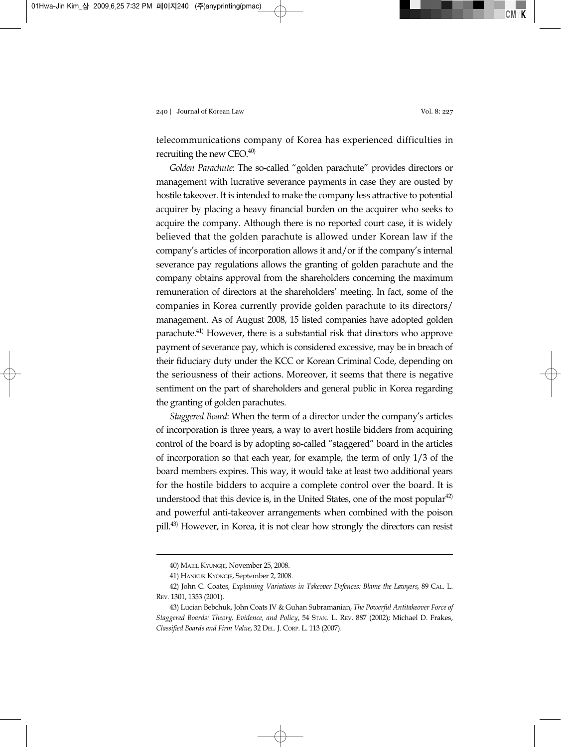telecommunications company of Korea has experienced difficulties in recruiting the new CEO.[40]

*Golden Parachute*: The so-called "golden parachute" provides directors or management with lucrative severance payments in case they are ousted by hostile takeover. It is intended to make the company less attractive to potential acquirer by placing a heavy financial burden on the acquirer who seeks to acquire the company. Although there is no reported court case, it is widely believed that the golden parachute is allowed under Korean law if the company's articles of incorporation allows it and/or if the company's internal severance pay regulations allows the granting of golden parachute and the company obtains approval from the shareholders concerning the maximum remuneration of directors at the shareholders' meeting. In fact, some of the companies in Korea currently provide golden parachute to its directors/ management. As of August 2008, 15 listed companies have adopted golden parachute.[41] However, there is a substantial risk that directors who approve payment of severance pay, which is considered excessive, may be in breach of their fiduciary duty under the KCC or Korean Criminal Code, depending on the seriousness of their actions. Moreover, it seems that there is negative sentiment on the part of shareholders and general public in Korea regarding the granting of golden parachutes.

*Staggered Board*: When the term of a director under the company's articles of incorporation is three years, a way to avert hostile bidders from acquiring control of the board is by adopting so-called "staggered" board in the articles of incorporation so that each year, for example, the term of only 1/3 of the board members expires. This way, it would take at least two additional years for the hostile bidders to acquire a complete control over the board. It is understood that this device is, in the United States, one of the most popular[42] and powerful anti-takeover arrangements when combined with the poison pill.[43] However, in Korea, it is not clear how strongly the directors can resist

---

40) MAEIL KYUNGJE, November 25, 2008.

41) HANKUK KYONGJE, September 2, 2008.

42) John C. Coates, *Explaining Variations in Takeover Defences: Blame the Lawyers*, 89 CAL. L. REV. 1301, 1353 (2001).

43) Lucian Bebchuk, John Coats IV & Guhan Subramanian, *The Powerful Antitakeover Force of Staggered Boards: Theory, Evidence, and Policy*, 54 STAN. L. REV. 887 (2002); Michael D. Frakes, *Classified Boards and Firm Value*, 32 DEL. J. CORP. L. 113 (2007).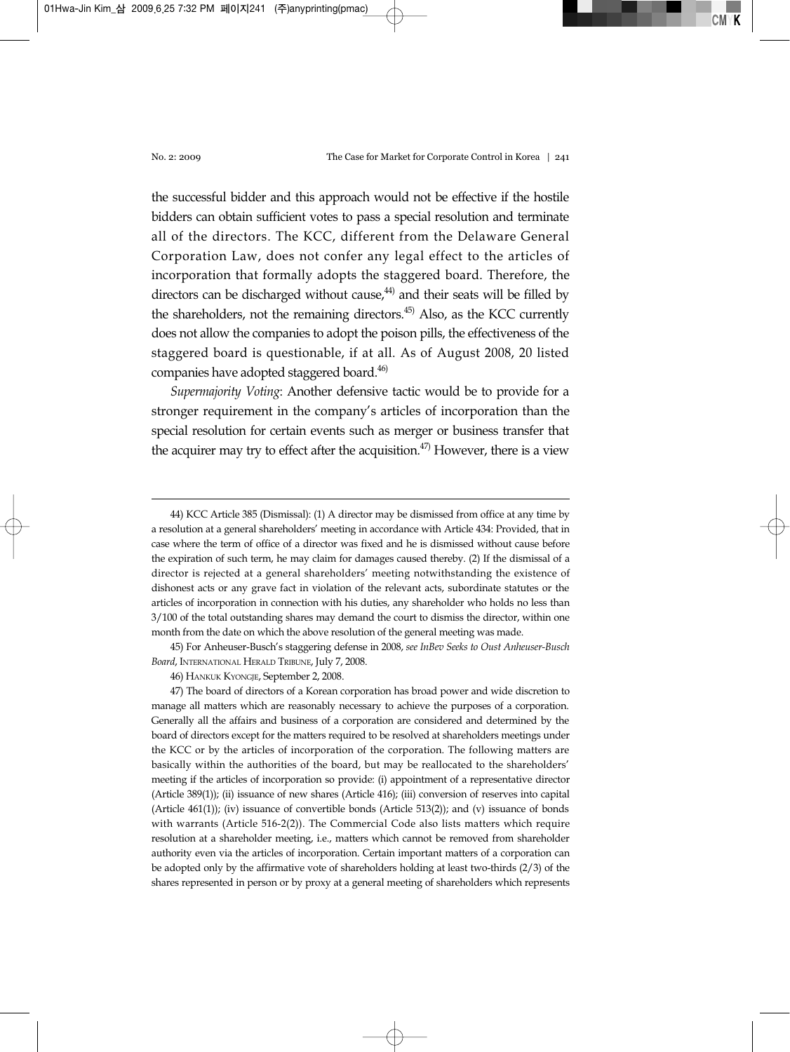the successful bidder and this approach would not be effective if the hostile bidders can obtain sufficient votes to pass a special resolution and terminate all of the directors. The KCC, different from the Delaware General Corporation Law, does not confer any legal effect to the articles of incorporation that formally adopts the staggered board. Therefore, the directors can be discharged without cause,[44] and their seats will be filled by the shareholders, not the remaining directors.[45] Also, as the KCC currently does not allow the companies to adopt the poison pills, the effectiveness of the staggered board is questionable, if at all. As of August 2008, 20 listed companies have adopted staggered board.[46]

*Supermajority Voting*: Another defensive tactic would be to provide for a stronger requirement in the company's articles of incorporation than the special resolution for certain events such as merger or business transfer that the acquirer may try to effect after the acquisition.[47] However, there is a view

---

44) KCC Article 385 (Dismissal): (1) A director may be dismissed from office at any time by a resolution at a general shareholders' meeting in accordance with Article 434: Provided, that in case where the term of office of a director was fixed and he is dismissed without cause before the expiration of such term, he may claim for damages caused thereby. (2) If the dismissal of a director is rejected at a general shareholders' meeting notwithstanding the existence of dishonest acts or any grave fact in violation of the relevant acts, subordinate statutes or the articles of incorporation in connection with his duties, any shareholder who holds no less than 3/100 of the total outstanding shares may demand the court to dismiss the director, within one month from the date on which the above resolution of the general meeting was made.

45) For Anheuser-Busch's staggering defense in 2008, *see InBev Seeks to Oust Anheuser-Busch Board*, INTERNATIONAL HERALD TRIBUNE, July 7, 2008.

46) HANKUK KYONGJE, September 2, 2008.

47) The board of directors of a Korean corporation has broad power and wide discretion to manage all matters which are reasonably necessary to achieve the purposes of a corporation. Generally all the affairs and business of a corporation are considered and determined by the board of directors except for the matters required to be resolved at shareholders meetings under the KCC or by the articles of incorporation of the corporation. The following matters are basically within the authorities of the board, but may be reallocated to the shareholders' meeting if the articles of incorporation so provide: (i) appointment of a representative director (Article 389(1)); (ii) issuance of new shares (Article 416); (iii) conversion of reserves into capital (Article 461(1)); (iv) issuance of convertible bonds (Article 513(2)); and (v) issuance of bonds with warrants (Article 516-2(2)). The Commercial Code also lists matters which require resolution at a shareholder meeting, i.e., matters which cannot be removed from shareholder authority even via the articles of incorporation. Certain important matters of a corporation can be adopted only by the affirmative vote of shareholders holding at least two-thirds (2/3) of the shares represented in person or by proxy at a general meeting of shareholders which represents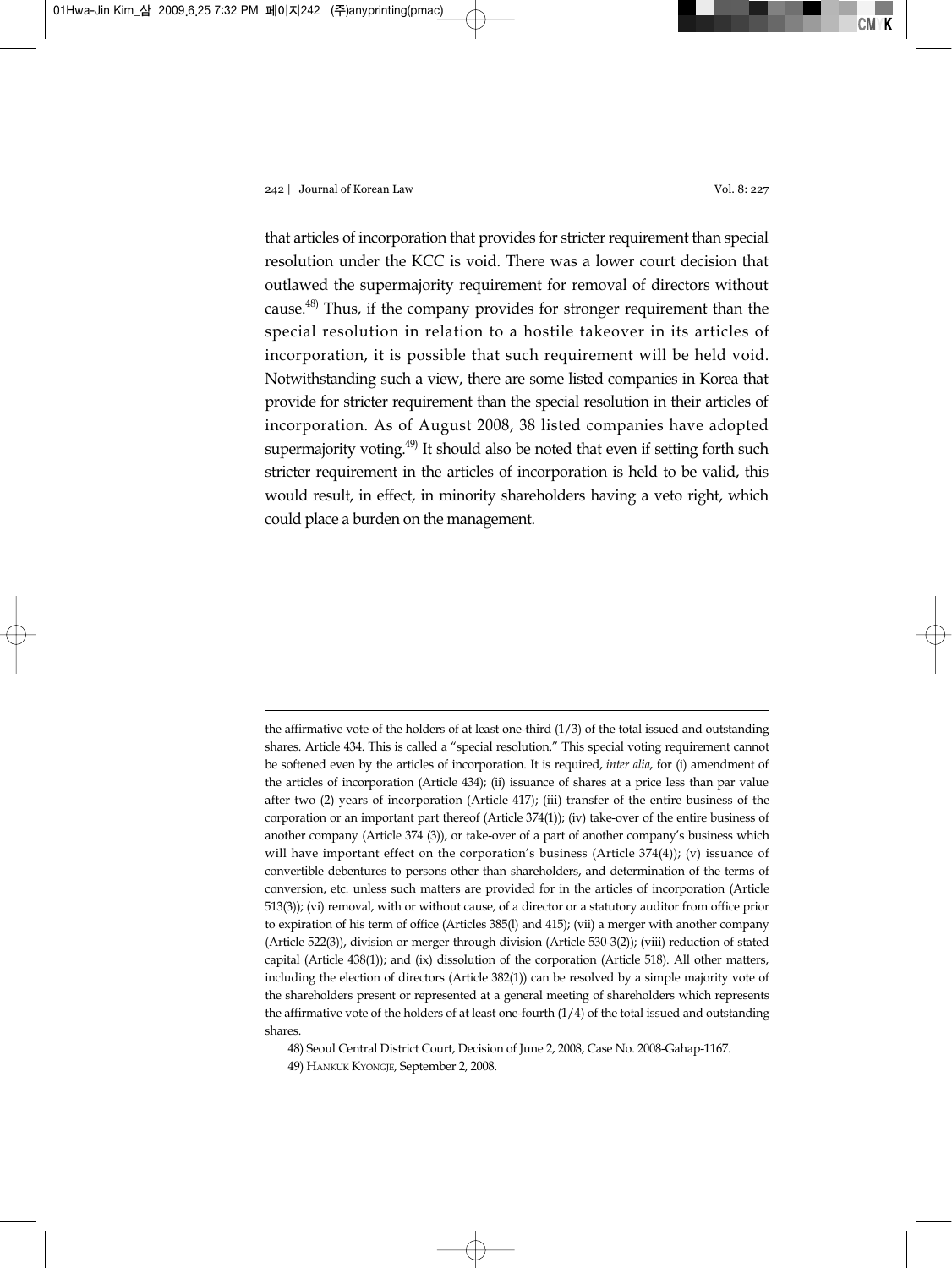that articles of incorporation that provides for stricter requirement than special resolution under the KCC is void. There was a lower court decision that outlawed the supermajority requirement for removal of directors without cause.[48] Thus, if the company provides for stronger requirement than the special resolution in relation to a hostile takeover in its articles of incorporation, it is possible that such requirement will be held void. Notwithstanding such a view, there are some listed companies in Korea that provide for stricter requirement than the special resolution in their articles of incorporation. As of August 2008, 38 listed companies have adopted supermajority voting.[49] It should also be noted that even if setting forth such stricter requirement in the articles of incorporation is held to be valid, this would result, in effect, in minority shareholders having a veto right, which could place a burden on the management.

---

the affirmative vote of the holders of at least one-third (1/3) of the total issued and outstanding shares. Article 434. This is called a "special resolution." This special voting requirement cannot be softened even by the articles of incorporation. It is required, *inter alia*, for (i) amendment of the articles of incorporation (Article 434); (ii) issuance of shares at a price less than par value after two (2) years of incorporation (Article 417); (iii) transfer of the entire business of the corporation or an important part thereof (Article 374(1)); (iv) take-over of the entire business of another company (Article 374 (3)), or take-over of a part of another company's business which will have important effect on the corporation's business (Article 374(4)); (v) issuance of convertible debentures to persons other than shareholders, and determination of the terms of conversion, etc. unless such matters are provided for in the articles of incorporation (Article 513(3)); (vi) removal, with or without cause, of a director or a statutory auditor from office prior to expiration of his term of office (Articles 385(l) and 415); (vii) a merger with another company (Article 522(3)), division or merger through division (Article 530-3(2)); (viii) reduction of stated capital (Article 438(1)); and (ix) dissolution of the corporation (Article 518). All other matters, including the election of directors (Article 382(1)) can be resolved by a simple majority vote of the shareholders present or represented at a general meeting of shareholders which represents the affirmative vote of the holders of at least one-fourth (1/4) of the total issued and outstanding shares.

48) Seoul Central District Court, Decision of June 2, 2008, Case No. 2008-Gahap-1167.

49) HANKUK KYONGJE, September 2, 2008.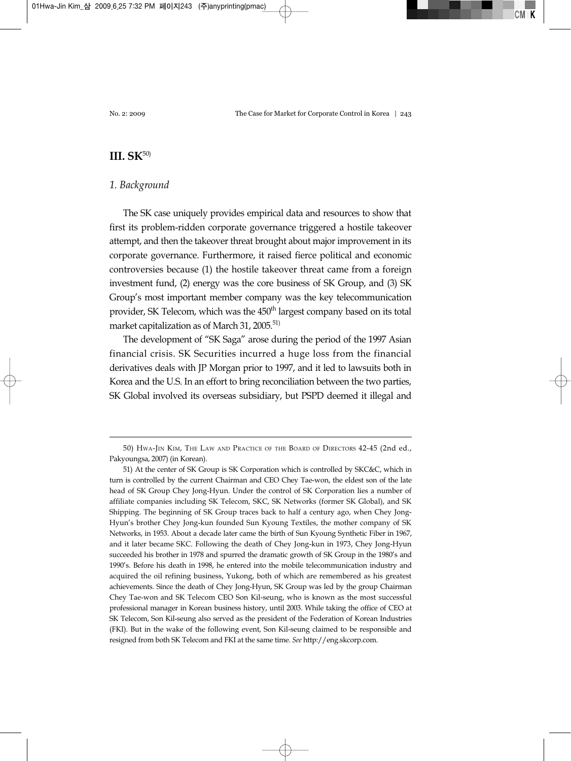## III. SK[50]

### *1. Background*

The SK case uniquely provides empirical data and resources to show that first its problem-ridden corporate governance triggered a hostile takeover attempt, and then the takeover threat brought about major improvement in its corporate governance. Furthermore, it raised fierce political and economic controversies because (1) the hostile takeover threat came from a foreign investment fund, (2) energy was the core business of SK Group, and (3) SK Group's most important member company was the key telecommunication provider, SK Telecom, which was the 450th largest company based on its total market capitalization as of March 31, 2005.[51]

The development of "SK Saga" arose during the period of the 1997 Asian financial crisis. SK Securities incurred a huge loss from the financial derivatives deals with JP Morgan prior to 1997, and it led to lawsuits both in Korea and the U.S. In an effort to bring reconciliation between the two parties, SK Global involved its overseas subsidiary, but PSPD deemed it illegal and

---

50) HWA-JIN KIM, THE LAW AND PRACTICE OF THE BOARD OF DIRECTORS 42-45 (2nd ed., Pakyoungsa, 2007) (in Korean).

51) At the center of SK Group is SK Corporation which is controlled by SKC&C, which in turn is controlled by the current Chairman and CEO Chey Tae-won, the eldest son of the late head of SK Group Chey Jong-Hyun. Under the control of SK Corporation lies a number of affiliate companies including SK Telecom, SKC, SK Networks (former SK Global), and SK Shipping. The beginning of SK Group traces back to half a century ago, when Chey Jong-Hyun's brother Chey Jong-kun founded Sun Kyoung Textiles, the mother company of SK Networks, in 1953. About a decade later came the birth of Sun Kyoung Synthetic Fiber in 1967, and it later became SKC. Following the death of Chey Jong-kun in 1973, Chey Jong-Hyun succeeded his brother in 1978 and spurred the dramatic growth of SK Group in the 1980's and 1990's. Before his death in 1998, he entered into the mobile telecommunication industry and acquired the oil refining business, Yukong, both of which are remembered as his greatest achievements. Since the death of Chey Jong-Hyun, SK Group was led by the group Chairman Chey Tae-won and SK Telecom CEO Son Kil-seung, who is known as the most successful professional manager in Korean business history, until 2003. While taking the office of CEO at SK Telecom, Son Kil-seung also served as the president of the Federation of Korean Industries (FKI). But in the wake of the following event, Son Kil-seung claimed to be responsible and resigned from both SK Telecom and FKI at the same time. *See* http://eng.skcorp.com.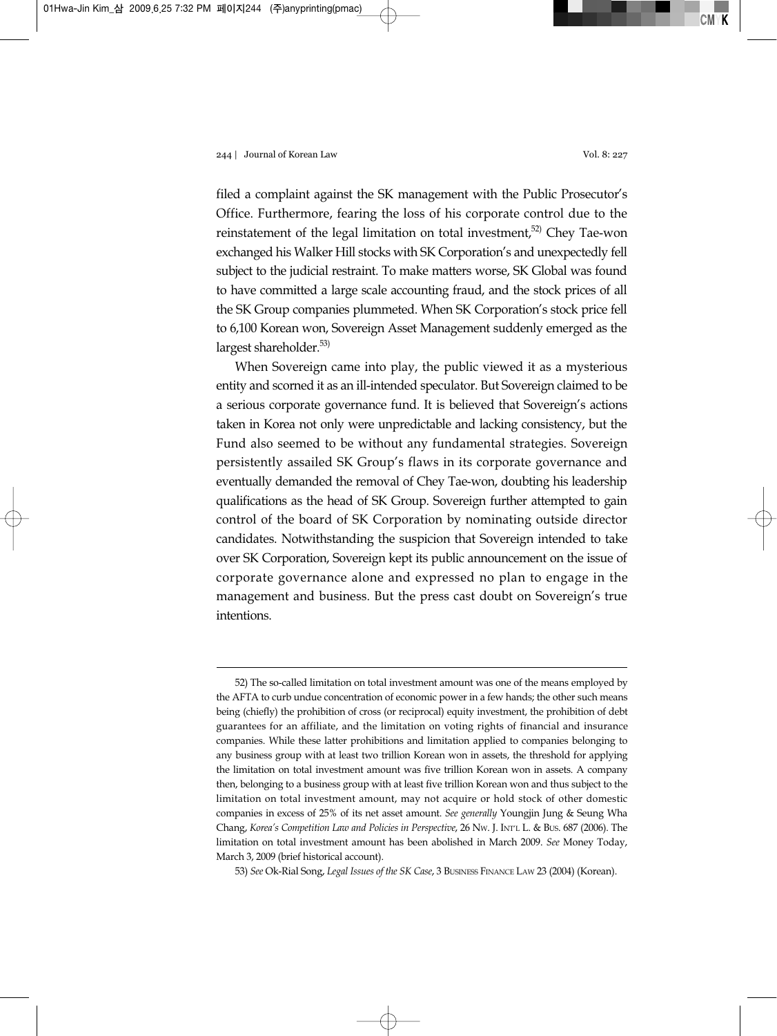filed a complaint against the SK management with the Public Prosecutor's Office. Furthermore, fearing the loss of his corporate control due to the reinstatement of the legal limitation on total investment,[52] Chey Tae-won exchanged his Walker Hill stocks with SK Corporation's and unexpectedly fell subject to the judicial restraint. To make matters worse, SK Global was found to have committed a large scale accounting fraud, and the stock prices of all the SK Group companies plummeted. When SK Corporation's stock price fell to 6,100 Korean won, Sovereign Asset Management suddenly emerged as the largest shareholder.[53]

When Sovereign came into play, the public viewed it as a mysterious entity and scorned it as an ill-intended speculator. But Sovereign claimed to be a serious corporate governance fund. It is believed that Sovereign's actions taken in Korea not only were unpredictable and lacking consistency, but the Fund also seemed to be without any fundamental strategies. Sovereign persistently assailed SK Group's flaws in its corporate governance and eventually demanded the removal of Chey Tae-won, doubting his leadership qualifications as the head of SK Group. Sovereign further attempted to gain control of the board of SK Corporation by nominating outside director candidates. Notwithstanding the suspicion that Sovereign intended to take over SK Corporation, Sovereign kept its public announcement on the issue of corporate governance alone and expressed no plan to engage in the management and business. But the press cast doubt on Sovereign's true intentions.

---

52) The so-called limitation on total investment amount was one of the means employed by the AFTA to curb undue concentration of economic power in a few hands; the other such means being (chiefly) the prohibition of cross (or reciprocal) equity investment, the prohibition of debt guarantees for an affiliate, and the limitation on voting rights of financial and insurance companies. While these latter prohibitions and limitation applied to companies belonging to any business group with at least two trillion Korean won in assets, the threshold for applying the limitation on total investment amount was five trillion Korean won in assets. A company then, belonging to a business group with at least five trillion Korean won and thus subject to the limitation on total investment amount, may not acquire or hold stock of other domestic companies in excess of 25% of its net asset amount. *See generally* Youngjin Jung & Seung Wha Chang, *Korea's Competition Law and Policies in Perspective*, 26 NW. J. INT'L L. & BUS. 687 (2006). The limitation on total investment amount has been abolished in March 2009. *See* Money Today, March 3, 2009 (brief historical account).

53) *See* Ok-Rial Song, *Legal Issues of the SK Case*, 3 BUSINESS FINANCE LAW 23 (2004) (Korean).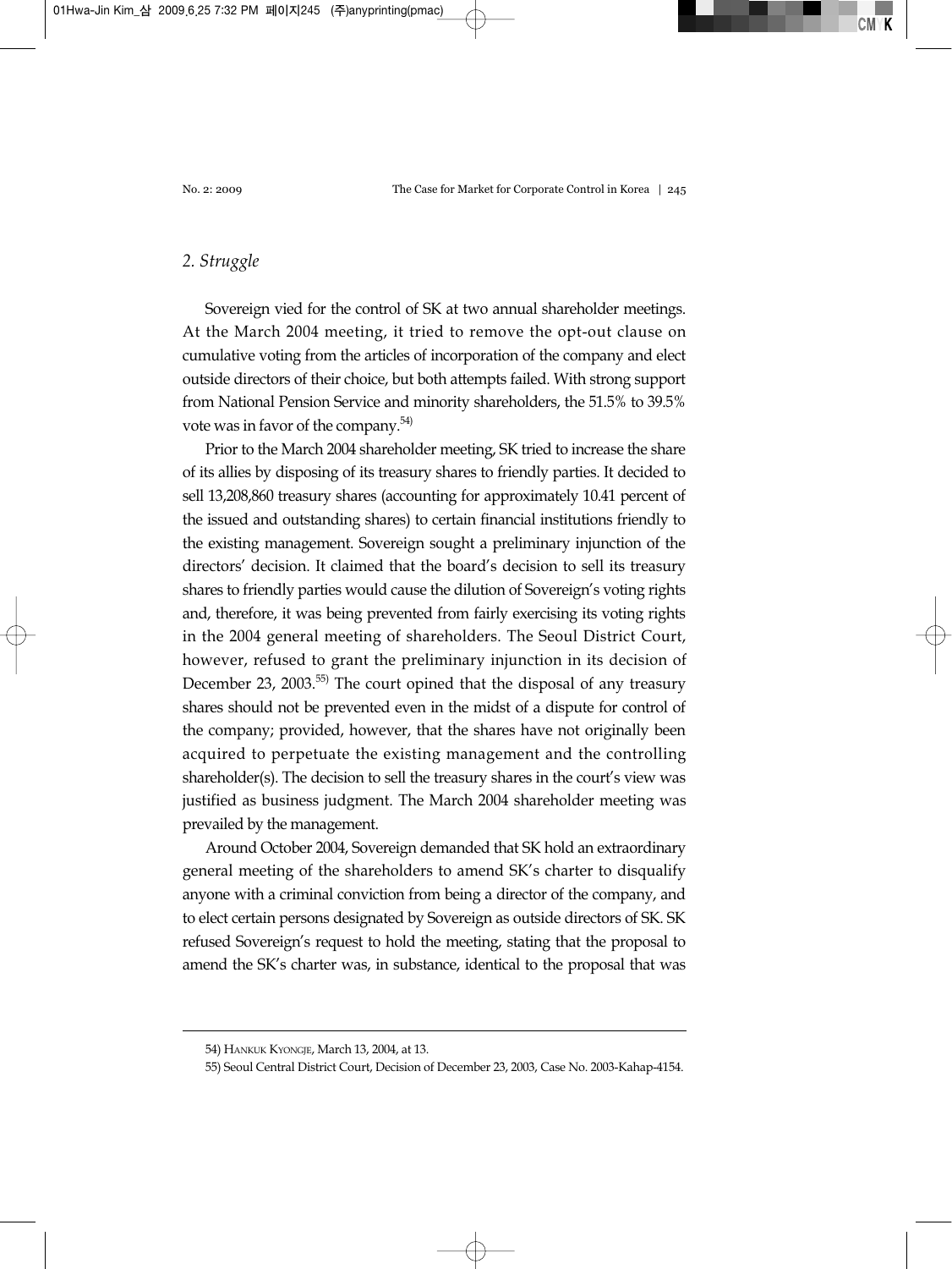## *2. Struggle*

Sovereign vied for the control of SK at two annual shareholder meetings. At the March 2004 meeting, it tried to remove the opt-out clause on cumulative voting from the articles of incorporation of the company and elect outside directors of their choice, but both attempts failed. With strong support from National Pension Service and minority shareholders, the 51.5% to 39.5% vote was in favor of the company.[54]

Prior to the March 2004 shareholder meeting, SK tried to increase the share of its allies by disposing of its treasury shares to friendly parties. It decided to sell 13,208,860 treasury shares (accounting for approximately 10.41 percent of the issued and outstanding shares) to certain financial institutions friendly to the existing management. Sovereign sought a preliminary injunction of the directors' decision. It claimed that the board's decision to sell its treasury shares to friendly parties would cause the dilution of Sovereign's voting rights and, therefore, it was being prevented from fairly exercising its voting rights in the 2004 general meeting of shareholders. The Seoul District Court, however, refused to grant the preliminary injunction in its decision of December 23, 2003.[55] The court opined that the disposal of any treasury shares should not be prevented even in the midst of a dispute for control of the company; provided, however, that the shares have not originally been acquired to perpetuate the existing management and the controlling shareholder(s). The decision to sell the treasury shares in the court's view was justified as business judgment. The March 2004 shareholder meeting was prevailed by the management.

Around October 2004, Sovereign demanded that SK hold an extraordinary general meeting of the shareholders to amend SK's charter to disqualify anyone with a criminal conviction from being a director of the company, and to elect certain persons designated by Sovereign as outside directors of SK. SK refused Sovereign's request to hold the meeting, stating that the proposal to amend the SK's charter was, in substance, identical to the proposal that was

---

54) HANKUK KYONGJE, March 13, 2004, at 13.

55) Seoul Central District Court, Decision of December 23, 2003, Case No. 2003-Kahap-4154.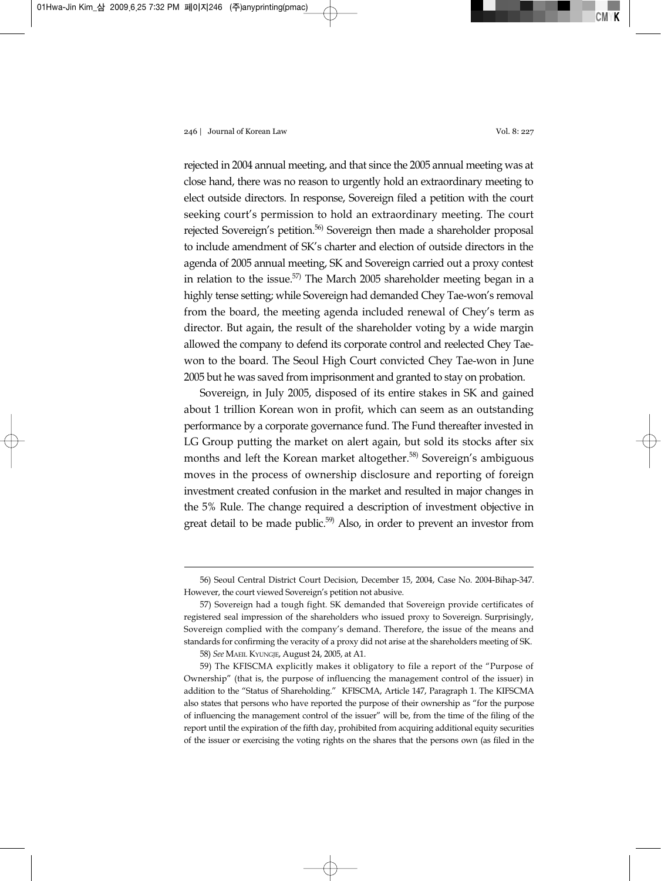rejected in 2004 annual meeting, and that since the 2005 annual meeting was at close hand, there was no reason to urgently hold an extraordinary meeting to elect outside directors. In response, Sovereign filed a petition with the court seeking court's permission to hold an extraordinary meeting. The court rejected Sovereign's petition.[56] Sovereign then made a shareholder proposal to include amendment of SK's charter and election of outside directors in the agenda of 2005 annual meeting, SK and Sovereign carried out a proxy contest in relation to the issue.[57] The March 2005 shareholder meeting began in a highly tense setting; while Sovereign had demanded Chey Tae-won's removal from the board, the meeting agenda included renewal of Chey's term as director. But again, the result of the shareholder voting by a wide margin allowed the company to defend its corporate control and reelected Chey Tae-won to the board. The Seoul High Court convicted Chey Tae-won in June 2005 but he was saved from imprisonment and granted to stay on probation.

Sovereign, in July 2005, disposed of its entire stakes in SK and gained about 1 trillion Korean won in profit, which can seem as an outstanding performance by a corporate governance fund. The Fund thereafter invested in LG Group putting the market on alert again, but sold its stocks after six months and left the Korean market altogether.[58] Sovereign's ambiguous moves in the process of ownership disclosure and reporting of foreign investment created confusion in the market and resulted in major changes in the 5% Rule. The change required a description of investment objective in great detail to be made public.[59] Also, in order to prevent an investor from

---

56) Seoul Central District Court Decision, December 15, 2004, Case No. 2004-Bihap-347. However, the court viewed Sovereign's petition not abusive.

57) Sovereign had a tough fight. SK demanded that Sovereign provide certificates of registered seal impression of the shareholders who issued proxy to Sovereign. Surprisingly, Sovereign complied with the company's demand. Therefore, the issue of the means and standards for confirming the veracity of a proxy did not arise at the shareholders meeting of SK.

58) *See* MAEIL KYUNGJE, August 24, 2005, at A1.

59) The KFISCMA explicitly makes it obligatory to file a report of the "Purpose of Ownership" (that is, the purpose of influencing the management control of the issuer) in addition to the "Status of Shareholding." KFISCMA, Article 147, Paragraph 1. The KIFSCMA also states that persons who have reported the purpose of their ownership as "for the purpose of influencing the management control of the issuer" will be, from the time of the filing of the report until the expiration of the fifth day, prohibited from acquiring additional equity securities of the issuer or exercising the voting rights on the shares that the persons own (as filed in the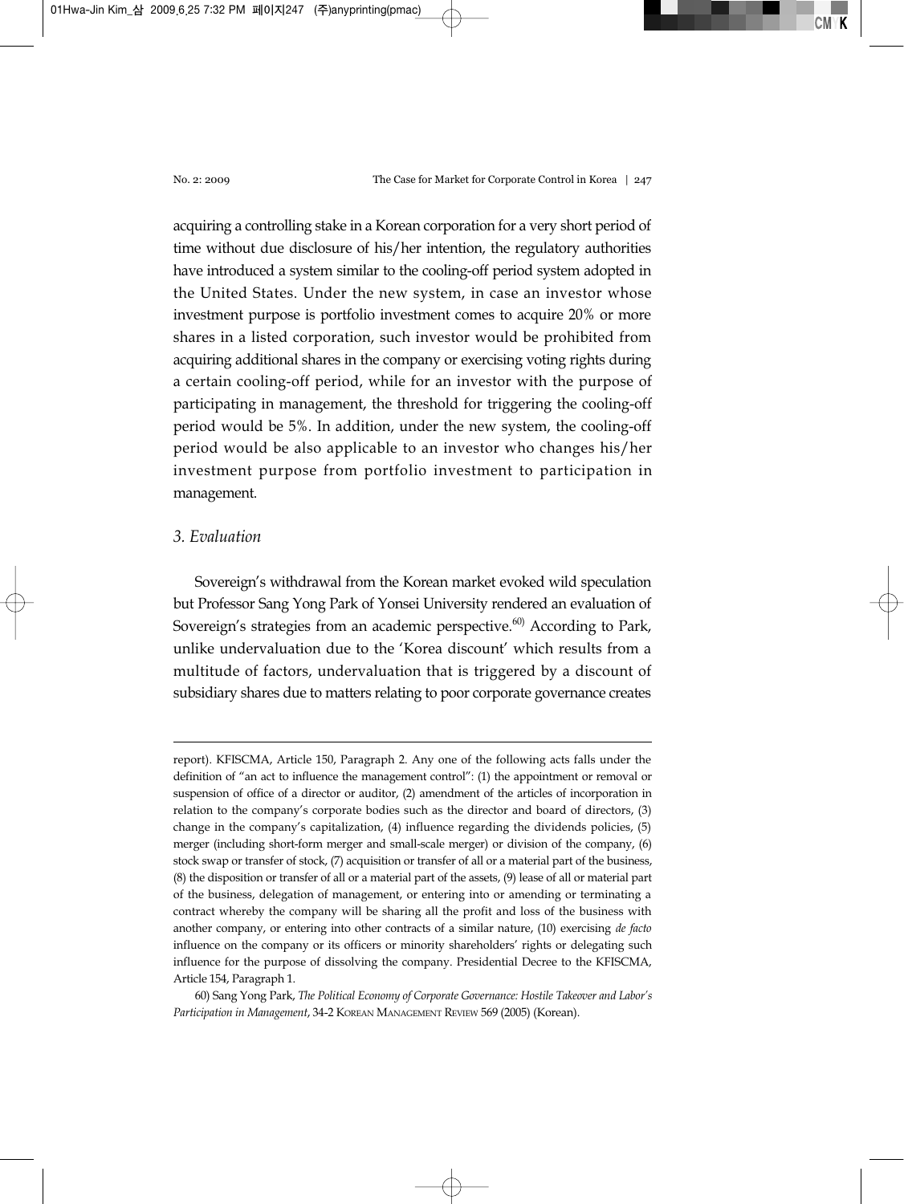acquiring a controlling stake in a Korean corporation for a very short period of time without due disclosure of his/her intention, the regulatory authorities have introduced a system similar to the cooling-off period system adopted in the United States. Under the new system, in case an investor whose investment purpose is portfolio investment comes to acquire 20% or more shares in a listed corporation, such investor would be prohibited from acquiring additional shares in the company or exercising voting rights during a certain cooling-off period, while for an investor with the purpose of participating in management, the threshold for triggering the cooling-off period would be 5%. In addition, under the new system, the cooling-off period would be also applicable to an investor who changes his/her investment purpose from portfolio investment to participation in management.

### *3. Evaluation*

Sovereign's withdrawal from the Korean market evoked wild speculation but Professor Sang Yong Park of Yonsei University rendered an evaluation of Sovereign's strategies from an academic perspective.[60] According to Park, unlike undervaluation due to the 'Korea discount' which results from a multitude of factors, undervaluation that is triggered by a discount of subsidiary shares due to matters relating to poor corporate governance creates

---

report). KFISCMA, Article 150, Paragraph 2. Any one of the following acts falls under the definition of "an act to influence the management control": (1) the appointment or removal or suspension of office of a director or auditor, (2) amendment of the articles of incorporation in relation to the company's corporate bodies such as the director and board of directors, (3) change in the company's capitalization, (4) influence regarding the dividends policies, (5) merger (including short-form merger and small-scale merger) or division of the company, (6) stock swap or transfer of stock, (7) acquisition or transfer of all or a material part of the business, (8) the disposition or transfer of all or a material part of the assets, (9) lease of all or material part of the business, delegation of management, or entering into or amending or terminating a contract whereby the company will be sharing all the profit and loss of the business with another company, or entering into other contracts of a similar nature, (10) exercising *de facto* influence on the company or its officers or minority shareholders' rights or delegating such influence for the purpose of dissolving the company. Presidential Decree to the KFISCMA, Article 154, Paragraph 1.

60) Sang Yong Park, *The Political Economy of Corporate Governance: Hostile Takeover and Labor's Participation in Management*, 34-2 KOREAN MANAGEMENT REVIEW 569 (2005) (Korean).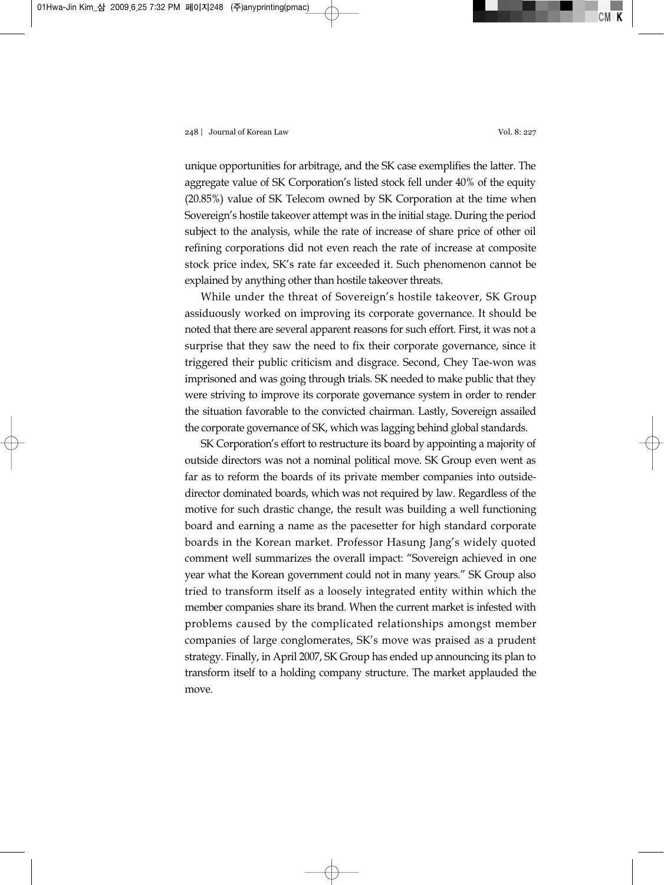unique opportunities for arbitrage, and the SK case exemplifies the latter. The aggregate value of SK Corporation's listed stock fell under 40% of the equity (20.85%) value of SK Telecom owned by SK Corporation at the time when Sovereign's hostile takeover attempt was in the initial stage. During the period subject to the analysis, while the rate of increase of share price of other oil refining corporations did not even reach the rate of increase at composite stock price index, SK's rate far exceeded it. Such phenomenon cannot be explained by anything other than hostile takeover threats.

While under the threat of Sovereign's hostile takeover, SK Group assiduously worked on improving its corporate governance. It should be noted that there are several apparent reasons for such effort. First, it was not a surprise that they saw the need to fix their corporate governance, since it triggered their public criticism and disgrace. Second, Chey Tae-won was imprisoned and was going through trials. SK needed to make public that they were striving to improve its corporate governance system in order to render the situation favorable to the convicted chairman. Lastly, Sovereign assailed the corporate governance of SK, which was lagging behind global standards.

SK Corporation's effort to restructure its board by appointing a majority of outside directors was not a nominal political move. SK Group even went as far as to reform the boards of its private member companies into outside-director dominated boards, which was not required by law. Regardless of the motive for such drastic change, the result was building a well functioning board and earning a name as the pacesetter for high standard corporate boards in the Korean market. Professor Hasung Jang's widely quoted comment well summarizes the overall impact: "Sovereign achieved in one year what the Korean government could not in many years." SK Group also tried to transform itself as a loosely integrated entity within which the member companies share its brand. When the current market is infested with problems caused by the complicated relationships amongst member companies of large conglomerates, SK's move was praised as a prudent strategy. Finally, in April 2007, SK Group has ended up announcing its plan to transform itself to a holding company structure. The market applauded the move.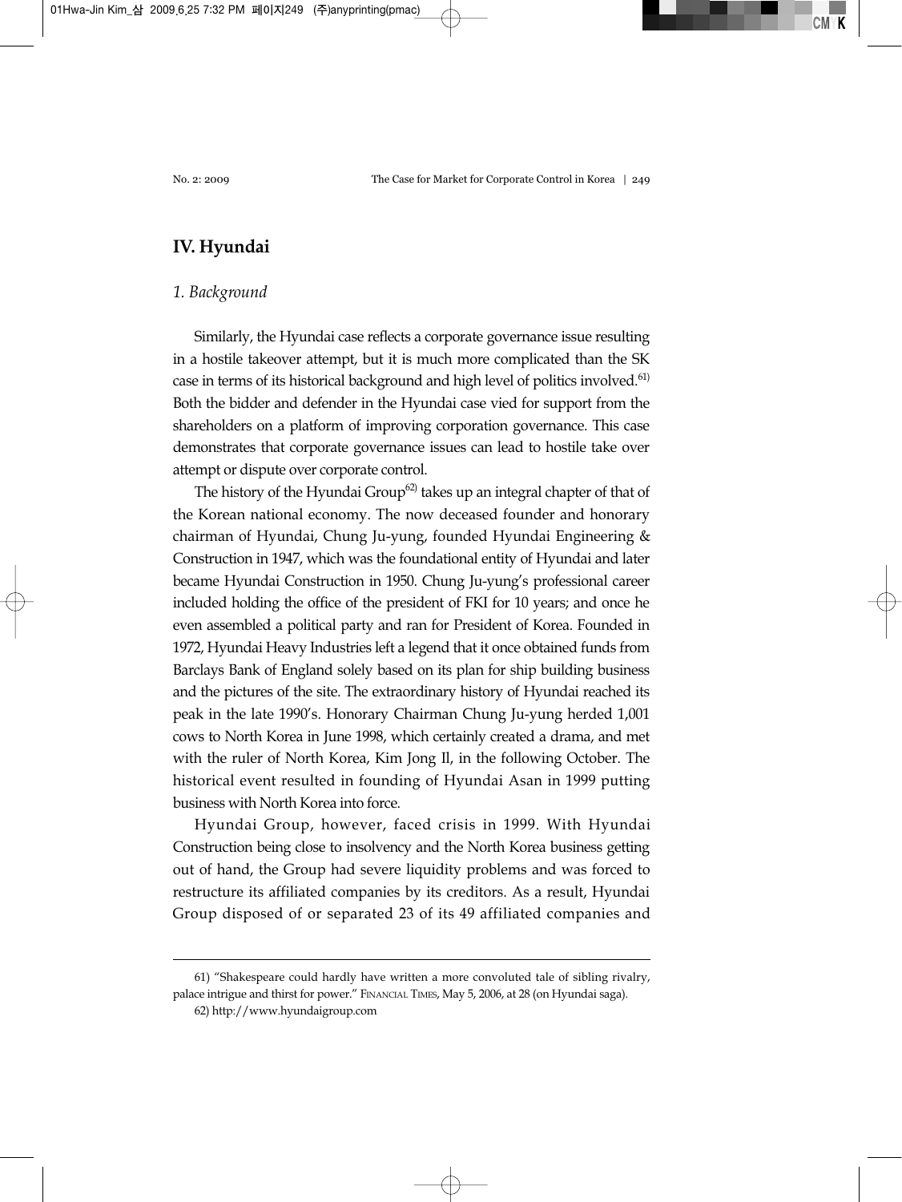## IV. Hyundai

### *1. Background*

Similarly, the Hyundai case reflects a corporate governance issue resulting in a hostile takeover attempt, but it is much more complicated than the SK case in terms of its historical background and high level of politics involved.[61] Both the bidder and defender in the Hyundai case vied for support from the shareholders on a platform of improving corporation governance. This case demonstrates that corporate governance issues can lead to hostile take over attempt or dispute over corporate control.

The history of the Hyundai Group[62] takes up an integral chapter of that of the Korean national economy. The now deceased founder and honorary chairman of Hyundai, Chung Ju-yung, founded Hyundai Engineering & Construction in 1947, which was the foundational entity of Hyundai and later became Hyundai Construction in 1950. Chung Ju-yung's professional career included holding the office of the president of FKI for 10 years; and once he even assembled a political party and ran for President of Korea. Founded in 1972, Hyundai Heavy Industries left a legend that it once obtained funds from Barclays Bank of England solely based on its plan for ship building business and the pictures of the site. The extraordinary history of Hyundai reached its peak in the late 1990's. Honorary Chairman Chung Ju-yung herded 1,001 cows to North Korea in June 1998, which certainly created a drama, and met with the ruler of North Korea, Kim Jong Il, in the following October. The historical event resulted in founding of Hyundai Asan in 1999 putting business with North Korea into force.

Hyundai Group, however, faced crisis in 1999. With Hyundai Construction being close to insolvency and the North Korea business getting out of hand, the Group had severe liquidity problems and was forced to restructure its affiliated companies by its creditors. As a result, Hyundai Group disposed of or separated 23 of its 49 affiliated companies and

---

61) "Shakespeare could hardly have written a more convoluted tale of sibling rivalry, palace intrigue and thirst for power." FINANCIAL TIMES, May 5, 2006, at 28 (on Hyundai saga).

62) http://www.hyundaigroup.com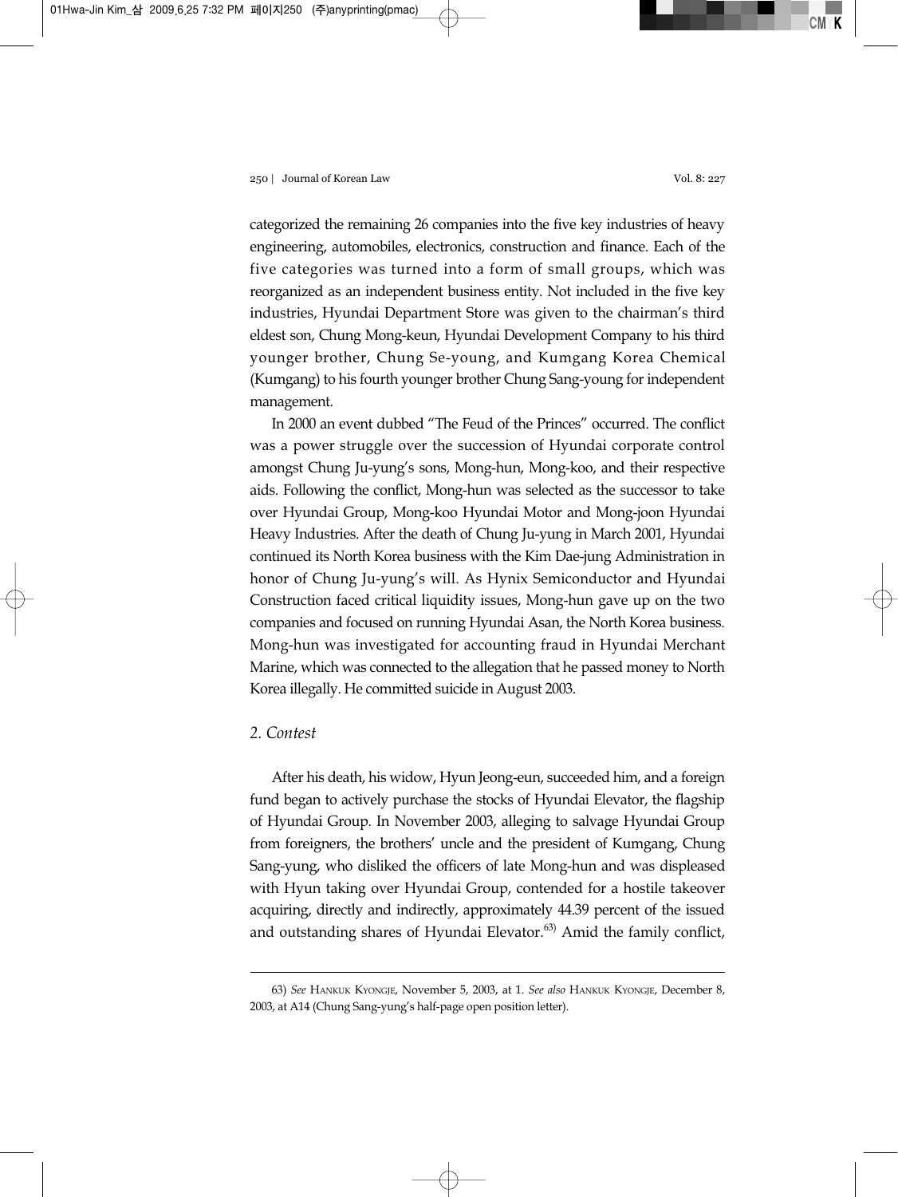categorized the remaining 26 companies into the five key industries of heavy engineering, automobiles, electronics, construction and finance. Each of the five categories was turned into a form of small groups, which was reorganized as an independent business entity. Not included in the five key industries, Hyundai Department Store was given to the chairman's third eldest son, Chung Mong-keun, Hyundai Development Company to his third younger brother, Chung Se-young, and Kumgang Korea Chemical (Kumgang) to his fourth younger brother Chung Sang-young for independent management.

In 2000 an event dubbed "The Feud of the Princes" occurred. The conflict was a power struggle over the succession of Hyundai corporate control amongst Chung Ju-yung's sons, Mong-hun, Mong-koo, and their respective aids. Following the conflict, Mong-hun was selected as the successor to take over Hyundai Group, Mong-koo Hyundai Motor and Mong-joon Hyundai Heavy Industries. After the death of Chung Ju-yung in March 2001, Hyundai continued its North Korea business with the Kim Dae-jung Administration in honor of Chung Ju-yung's will. As Hynix Semiconductor and Hyundai Construction faced critical liquidity issues, Mong-hun gave up on the two companies and focused on running Hyundai Asan, the North Korea business. Mong-hun was investigated for accounting fraud in Hyundai Merchant Marine, which was connected to the allegation that he passed money to North Korea illegally. He committed suicide in August 2003.

### *2. Contest*

After his death, his widow, Hyun Jeong-eun, succeeded him, and a foreign fund began to actively purchase the stocks of Hyundai Elevator, the flagship of Hyundai Group. In November 2003, alleging to salvage Hyundai Group from foreigners, the brothers' uncle and the president of Kumgang, Chung Sang-yung, who disliked the officers of late Mong-hun and was displeased with Hyun taking over Hyundai Group, contended for a hostile takeover acquiring, directly and indirectly, approximately 44.39 percent of the issued and outstanding shares of Hyundai Elevator.[63] Amid the family conflict,

63) *See* HANKUK KYONGJE, November 5, 2003, at 1. *See also* HANKUK KYONGJE, December 8, 2003, at A14 (Chung Sang-yung's half-page open position letter).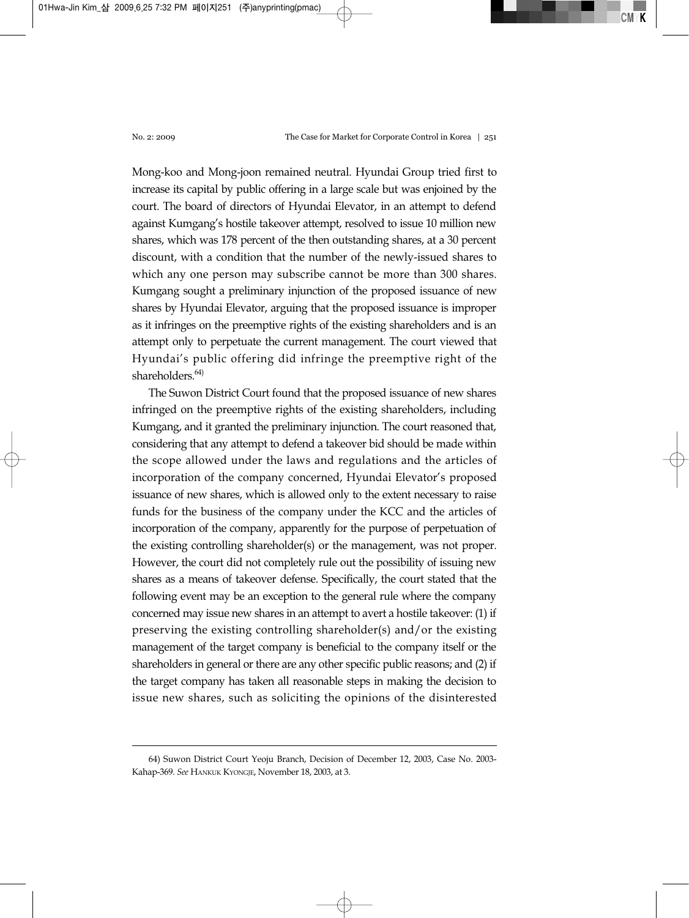Mong-koo and Mong-joon remained neutral. Hyundai Group tried first to increase its capital by public offering in a large scale but was enjoined by the court. The board of directors of Hyundai Elevator, in an attempt to defend against Kumgang's hostile takeover attempt, resolved to issue 10 million new shares, which was 178 percent of the then outstanding shares, at a 30 percent discount, with a condition that the number of the newly-issued shares to which any one person may subscribe cannot be more than 300 shares. Kumgang sought a preliminary injunction of the proposed issuance of new shares by Hyundai Elevator, arguing that the proposed issuance is improper as it infringes on the preemptive rights of the existing shareholders and is an attempt only to perpetuate the current management. The court viewed that Hyundai's public offering did infringe the preemptive right of the shareholders.[64)]

The Suwon District Court found that the proposed issuance of new shares infringed on the preemptive rights of the existing shareholders, including Kumgang, and it granted the preliminary injunction. The court reasoned that, considering that any attempt to defend a takeover bid should be made within the scope allowed under the laws and regulations and the articles of incorporation of the company concerned, Hyundai Elevator's proposed issuance of new shares, which is allowed only to the extent necessary to raise funds for the business of the company under the KCC and the articles of incorporation of the company, apparently for the purpose of perpetuation of the existing controlling shareholder(s) or the management, was not proper. However, the court did not completely rule out the possibility of issuing new shares as a means of takeover defense. Specifically, the court stated that the following event may be an exception to the general rule where the company concerned may issue new shares in an attempt to avert a hostile takeover: (1) if preserving the existing controlling shareholder(s) and/or the existing management of the target company is beneficial to the company itself or the shareholders in general or there are any other specific public reasons; and (2) if the target company has taken all reasonable steps in making the decision to issue new shares, such as soliciting the opinions of the disinterested

---

64) Suwon District Court Yeoju Branch, Decision of December 12, 2003, Case No. 2003-Kahap-369. *See* HANKUK KYONGJE, November 18, 2003, at 3.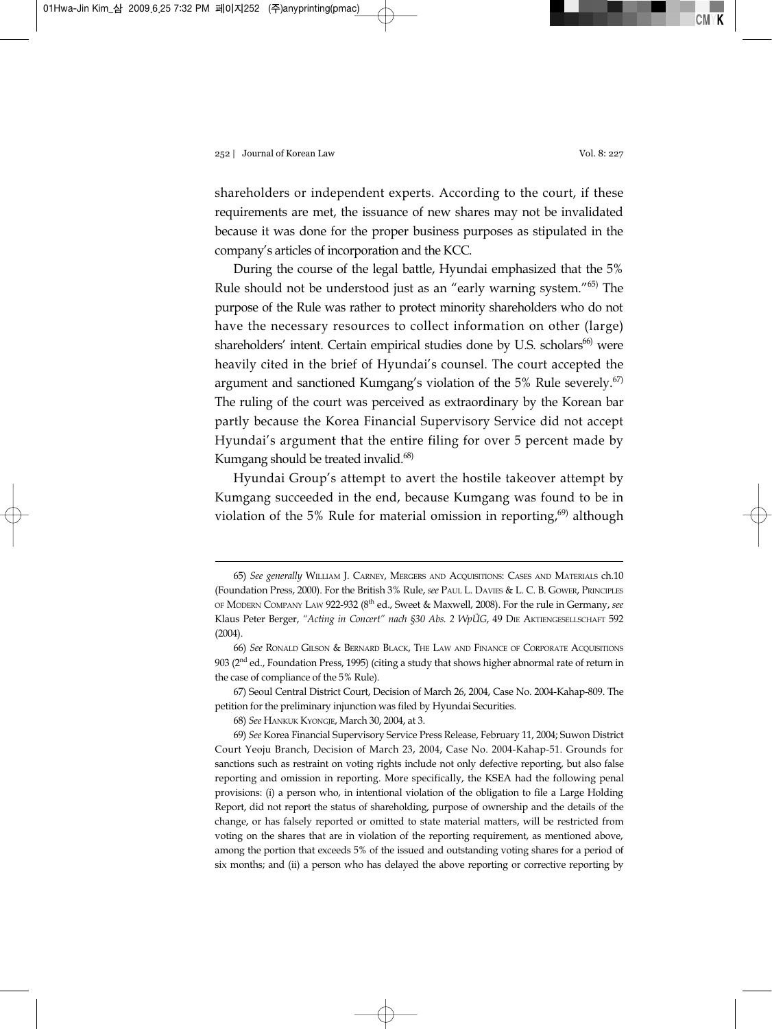shareholders or independent experts. According to the court, if these requirements are met, the issuance of new shares may not be invalidated because it was done for the proper business purposes as stipulated in the company's articles of incorporation and the KCC.

During the course of the legal battle, Hyundai emphasized that the 5% Rule should not be understood just as an "early warning system."[65] The purpose of the Rule was rather to protect minority shareholders who do not have the necessary resources to collect information on other (large) shareholders' intent. Certain empirical studies done by U.S. scholars[66] were heavily cited in the brief of Hyundai's counsel. The court accepted the argument and sanctioned Kumgang's violation of the 5% Rule severely.[67] The ruling of the court was perceived as extraordinary by the Korean bar partly because the Korea Financial Supervisory Service did not accept Hyundai's argument that the entire filing for over 5 percent made by Kumgang should be treated invalid.[68]

Hyundai Group's attempt to avert the hostile takeover attempt by Kumgang succeeded in the end, because Kumgang was found to be in violation of the 5% Rule for material omission in reporting,[69] although

---

65) *See generally* William J. Carney, Mergers and Acquisitions: Cases and Materials ch.10 (Foundation Press, 2000). For the British 3% Rule, *see* Paul L. Davies & L. C. B. Gower, Principles of Modern Company Law 922-932 (8th ed., Sweet & Maxwell, 2008). For the rule in Germany, *see* Klaus Peter Berger, *"Acting in Concert" nach §30 Abs. 2 WpÜG*, 49 Die Aktiengesellschaft 592 (2004).

66) *See* Ronald Gilson & Bernard Black, The Law and Finance of Corporate Acquisitions 903 (2nd ed., Foundation Press, 1995) (citing a study that shows higher abnormal rate of return in the case of compliance of the 5% Rule).

67) Seoul Central District Court, Decision of March 26, 2004, Case No. 2004-Kahap-809. The petition for the preliminary injunction was filed by Hyundai Securities.

68) *See* Hankuk Kyongje, March 30, 2004, at 3.

69) *See* Korea Financial Supervisory Service Press Release, February 11, 2004; Suwon District Court Yeoju Branch, Decision of March 23, 2004, Case No. 2004-Kahap-51. Grounds for sanctions such as restraint on voting rights include not only defective reporting, but also false reporting and omission in reporting. More specifically, the KSEA had the following penal provisions: (i) a person who, in intentional violation of the obligation to file a Large Holding Report, did not report the status of shareholding, purpose of ownership and the details of the change, or has falsely reported or omitted to state material matters, will be restricted from voting on the shares that are in violation of the reporting requirement, as mentioned above, among the portion that exceeds 5% of the issued and outstanding voting shares for a period of six months; and (ii) a person who has delayed the above reporting or corrective reporting by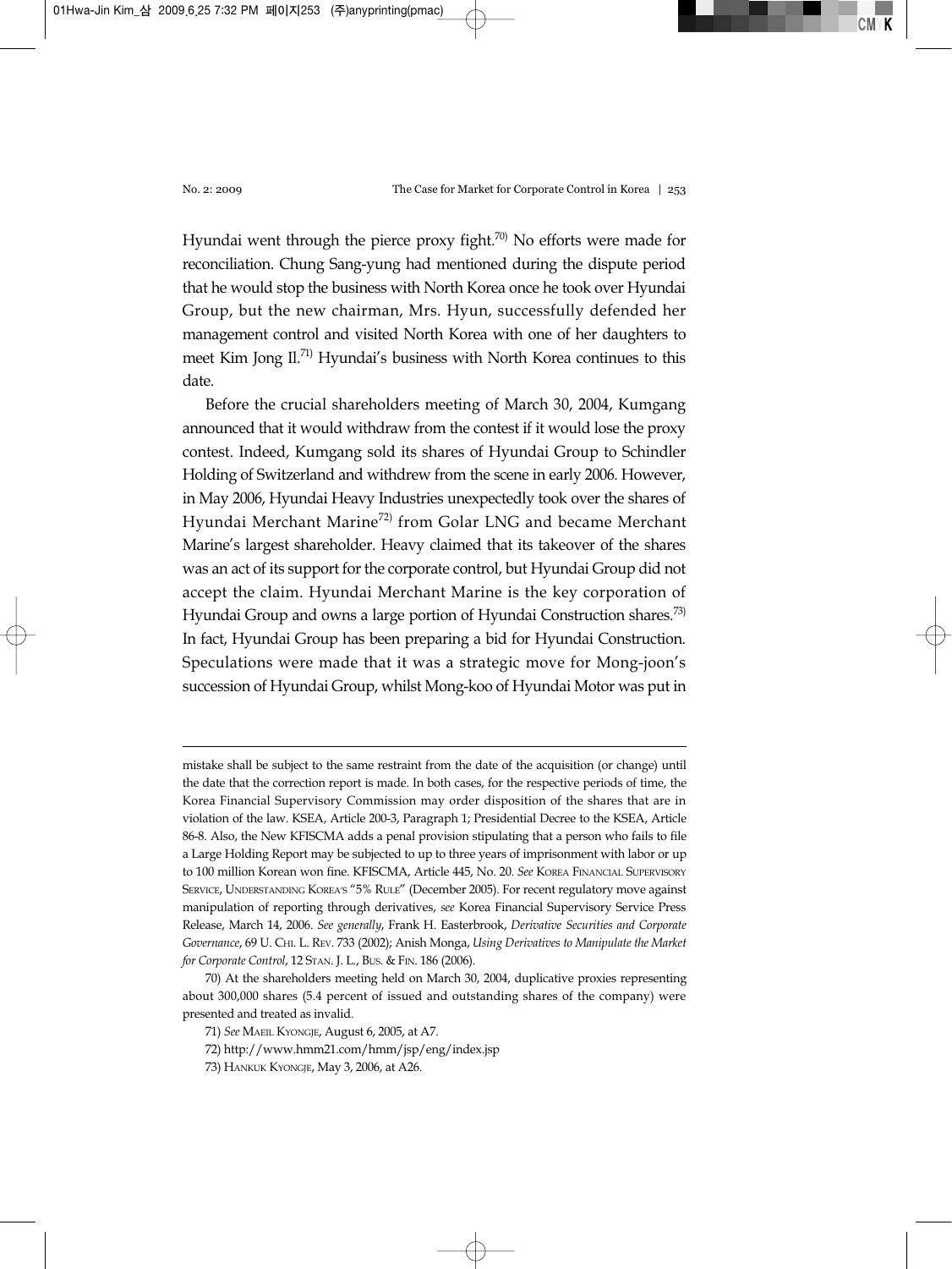Hyundai went through the pierce proxy fight.[70] No efforts were made for reconciliation. Chung Sang-yung had mentioned during the dispute period that he would stop the business with North Korea once he took over Hyundai Group, but the new chairman, Mrs. Hyun, successfully defended her management control and visited North Korea with one of her daughters to meet Kim Jong Il.[71] Hyundai's business with North Korea continues to this date.

Before the crucial shareholders meeting of March 30, 2004, Kumgang announced that it would withdraw from the contest if it would lose the proxy contest. Indeed, Kumgang sold its shares of Hyundai Group to Schindler Holding of Switzerland and withdrew from the scene in early 2006. However, in May 2006, Hyundai Heavy Industries unexpectedly took over the shares of Hyundai Merchant Marine[72] from Golar LNG and became Merchant Marine's largest shareholder. Heavy claimed that its takeover of the shares was an act of its support for the corporate control, but Hyundai Group did not accept the claim. Hyundai Merchant Marine is the key corporation of Hyundai Group and owns a large portion of Hyundai Construction shares.[73] In fact, Hyundai Group has been preparing a bid for Hyundai Construction. Speculations were made that it was a strategic move for Mong-joon's succession of Hyundai Group, whilst Mong-koo of Hyundai Motor was put in

---

mistake shall be subject to the same restraint from the date of the acquisition (or change) until the date that the correction report is made. In both cases, for the respective periods of time, the Korea Financial Supervisory Commission may order disposition of the shares that are in violation of the law. KSEA, Article 200-3, Paragraph 1; Presidential Decree to the KSEA, Article 86-8. Also, the New KFISCMA adds a penal provision stipulating that a person who fails to file a Large Holding Report may be subjected to up to three years of imprisonment with labor or up to 100 million Korean won fine. KFISCMA, Article 445, No. 20. *See* KOREA FINANCIAL SUPERVISORY SERVICE, UNDERSTANDING KOREA'S "5% RULE" (December 2005). For recent regulatory move against manipulation of reporting through derivatives, *see* Korea Financial Supervisory Service Press Release, March 14, 2006. *See generally*, Frank H. Easterbrook, *Derivative Securities and Corporate Governance*, 69 U. CHI. L. REV. 733 (2002); Anish Monga, *Using Derivatives to Manipulate the Market for Corporate Control*, 12 STAN. J. L., BUS. & FIN. 186 (2006).

70) At the shareholders meeting held on March 30, 2004, duplicative proxies representing about 300,000 shares (5.4 percent of issued and outstanding shares of the company) were presented and treated as invalid.

71) *See* MAEIL KYONGJE, August 6, 2005, at A7.

72) http://www.hmm21.com/hmm/jsp/eng/index.jsp

73) HANKUK KYONGJE, May 3, 2006, at A26.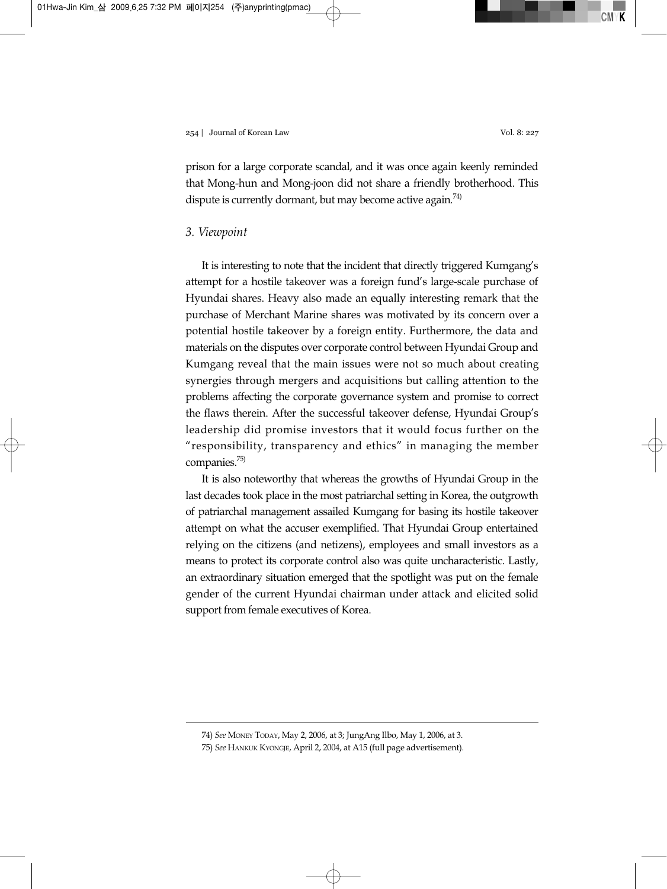prison for a large corporate scandal, and it was once again keenly reminded that Mong-hun and Mong-joon did not share a friendly brotherhood. This dispute is currently dormant, but may become active again.[74)]

### *3. Viewpoint*

It is interesting to note that the incident that directly triggered Kumgang's attempt for a hostile takeover was a foreign fund's large-scale purchase of Hyundai shares. Heavy also made an equally interesting remark that the purchase of Merchant Marine shares was motivated by its concern over a potential hostile takeover by a foreign entity. Furthermore, the data and materials on the disputes over corporate control between Hyundai Group and Kumgang reveal that the main issues were not so much about creating synergies through mergers and acquisitions but calling attention to the problems affecting the corporate governance system and promise to correct the flaws therein. After the successful takeover defense, Hyundai Group's leadership did promise investors that it would focus further on the "responsibility, transparency and ethics" in managing the member companies.[75)]

It is also noteworthy that whereas the growths of Hyundai Group in the last decades took place in the most patriarchal setting in Korea, the outgrowth of patriarchal management assailed Kumgang for basing its hostile takeover attempt on what the accuser exemplified. That Hyundai Group entertained relying on the citizens (and netizens), employees and small investors as a means to protect its corporate control also was quite uncharacteristic. Lastly, an extraordinary situation emerged that the spotlight was put on the female gender of the current Hyundai chairman under attack and elicited solid support from female executives of Korea.

---

74) *See* MONEY TODAY, May 2, 2006, at 3; JungAng Ilbo, May 1, 2006, at 3.

75) *See* HANKUK KYONGJE, April 2, 2004, at A15 (full page advertisement).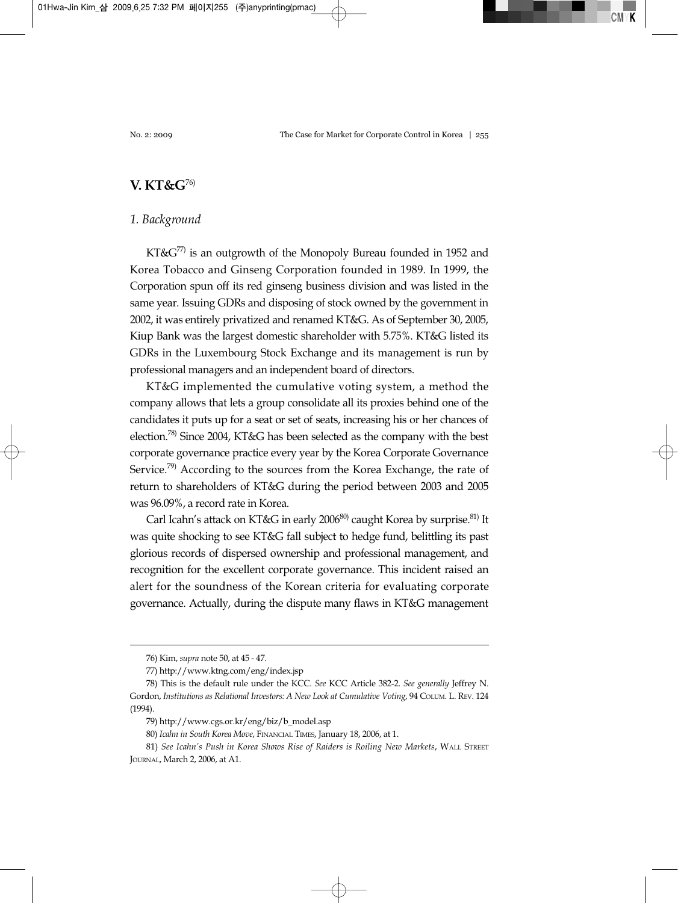## V. KT&G[76)]

### 1. Background

KT&G[77)] is an outgrowth of the Monopoly Bureau founded in 1952 and Korea Tobacco and Ginseng Corporation founded in 1989. In 1999, the Corporation spun off its red ginseng business division and was listed in the same year. Issuing GDRs and disposing of stock owned by the government in 2002, it was entirely privatized and renamed KT&G. As of September 30, 2005, Kiup Bank was the largest domestic shareholder with 5.75%. KT&G listed its GDRs in the Luxembourg Stock Exchange and its management is run by professional managers and an independent board of directors.

KT&G implemented the cumulative voting system, a method the company allows that lets a group consolidate all its proxies behind one of the candidates it puts up for a seat or set of seats, increasing his or her chances of election.[78)] Since 2004, KT&G has been selected as the company with the best corporate governance practice every year by the Korea Corporate Governance Service.[79)] According to the sources from the Korea Exchange, the rate of return to shareholders of KT&G during the period between 2003 and 2005 was 96.09%, a record rate in Korea.

Carl Icahn's attack on KT&G in early 2006[80)] caught Korea by surprise.[81)] It was quite shocking to see KT&G fall subject to hedge fund, belittling its past glorious records of dispersed ownership and professional management, and recognition for the excellent corporate governance. This incident raised an alert for the soundness of the Korean criteria for evaluating corporate governance. Actually, during the dispute many flaws in KT&G management

---

76) Kim, *supra* note 50, at 45 - 47.

77) http://www.ktng.com/eng/index.jsp

78) This is the default rule under the KCC. *See* KCC Article 382-2. *See generally* Jeffrey N. Gordon, *Institutions as Relational Investors: A New Look at Cumulative Voting*, 94 COLUM. L. REV. 124 (1994).

79) http://www.cgs.or.kr/eng/biz/b_model.asp

80) *Icahn in South Korea Move*, FINANCIAL TIMES, January 18, 2006, at 1.

81) *See Icahn's Push in Korea Shows Rise of Raiders is Roiling New Markets*, WALL STREET JOURNAL, March 2, 2006, at A1.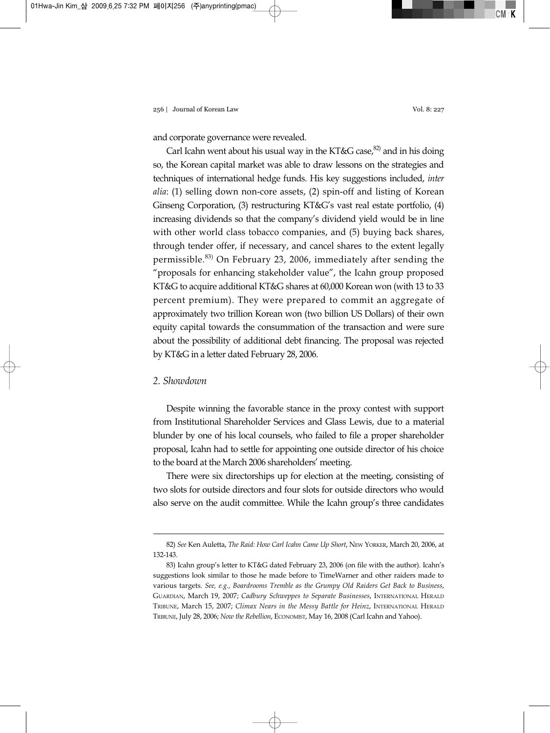and corporate governance were revealed.

Carl Icahn went about his usual way in the KT&G case,[82] and in his doing so, the Korean capital market was able to draw lessons on the strategies and techniques of international hedge funds. His key suggestions included, *inter alia*: (1) selling down non-core assets, (2) spin-off and listing of Korean Ginseng Corporation, (3) restructuring KT&G's vast real estate portfolio, (4) increasing dividends so that the company's dividend yield would be in line with other world class tobacco companies, and (5) buying back shares, through tender offer, if necessary, and cancel shares to the extent legally permissible.[83] On February 23, 2006, immediately after sending the "proposals for enhancing stakeholder value", the Icahn group proposed KT&G to acquire additional KT&G shares at 60,000 Korean won (with 13 to 33 percent premium). They were prepared to commit an aggregate of approximately two trillion Korean won (two billion US Dollars) of their own equity capital towards the consummation of the transaction and were sure about the possibility of additional debt financing. The proposal was rejected by KT&G in a letter dated February 28, 2006.

### *2. Showdown*

Despite winning the favorable stance in the proxy contest with support from Institutional Shareholder Services and Glass Lewis, due to a material blunder by one of his local counsels, who failed to file a proper shareholder proposal, Icahn had to settle for appointing one outside director of his choice to the board at the March 2006 shareholders' meeting.

There were six directorships up for election at the meeting, consisting of two slots for outside directors and four slots for outside directors who would also serve on the audit committee. While the Icahn group's three candidates

---

82) *See* Ken Auletta, *The Raid: How Carl Icahn Came Up Short*, NEW YORKER, March 20, 2006, at 132-143.

83) Icahn group's letter to KT&G dated February 23, 2006 (on file with the author). Icahn's suggestions look similar to those he made before to TimeWarner and other raiders made to various targets. *See, e.g., Boardrooms Tremble as the Grumpy Old Raiders Get Back to Business*, GUARDIAN, March 19, 2007; *Cadbury Schweppes to Separate Businesses*, INTERNATIONAL HERALD TRIBUNE, March 15, 2007; *Climax Nears in the Messy Battle for Heinz*, INTERNATIONAL HERALD TRIBUNE, July 28, 2006; *Now the Rebellion*, ECONOMIST, May 16, 2008 (Carl Icahn and Yahoo).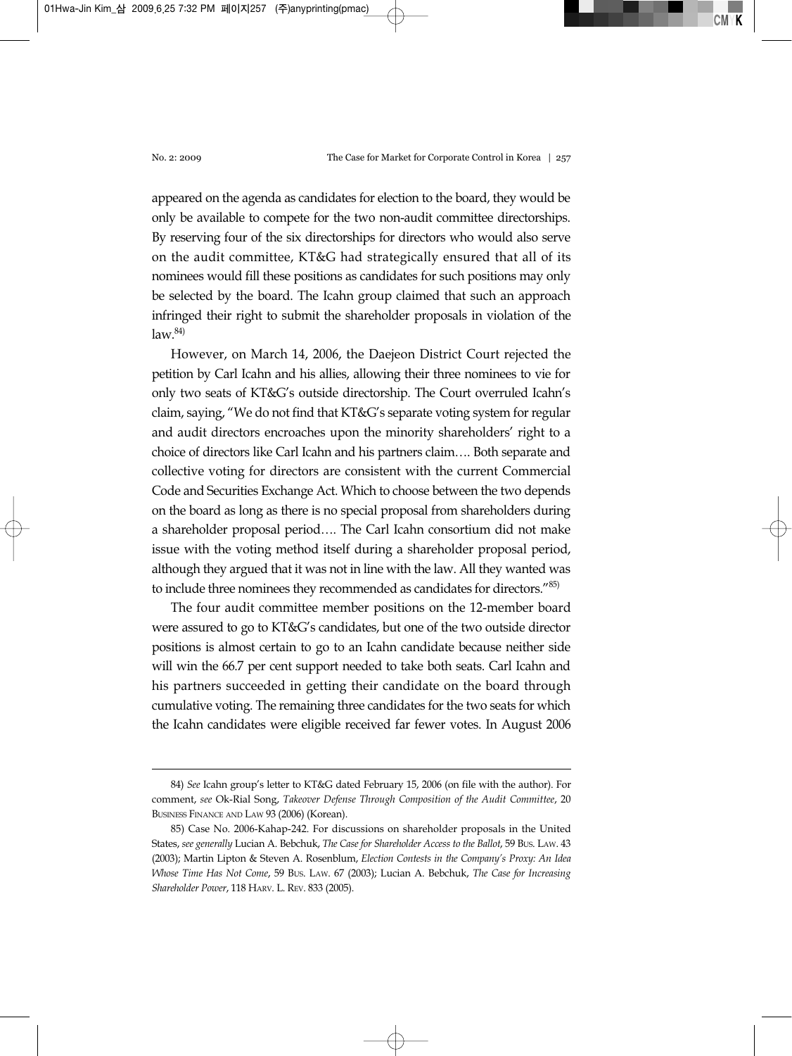appeared on the agenda as candidates for election to the board, they would be only be available to compete for the two non-audit committee directorships. By reserving four of the six directorships for directors who would also serve on the audit committee, KT&G had strategically ensured that all of its nominees would fill these positions as candidates for such positions may only be selected by the board. The Icahn group claimed that such an approach infringed their right to submit the shareholder proposals in violation of the law.[84]

However, on March 14, 2006, the Daejeon District Court rejected the petition by Carl Icahn and his allies, allowing their three nominees to vie for only two seats of KT&G's outside directorship. The Court overruled Icahn's claim, saying, "We do not find that KT&G's separate voting system for regular and audit directors encroaches upon the minority shareholders' right to a choice of directors like Carl Icahn and his partners claim…. Both separate and collective voting for directors are consistent with the current Commercial Code and Securities Exchange Act. Which to choose between the two depends on the board as long as there is no special proposal from shareholders during a shareholder proposal period…. The Carl Icahn consortium did not make issue with the voting method itself during a shareholder proposal period, although they argued that it was not in line with the law. All they wanted was to include three nominees they recommended as candidates for directors."[85]

The four audit committee member positions on the 12-member board were assured to go to KT&G's candidates, but one of the two outside director positions is almost certain to go to an Icahn candidate because neither side will win the 66.7 per cent support needed to take both seats. Carl Icahn and his partners succeeded in getting their candidate on the board through cumulative voting. The remaining three candidates for the two seats for which the Icahn candidates were eligible received far fewer votes. In August 2006

---

84) *See* Icahn group's letter to KT&G dated February 15, 2006 (on file with the author). For comment, *see* Ok-Rial Song, *Takeover Defense Through Composition of the Audit Committee*, 20 Business Finance and Law 93 (2006) (Korean).

85) Case No. 2006-Kahap-242. For discussions on shareholder proposals in the United States, *see generally* Lucian A. Bebchuk, *The Case for Shareholder Access to the Ballot*, 59 Bus. Law. 43 (2003); Martin Lipton & Steven A. Rosenblum, *Election Contests in the Company's Proxy: An Idea Whose Time Has Not Come*, 59 Bus. Law. 67 (2003); Lucian A. Bebchuk, *The Case for Increasing Shareholder Power*, 118 Harv. L. Rev. 833 (2005).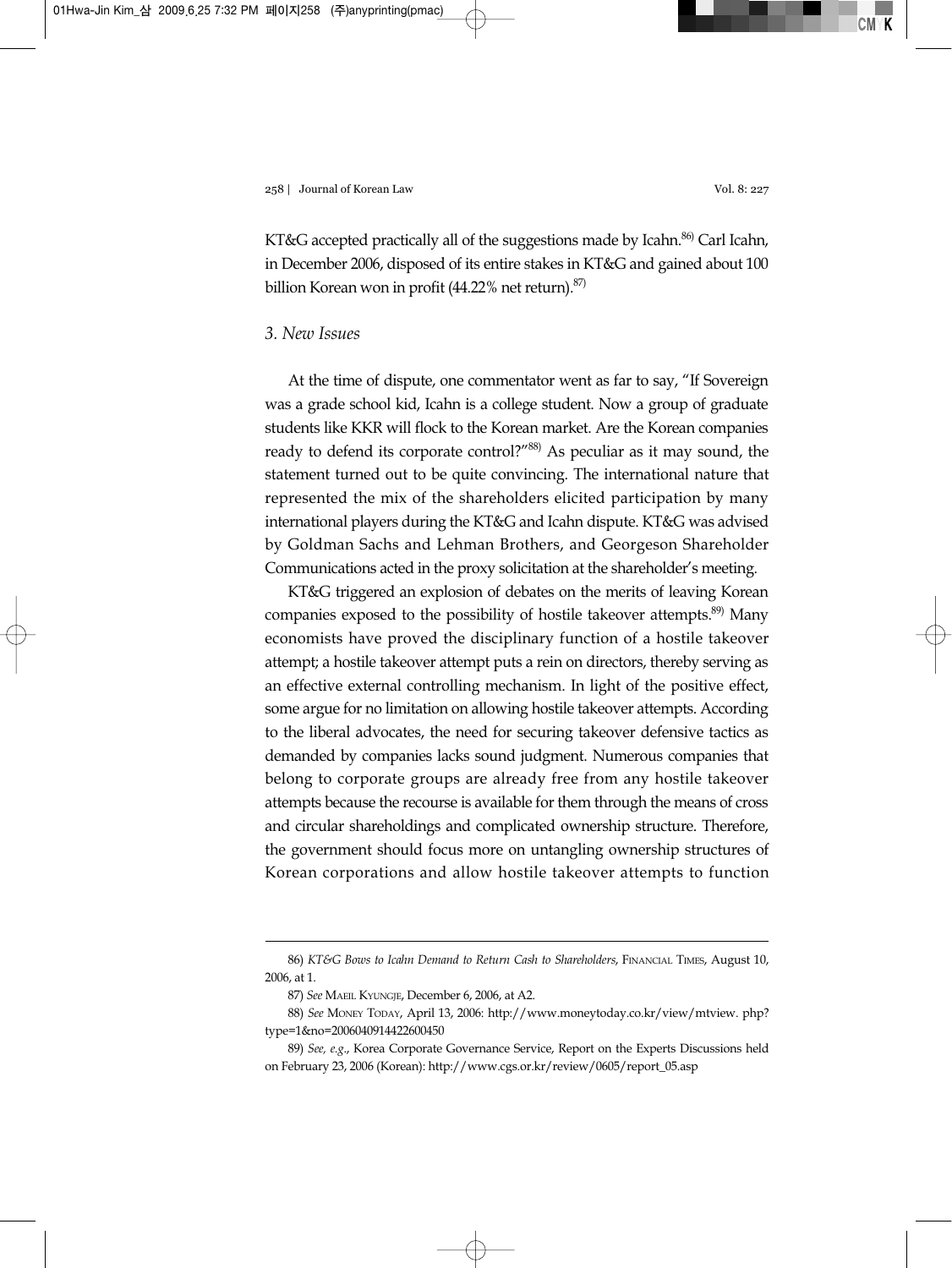KT&G accepted practically all of the suggestions made by Icahn.[86] Carl Icahn, in December 2006, disposed of its entire stakes in KT&G and gained about 100 billion Korean won in profit (44.22% net return).[87]

### *3. New Issues*

At the time of dispute, one commentator went as far to say, "If Sovereign was a grade school kid, Icahn is a college student. Now a group of graduate students like KKR will flock to the Korean market. Are the Korean companies ready to defend its corporate control?"[88] As peculiar as it may sound, the statement turned out to be quite convincing. The international nature that represented the mix of the shareholders elicited participation by many international players during the KT&G and Icahn dispute. KT&G was advised by Goldman Sachs and Lehman Brothers, and Georgeson Shareholder Communications acted in the proxy solicitation at the shareholder's meeting.

KT&G triggered an explosion of debates on the merits of leaving Korean companies exposed to the possibility of hostile takeover attempts.[89] Many economists have proved the disciplinary function of a hostile takeover attempt; a hostile takeover attempt puts a rein on directors, thereby serving as an effective external controlling mechanism. In light of the positive effect, some argue for no limitation on allowing hostile takeover attempts. According to the liberal advocates, the need for securing takeover defensive tactics as demanded by companies lacks sound judgment. Numerous companies that belong to corporate groups are already free from any hostile takeover attempts because the recourse is available for them through the means of cross and circular shareholdings and complicated ownership structure. Therefore, the government should focus more on untangling ownership structures of Korean corporations and allow hostile takeover attempts to function

---

86) *KT&G Bows to Icahn Demand to Return Cash to Shareholders*, FINANCIAL TIMES, August 10, 2006, at 1.

87) *See* MAEIL KYUNGJE, December 6, 2006, at A2.

88) *See* MONEY TODAY, April 13, 2006: http://www.moneytoday.co.kr/view/mtview. php?type=1&no=2006040914422600450

89) *See, e.g.*, Korea Corporate Governance Service, Report on the Experts Discussions held on February 23, 2006 (Korean): http://www.cgs.or.kr/review/0605/report_05.asp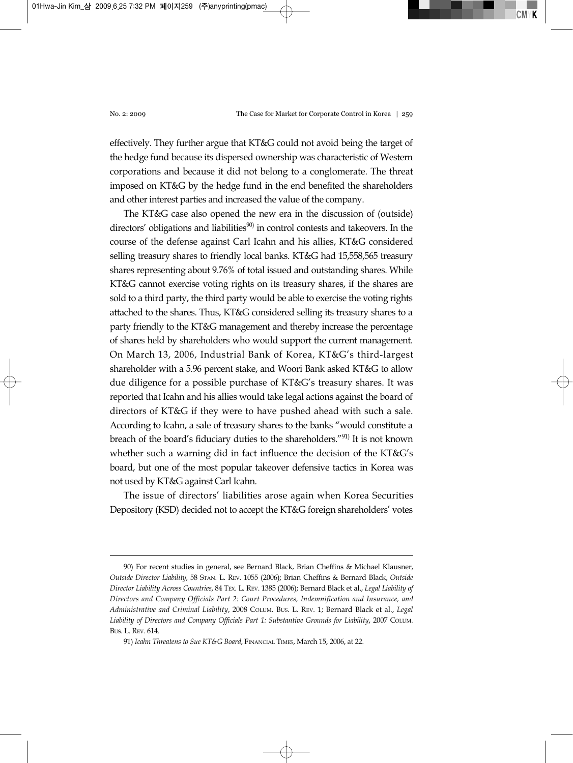effectively. They further argue that KT&G could not avoid being the target of the hedge fund because its dispersed ownership was characteristic of Western corporations and because it did not belong to a conglomerate. The threat imposed on KT&G by the hedge fund in the end benefited the shareholders and other interest parties and increased the value of the company.

The KT&G case also opened the new era in the discussion of (outside) directors' obligations and liabilities[90] in control contests and takeovers. In the course of the defense against Carl Icahn and his allies, KT&G considered selling treasury shares to friendly local banks. KT&G had 15,558,565 treasury shares representing about 9.76% of total issued and outstanding shares. While KT&G cannot exercise voting rights on its treasury shares, if the shares are sold to a third party, the third party would be able to exercise the voting rights attached to the shares. Thus, KT&G considered selling its treasury shares to a party friendly to the KT&G management and thereby increase the percentage of shares held by shareholders who would support the current management. On March 13, 2006, Industrial Bank of Korea, KT&G's third-largest shareholder with a 5.96 percent stake, and Woori Bank asked KT&G to allow due diligence for a possible purchase of KT&G's treasury shares. It was reported that Icahn and his allies would take legal actions against the board of directors of KT&G if they were to have pushed ahead with such a sale. According to Icahn, a sale of treasury shares to the banks "would constitute a breach of the board's fiduciary duties to the shareholders."[91] It is not known whether such a warning did in fact influence the decision of the KT&G's board, but one of the most popular takeover defensive tactics in Korea was not used by KT&G against Carl Icahn.

The issue of directors' liabilities arose again when Korea Securities Depository (KSD) decided not to accept the KT&G foreign shareholders' votes

---

90) For recent studies in general, see Bernard Black, Brian Cheffins & Michael Klausner, *Outside Director Liability*, 58 STAN. L. REV. 1055 (2006); Brian Cheffins & Bernard Black, *Outside Director Liability Across Countries*, 84 TEX. L. REV. 1385 (2006); Bernard Black et al., *Legal Liability of Directors and Company Officials Part 2: Court Procedures, Indemnification and Insurance, and Administrative and Criminal Liability*, 2008 COLUM. BUS. L. REV. 1; Bernard Black et al., *Legal Liability of Directors and Company Officials Part 1: Substantive Grounds for Liability*, 2007 COLUM. BUS. L. REV. 614.

91) *Icahn Threatens to Sue KT&G Board*, FINANCIAL TIMES, March 15, 2006, at 22.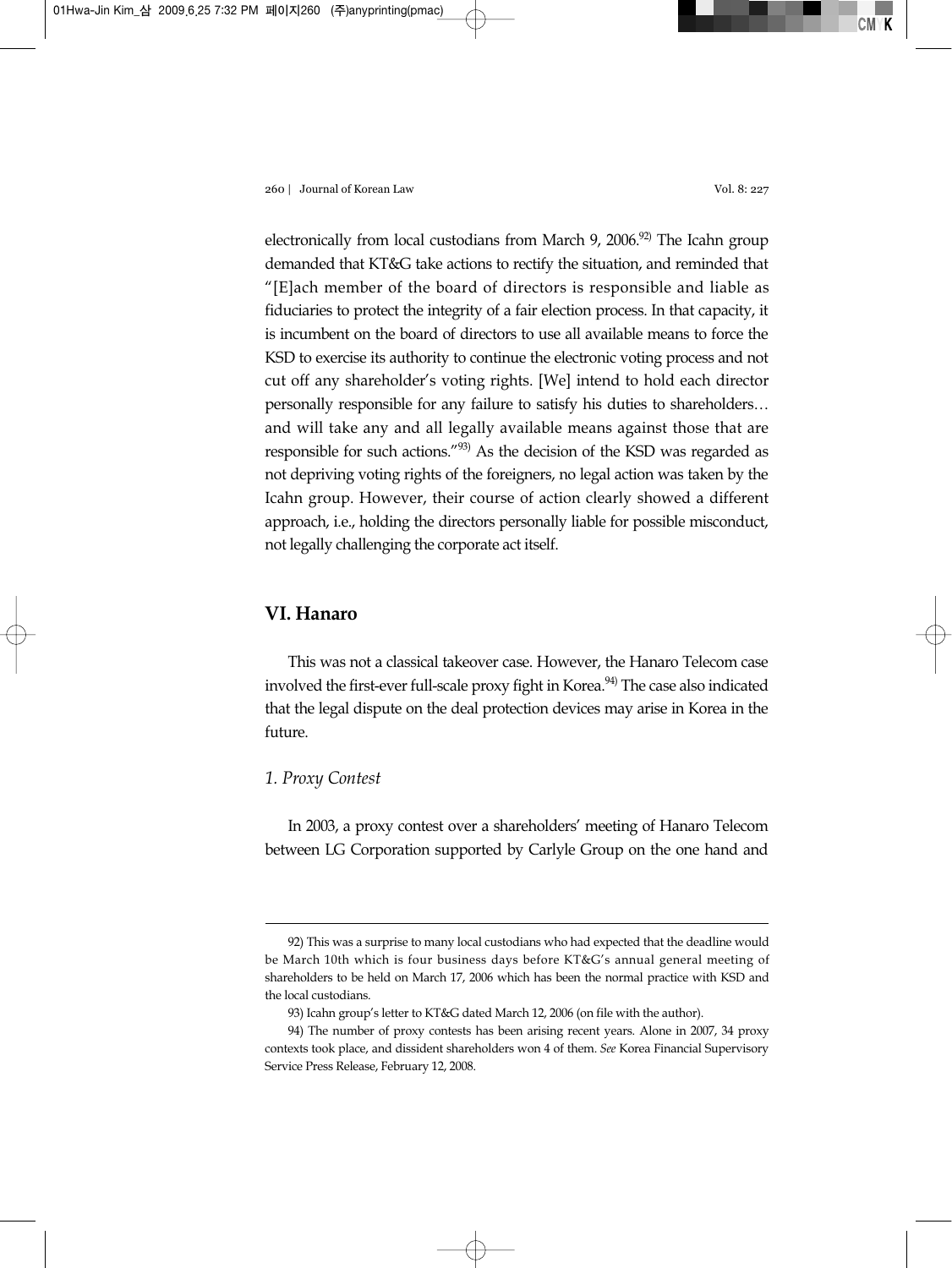electronically from local custodians from March 9, 2006.[92] The Icahn group demanded that KT&G take actions to rectify the situation, and reminded that "[E]ach member of the board of directors is responsible and liable as fiduciaries to protect the integrity of a fair election process. In that capacity, it is incumbent on the board of directors to use all available means to force the KSD to exercise its authority to continue the electronic voting process and not cut off any shareholder's voting rights. [We] intend to hold each director personally responsible for any failure to satisfy his duties to shareholders… and will take any and all legally available means against those that are responsible for such actions."[93] As the decision of the KSD was regarded as not depriving voting rights of the foreigners, no legal action was taken by the Icahn group. However, their course of action clearly showed a different approach, i.e., holding the directors personally liable for possible misconduct, not legally challenging the corporate act itself.

## VI. Hanaro

This was not a classical takeover case. However, the Hanaro Telecom case involved the first-ever full-scale proxy fight in Korea.[94] The case also indicated that the legal dispute on the deal protection devices may arise in Korea in the future.

### *1. Proxy Contest*

In 2003, a proxy contest over a shareholders' meeting of Hanaro Telecom between LG Corporation supported by Carlyle Group on the one hand and

---

92) This was a surprise to many local custodians who had expected that the deadline would be March 10th which is four business days before KT&G's annual general meeting of shareholders to be held on March 17, 2006 which has been the normal practice with KSD and the local custodians.

93) Icahn group's letter to KT&G dated March 12, 2006 (on file with the author).

94) The number of proxy contests has been arising recent years. Alone in 2007, 34 proxy contexts took place, and dissident shareholders won 4 of them. *See* Korea Financial Supervisory Service Press Release, February 12, 2008.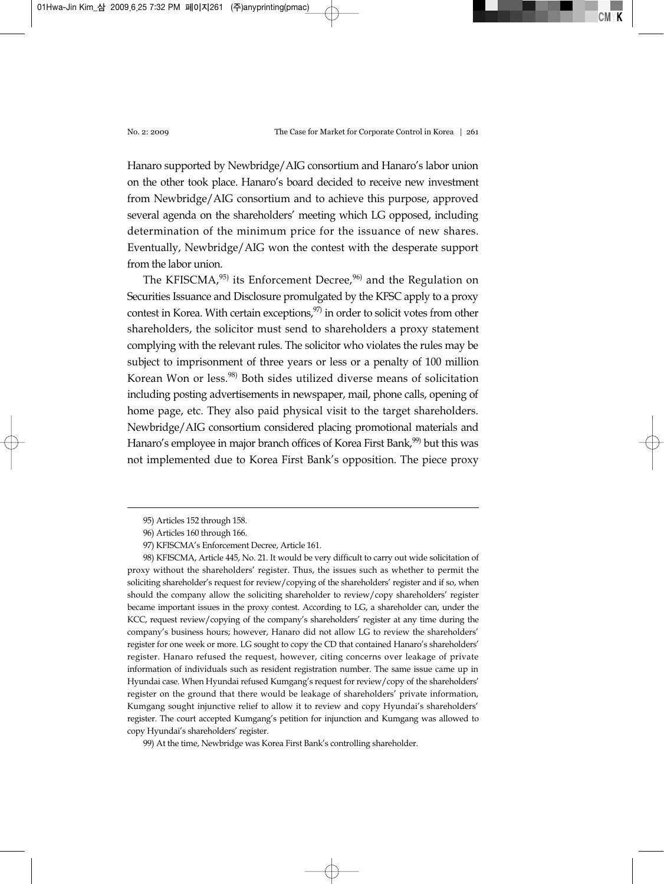Hanaro supported by Newbridge/AIG consortium and Hanaro's labor union on the other took place. Hanaro's board decided to receive new investment from Newbridge/AIG consortium and to achieve this purpose, approved several agenda on the shareholders' meeting which LG opposed, including determination of the minimum price for the issuance of new shares. Eventually, Newbridge/AIG won the contest with the desperate support from the labor union.

The KFISCMA,[95] its Enforcement Decree,[96] and the Regulation on Securities Issuance and Disclosure promulgated by the KFSC apply to a proxy contest in Korea. With certain exceptions,[97] in order to solicit votes from other shareholders, the solicitor must send to shareholders a proxy statement complying with the relevant rules. The solicitor who violates the rules may be subject to imprisonment of three years or less or a penalty of 100 million Korean Won or less.[98] Both sides utilized diverse means of solicitation including posting advertisements in newspaper, mail, phone calls, opening of home page, etc. They also paid physical visit to the target shareholders. Newbridge/AIG consortium considered placing promotional materials and Hanaro's employee in major branch offices of Korea First Bank,[99] but this was not implemented due to Korea First Bank's opposition. The piece proxy

---

95) Articles 152 through 158.

96) Articles 160 through 166.

97) KFISCMA's Enforcement Decree, Article 161.

98) KFISCMA, Article 445, No. 21. It would be very difficult to carry out wide solicitation of proxy without the shareholders' register. Thus, the issues such as whether to permit the soliciting shareholder's request for review/copying of the shareholders' register and if so, when should the company allow the soliciting shareholder to review/copy shareholders' register became important issues in the proxy contest. According to LG, a shareholder can, under the KCC, request review/copying of the company's shareholders' register at any time during the company's business hours; however, Hanaro did not allow LG to review the shareholders' register for one week or more. LG sought to copy the CD that contained Hanaro's shareholders' register. Hanaro refused the request, however, citing concerns over leakage of private information of individuals such as resident registration number. The same issue came up in Hyundai case. When Hyundai refused Kumgang's request for review/copy of the shareholders' register on the ground that there would be leakage of shareholders' private information, Kumgang sought injunctive relief to allow it to review and copy Hyundai's shareholders' register. The court accepted Kumgang's petition for injunction and Kumgang was allowed to copy Hyundai's shareholders' register.

99) At the time, Newbridge was Korea First Bank's controlling shareholder.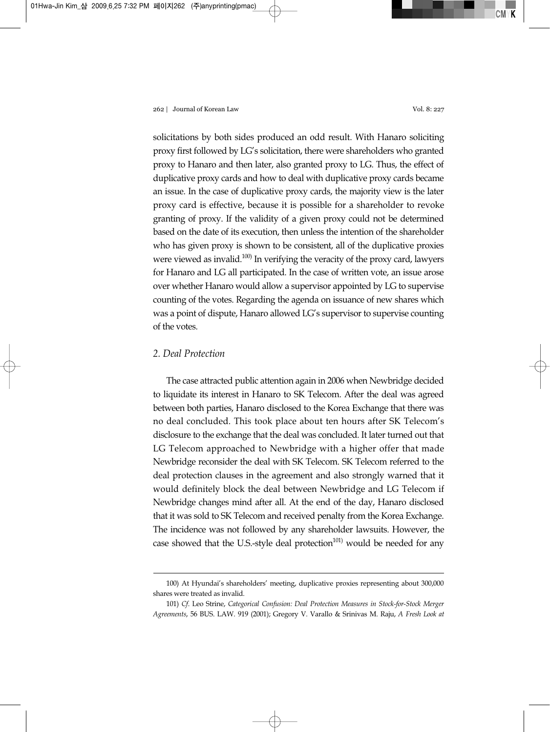solicitations by both sides produced an odd result. With Hanaro soliciting proxy first followed by LG's solicitation, there were shareholders who granted proxy to Hanaro and then later, also granted proxy to LG. Thus, the effect of duplicative proxy cards and how to deal with duplicative proxy cards became an issue. In the case of duplicative proxy cards, the majority view is the later proxy card is effective, because it is possible for a shareholder to revoke granting of proxy. If the validity of a given proxy could not be determined based on the date of its execution, then unless the intention of the shareholder who has given proxy is shown to be consistent, all of the duplicative proxies were viewed as invalid.[100] In verifying the veracity of the proxy card, lawyers for Hanaro and LG all participated. In the case of written vote, an issue arose over whether Hanaro would allow a supervisor appointed by LG to supervise counting of the votes. Regarding the agenda on issuance of new shares which was a point of dispute, Hanaro allowed LG's supervisor to supervise counting of the votes.

### *2. Deal Protection*

The case attracted public attention again in 2006 when Newbridge decided to liquidate its interest in Hanaro to SK Telecom. After the deal was agreed between both parties, Hanaro disclosed to the Korea Exchange that there was no deal concluded. This took place about ten hours after SK Telecom's disclosure to the exchange that the deal was concluded. It later turned out that LG Telecom approached to Newbridge with a higher offer that made Newbridge reconsider the deal with SK Telecom. SK Telecom referred to the deal protection clauses in the agreement and also strongly warned that it would definitely block the deal between Newbridge and LG Telecom if Newbridge changes mind after all. At the end of the day, Hanaro disclosed that it was sold to SK Telecom and received penalty from the Korea Exchange. The incidence was not followed by any shareholder lawsuits. However, the case showed that the U.S.-style deal protection[101] would be needed for any

---

100) At Hyundai's shareholders' meeting, duplicative proxies representing about 300,000 shares were treated as invalid.

101) *Cf.* Leo Strine, *Categorical Confusion: Deal Protection Measures in Stock-for-Stock Merger Agreements*, 56 BUS. LAW. 919 (2001); Gregory V. Varallo & Srinivas M. Raju, *A Fresh Look at*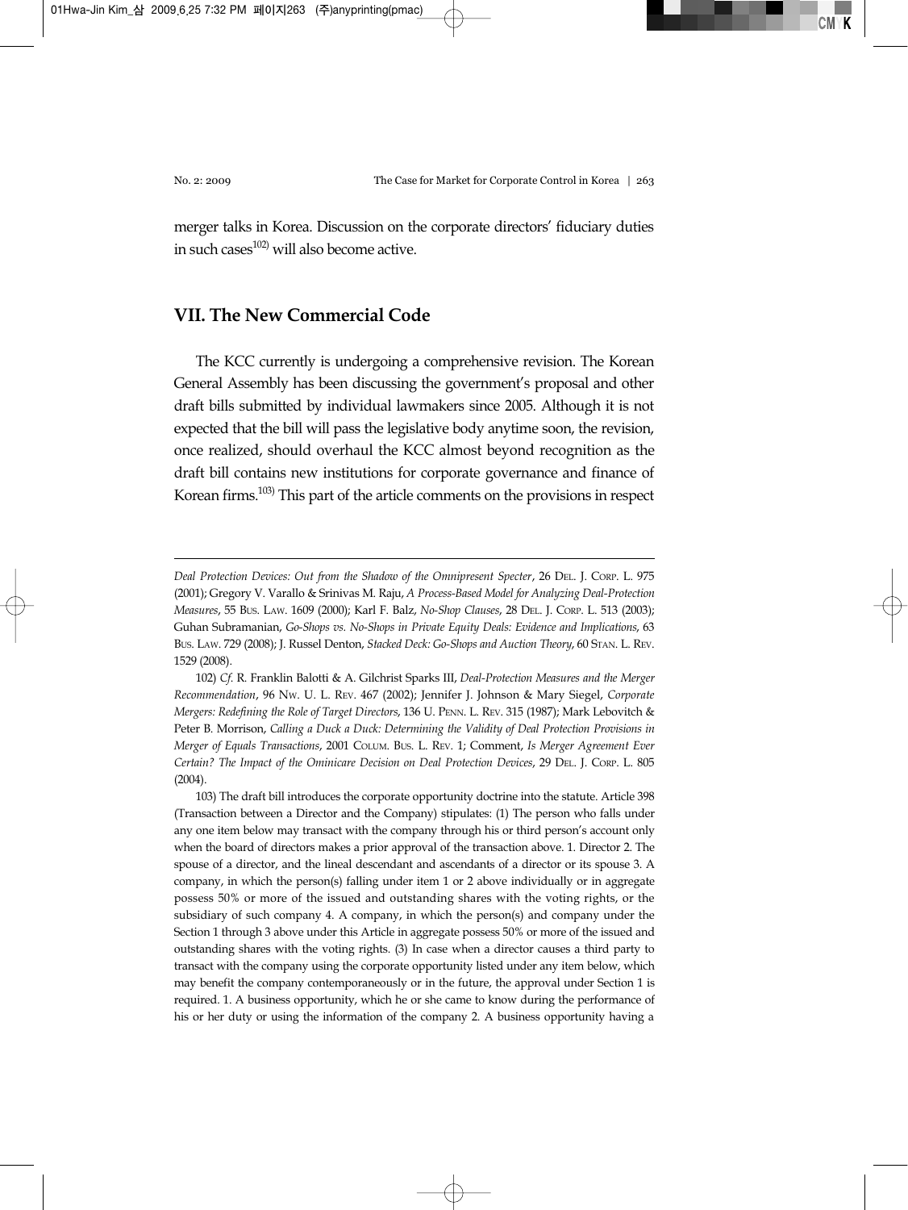merger talks in Korea. Discussion on the corporate directors' fiduciary duties in such cases[102] will also become active.

## VII. The New Commercial Code

The KCC currently is undergoing a comprehensive revision. The Korean General Assembly has been discussing the government's proposal and other draft bills submitted by individual lawmakers since 2005. Although it is not expected that the bill will pass the legislative body anytime soon, the revision, once realized, should overhaul the KCC almost beyond recognition as the draft bill contains new institutions for corporate governance and finance of Korean firms.[103] This part of the article comments on the provisions in respect

---

*Deal Protection Devices: Out from the Shadow of the Omnipresent Specter*, 26 DEL. J. CORP. L. 975 (2001); Gregory V. Varallo & Srinivas M. Raju, *A Process-Based Model for Analyzing Deal-Protection Measures*, 55 BUS. LAW. 1609 (2000); Karl F. Balz, *No-Shop Clauses*, 28 DEL. J. CORP. L. 513 (2003); Guhan Subramanian, *Go-Shops vs. No-Shops in Private Equity Deals: Evidence and Implications*, 63 BUS. LAW. 729 (2008); J. Russel Denton, *Stacked Deck: Go-Shops and Auction Theory*, 60 STAN. L. REV. 1529 (2008).

102) *Cf.* R. Franklin Balotti & A. Gilchrist Sparks III, *Deal-Protection Measures and the Merger Recommendation*, 96 NW. U. L. REV. 467 (2002); Jennifer J. Johnson & Mary Siegel, *Corporate Mergers: Redefining the Role of Target Directors*, 136 U. PENN. L. REV. 315 (1987); Mark Lebovitch & Peter B. Morrison, *Calling a Duck a Duck: Determining the Validity of Deal Protection Provisions in Merger of Equals Transactions*, 2001 COLUM. BUS. L. REV. 1; Comment, *Is Merger Agreement Ever Certain? The Impact of the Ominicare Decision on Deal Protection Devices*, 29 DEL. J. CORP. L. 805 (2004).

103) The draft bill introduces the corporate opportunity doctrine into the statute. Article 398 (Transaction between a Director and the Company) stipulates: (1) The person who falls under any one item below may transact with the company through his or third person's account only when the board of directors makes a prior approval of the transaction above. 1. Director 2. The spouse of a director, and the lineal descendant and ascendants of a director or its spouse 3. A company, in which the person(s) falling under item 1 or 2 above individually or in aggregate possess 50% or more of the issued and outstanding shares with the voting rights, or the subsidiary of such company 4. A company, in which the person(s) and company under the Section 1 through 3 above under this Article in aggregate possess 50% or more of the issued and outstanding shares with the voting rights. (3) In case when a director causes a third party to transact with the company using the corporate opportunity listed under any item below, which may benefit the company contemporaneously or in the future, the approval under Section 1 is required. 1. A business opportunity, which he or she came to know during the performance of his or her duty or using the information of the company 2. A business opportunity having a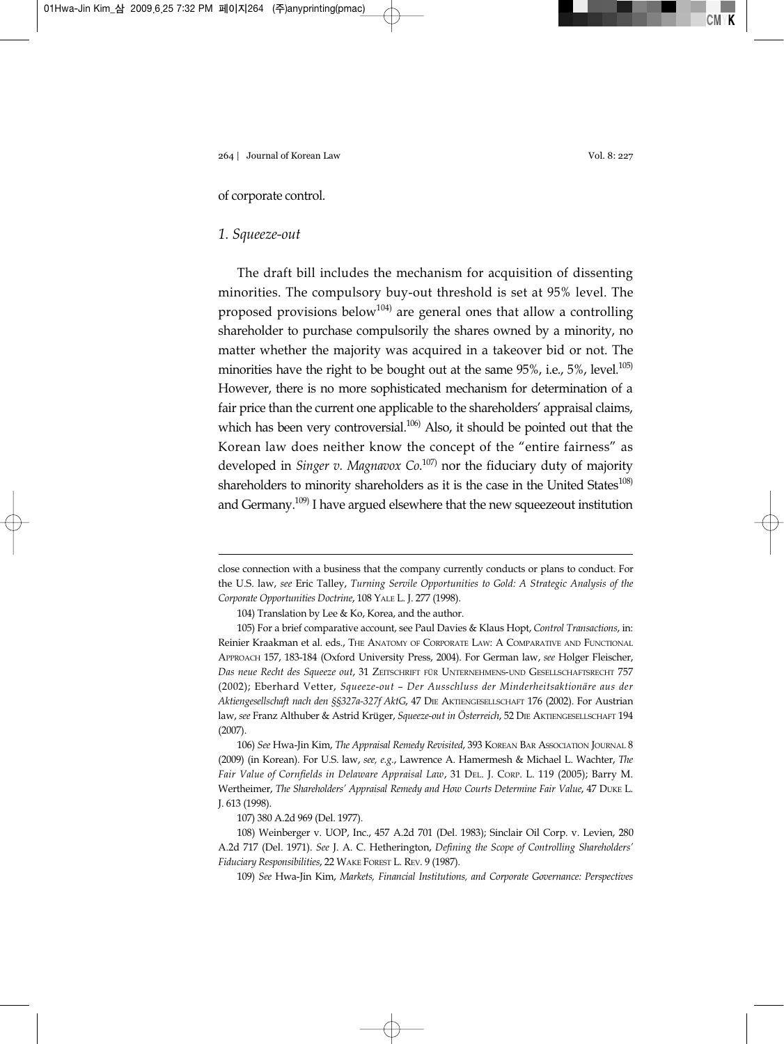of corporate control.

### *1. Squeeze-out*

The draft bill includes the mechanism for acquisition of dissenting minorities. The compulsory buy-out threshold is set at 95% level. The proposed provisions below[104] are general ones that allow a controlling shareholder to purchase compulsorily the shares owned by a minority, no matter whether the majority was acquired in a takeover bid or not. The minorities have the right to be bought out at the same 95%, i.e., 5%, level.[105] However, there is no more sophisticated mechanism for determination of a fair price than the current one applicable to the shareholders' appraisal claims, which has been very controversial.[106] Also, it should be pointed out that the Korean law does neither know the concept of the "entire fairness" as developed in *Singer v. Magnavox Co.*[107] nor the fiduciary duty of majority shareholders to minority shareholders as it is the case in the United States[108] and Germany.[109] I have argued elsewhere that the new squeezeout institution

---

close connection with a business that the company currently conducts or plans to conduct. For the U.S. law, *see* Eric Talley, *Turning Servile Opportunities to Gold: A Strategic Analysis of the Corporate Opportunities Doctrine*, 108 YALE L. J. 277 (1998).

104) Translation by Lee & Ko, Korea, and the author.

105) For a brief comparative account, see Paul Davies & Klaus Hopt, *Control Transactions*, in: Reinier Kraakman et al. eds., THE ANATOMY OF CORPORATE LAW: A COMPARATIVE AND FUNCTIONAL APPROACH 157, 183-184 (Oxford University Press, 2004). For German law, *see* Holger Fleischer, *Das neue Recht des Squeeze out*, 31 ZEITSCHRIFT FÜR UNTERNEHMENS-UND GESELLSCHAFTSRECHT 757 (2002); Eberhard Vetter, *Squeeze-out – Der Ausschluss der Minderheitsaktionäre aus der Aktiengesellschaft nach den §§327a-327f AktG*, 47 DIE AKTIENGESELLSCHAFT 176 (2002). For Austrian law, *see* Franz Althuber & Astrid Krüger, *Squeeze-out in Österreich*, 52 DIE AKTIENGESELLSCHAFT 194 (2007).

106) *See* Hwa-Jin Kim, *The Appraisal Remedy Revisited*, 393 KOREAN BAR ASSOCIATION JOURNAL 8 (2009) (in Korean). For U.S. law, *see, e.g.*, Lawrence A. Hamermesh & Michael L. Wachter, *The Fair Value of Cornfields in Delaware Appraisal Law*, 31 DEL. J. CORP. L. 119 (2005); Barry M. Wertheimer, *The Shareholders' Appraisal Remedy and How Courts Determine Fair Value*, 47 DUKE L. J. 613 (1998).

107) 380 A.2d 969 (Del. 1977).

108) Weinberger v. UOP, Inc., 457 A.2d 701 (Del. 1983); Sinclair Oil Corp. v. Levien, 280 A.2d 717 (Del. 1971). *See* J. A. C. Hetherington, *Defining the Scope of Controlling Shareholders' Fiduciary Responsibilities*, 22 WAKE FOREST L. REV. 9 (1987).

109) *See* Hwa-Jin Kim, *Markets, Financial Institutions, and Corporate Governance: Perspectives*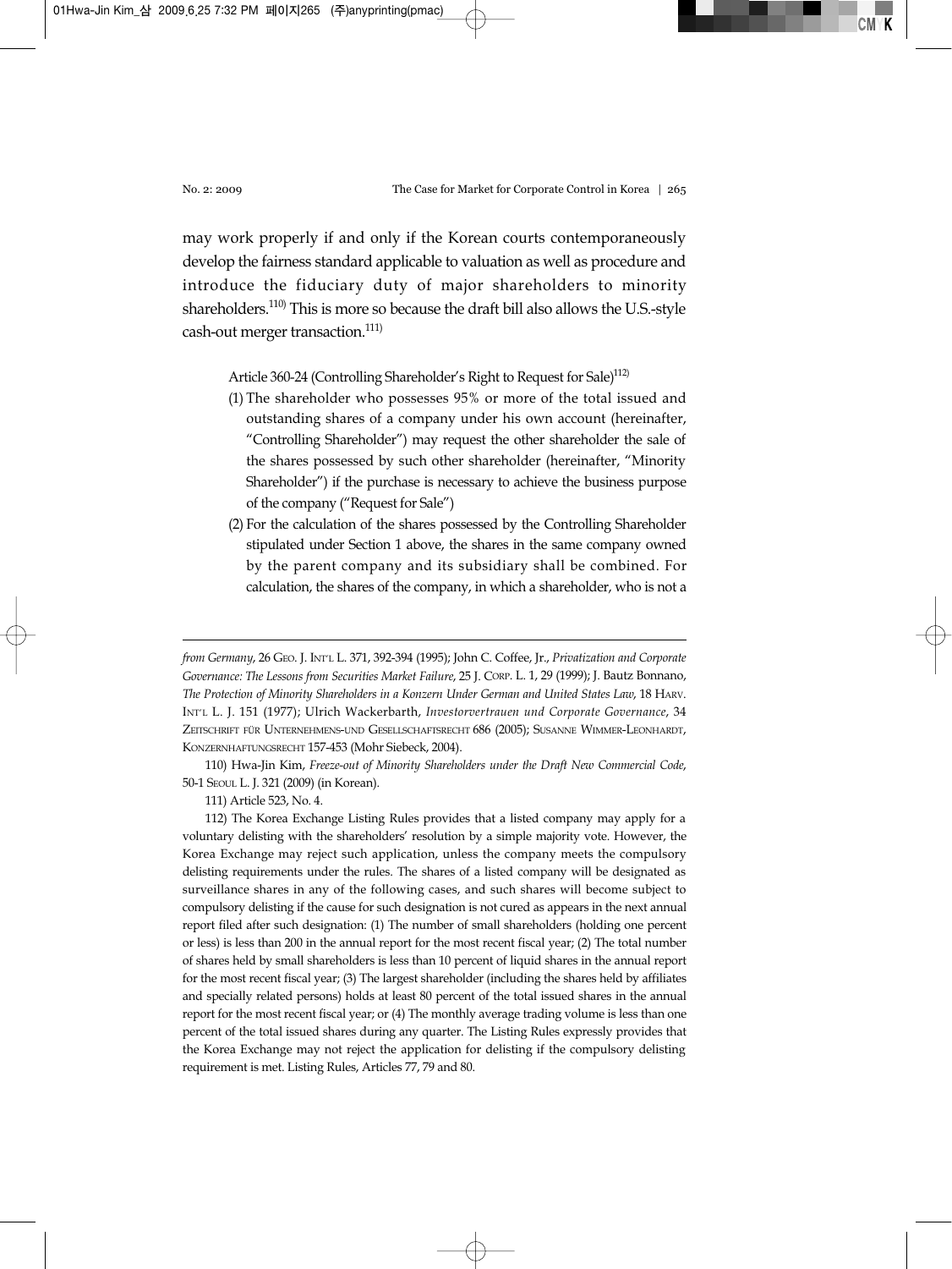may work properly if and only if the Korean courts contemporaneously develop the fairness standard applicable to valuation as well as procedure and introduce the fiduciary duty of major shareholders to minority shareholders.[110] This is more so because the draft bill also allows the U.S.-style cash-out merger transaction.[111]

> Article 360-24 (Controlling Shareholder's Right to Request for Sale)[112]
>
> (1) The shareholder who possesses 95% or more of the total issued and outstanding shares of a company under his own account (hereinafter, "Controlling Shareholder") may request the other shareholder the sale of the shares possessed by such other shareholder (hereinafter, "Minority Shareholder") if the purchase is necessary to achieve the business purpose of the company ("Request for Sale")
>
> (2) For the calculation of the shares possessed by the Controlling Shareholder stipulated under Section 1 above, the shares in the same company owned by the parent company and its subsidiary shall be combined. For calculation, the shares of the company, in which a shareholder, who is not a

---

*from Germany*, 26 Geo. J. Int'l L. 371, 392-394 (1995); John C. Coffee, Jr., *Privatization and Corporate Governance: The Lessons from Securities Market Failure*, 25 J. Corp. L. 1, 29 (1999); J. Bautz Bonnano, *The Protection of Minority Shareholders in a Konzern Under German and United States Law*, 18 Harv. Int'l L. J. 151 (1977); Ulrich Wackerbarth, *Investorvertrauen und Corporate Governance*, 34 Zeitschrift für Unternehmens-und Gesellschaftsrecht 686 (2005); Susanne Wimmer-Leonhardt, Konzernhaftungsrecht 157-453 (Mohr Siebeck, 2004).

110) Hwa-Jin Kim, *Freeze-out of Minority Shareholders under the Draft New Commercial Code*, 50-1 Seoul L. J. 321 (2009) (in Korean).

111) Article 523, No. 4.

112) The Korea Exchange Listing Rules provides that a listed company may apply for a voluntary delisting with the shareholders' resolution by a simple majority vote. However, the Korea Exchange may reject such application, unless the company meets the compulsory delisting requirements under the rules. The shares of a listed company will be designated as surveillance shares in any of the following cases, and such shares will become subject to compulsory delisting if the cause for such designation is not cured as appears in the next annual report filed after such designation: (1) The number of small shareholders (holding one percent or less) is less than 200 in the annual report for the most recent fiscal year; (2) The total number of shares held by small shareholders is less than 10 percent of liquid shares in the annual report for the most recent fiscal year; (3) The largest shareholder (including the shares held by affiliates and specially related persons) holds at least 80 percent of the total issued shares in the annual report for the most recent fiscal year; or (4) The monthly average trading volume is less than one percent of the total issued shares during any quarter. The Listing Rules expressly provides that the Korea Exchange may not reject the application for delisting if the compulsory delisting requirement is met. Listing Rules, Articles 77, 79 and 80.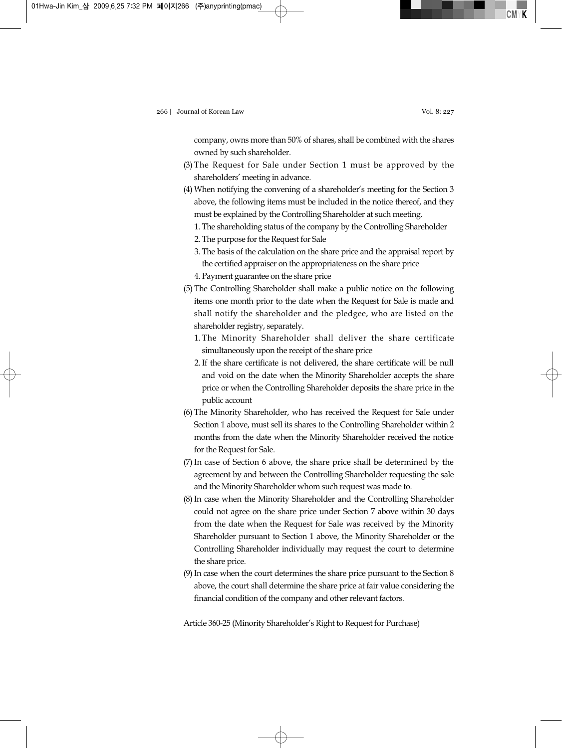company, owns more than 50% of shares, shall be combined with the shares owned by such shareholder.

(3) The Request for Sale under Section 1 must be approved by the shareholders' meeting in advance.

(4) When notifying the convening of a shareholder's meeting for the Section 3 above, the following items must be included in the notice thereof, and they must be explained by the Controlling Shareholder at such meeting.

   1. The shareholding status of the company by the Controlling Shareholder
   2. The purpose for the Request for Sale
   3. The basis of the calculation on the share price and the appraisal report by the certified appraiser on the appropriateness on the share price
   4. Payment guarantee on the share price

(5) The Controlling Shareholder shall make a public notice on the following items one month prior to the date when the Request for Sale is made and shall notify the shareholder and the pledgee, who are listed on the shareholder registry, separately.

   1. The Minority Shareholder shall deliver the share certificate simultaneously upon the receipt of the share price
   2. If the share certificate is not delivered, the share certificate will be null and void on the date when the Minority Shareholder accepts the share price or when the Controlling Shareholder deposits the share price in the public account

(6) The Minority Shareholder, who has received the Request for Sale under Section 1 above, must sell its shares to the Controlling Shareholder within 2 months from the date when the Minority Shareholder received the notice for the Request for Sale.

(7) In case of Section 6 above, the share price shall be determined by the agreement by and between the Controlling Shareholder requesting the sale and the Minority Shareholder whom such request was made to.

(8) In case when the Minority Shareholder and the Controlling Shareholder could not agree on the share price under Section 7 above within 30 days from the date when the Request for Sale was received by the Minority Shareholder pursuant to Section 1 above, the Minority Shareholder or the Controlling Shareholder individually may request the court to determine the share price.

(9) In case when the court determines the share price pursuant to the Section 8 above, the court shall determine the share price at fair value considering the financial condition of the company and other relevant factors.

Article 360-25 (Minority Shareholder's Right to Request for Purchase)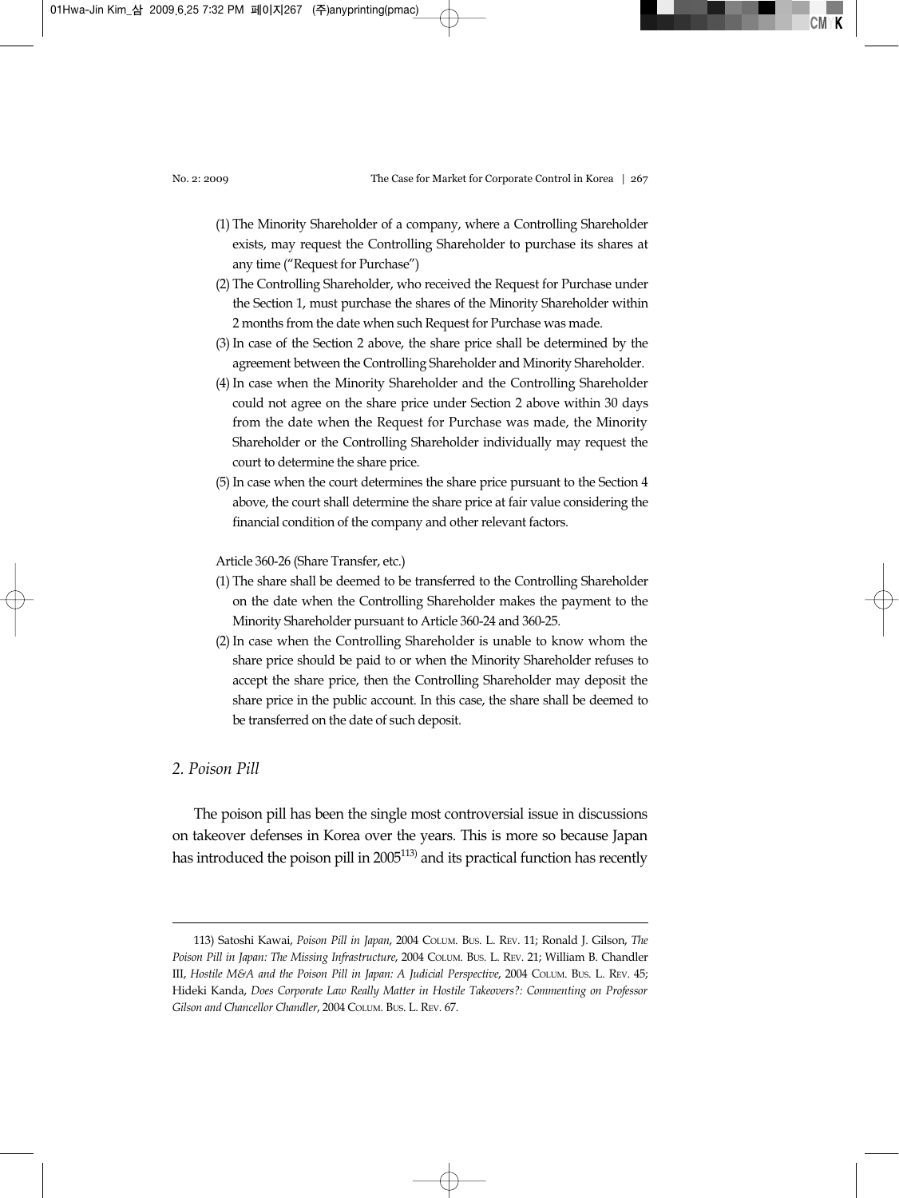(1) The Minority Shareholder of a company, where a Controlling Shareholder exists, may request the Controlling Shareholder to purchase its shares at any time ("Request for Purchase")

(2) The Controlling Shareholder, who received the Request for Purchase under the Section 1, must purchase the shares of the Minority Shareholder within 2 months from the date when such Request for Purchase was made.

(3) In case of the Section 2 above, the share price shall be determined by the agreement between the Controlling Shareholder and Minority Shareholder.

(4) In case when the Minority Shareholder and the Controlling Shareholder could not agree on the share price under Section 2 above within 30 days from the date when the Request for Purchase was made, the Minority Shareholder or the Controlling Shareholder individually may request the court to determine the share price.

(5) In case when the court determines the share price pursuant to the Section 4 above, the court shall determine the share price at fair value considering the financial condition of the company and other relevant factors.

Article 360-26 (Share Transfer, etc.)

(1) The share shall be deemed to be transferred to the Controlling Shareholder on the date when the Controlling Shareholder makes the payment to the Minority Shareholder pursuant to Article 360-24 and 360-25.

(2) In case when the Controlling Shareholder is unable to know whom the share price should be paid to or when the Minority Shareholder refuses to accept the share price, then the Controlling Shareholder may deposit the share price in the public account. In this case, the share shall be deemed to be transferred on the date of such deposit.

## *2. Poison Pill*

The poison pill has been the single most controversial issue in discussions on takeover defenses in Korea over the years. This is more so because Japan has introduced the poison pill in 2005[113] and its practical function has recently

---

113) Satoshi Kawai, *Poison Pill in Japan*, 2004 Colum. Bus. L. Rev. 11; Ronald J. Gilson, *The Poison Pill in Japan: The Missing Infrastructure*, 2004 Colum. Bus. L. Rev. 21; William B. Chandler III, *Hostile M&A and the Poison Pill in Japan: A Judicial Perspective*, 2004 Colum. Bus. L. Rev. 45; Hideki Kanda, *Does Corporate Law Really Matter in Hostile Takeovers?: Commenting on Professor Gilson and Chancellor Chandler*, 2004 Colum. Bus. L. Rev. 67.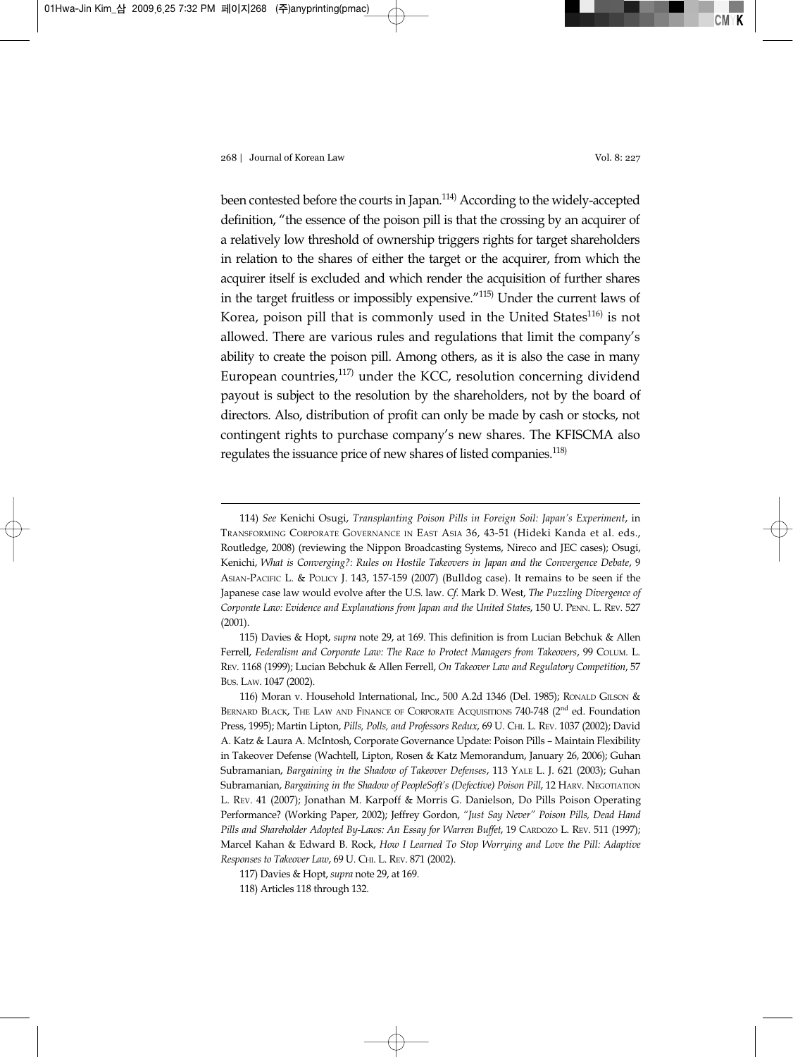been contested before the courts in Japan.[114] According to the widely-accepted definition, "the essence of the poison pill is that the crossing by an acquirer of a relatively low threshold of ownership triggers rights for target shareholders in relation to the shares of either the target or the acquirer, from which the acquirer itself is excluded and which render the acquisition of further shares in the target fruitless or impossibly expensive."[115] Under the current laws of Korea, poison pill that is commonly used in the United States[116] is not allowed. There are various rules and regulations that limit the company's ability to create the poison pill. Among others, as it is also the case in many European countries,[117] under the KCC, resolution concerning dividend payout is subject to the resolution by the shareholders, not by the board of directors. Also, distribution of profit can only be made by cash or stocks, not contingent rights to purchase company's new shares. The KFISCMA also regulates the issuance price of new shares of listed companies.[118]

---

114) *See* Kenichi Osugi, *Transplanting Poison Pills in Foreign Soil: Japan's Experiment*, in TRANSFORMING CORPORATE GOVERNANCE IN EAST ASIA 36, 43-51 (Hideki Kanda et al. eds., Routledge, 2008) (reviewing the Nippon Broadcasting Systems, Nireco and JEC cases); Osugi, Kenichi, *What is Converging?: Rules on Hostile Takeovers in Japan and the Convergence Debate*, 9 ASIAN-PACIFIC L. & POLICY J. 143, 157-159 (2007) (Bulldog case). It remains to be seen if the Japanese case law would evolve after the U.S. law. *Cf.* Mark D. West, *The Puzzling Divergence of Corporate Law: Evidence and Explanations from Japan and the United States*, 150 U. PENN. L. REV. 527 (2001).

115) Davies & Hopt, *supra* note 29, at 169. This definition is from Lucian Bebchuk & Allen Ferrell, *Federalism and Corporate Law: The Race to Protect Managers from Takeovers*, 99 COLUM. L. REV. 1168 (1999); Lucian Bebchuk & Allen Ferrell, *On Takeover Law and Regulatory Competition*, 57 BUS. LAW. 1047 (2002).

116) Moran v. Household International, Inc., 500 A.2d 1346 (Del. 1985); RONALD GILSON & BERNARD BLACK, THE LAW AND FINANCE OF CORPORATE ACQUISITIONS 740-748 (2nd ed. Foundation Press, 1995); Martin Lipton, *Pills, Polls, and Professors Redux*, 69 U. CHI. L. REV. 1037 (2002); David A. Katz & Laura A. McIntosh, Corporate Governance Update: Poison Pills – Maintain Flexibility in Takeover Defense (Wachtell, Lipton, Rosen & Katz Memorandum, January 26, 2006); Guhan Subramanian, *Bargaining in the Shadow of Takeover Defenses*, 113 YALE L. J. 621 (2003); Guhan Subramanian, *Bargaining in the Shadow of PeopleSoft's (Defective) Poison Pill*, 12 HARV. NEGOTIATION L. REV. 41 (2007); Jonathan M. Karpoff & Morris G. Danielson, Do Pills Poison Operating Performance? (Working Paper, 2002); Jeffrey Gordon, *"Just Say Never" Poison Pills, Dead Hand Pills and Shareholder Adopted By-Laws: An Essay for Warren Buffet*, 19 CARDOZO L. REV. 511 (1997); Marcel Kahan & Edward B. Rock, *How I Learned To Stop Worrying and Love the Pill: Adaptive Responses to Takeover Law*, 69 U. CHI. L. REV. 871 (2002).

117) Davies & Hopt, *supra* note 29, at 169.

118) Articles 118 through 132.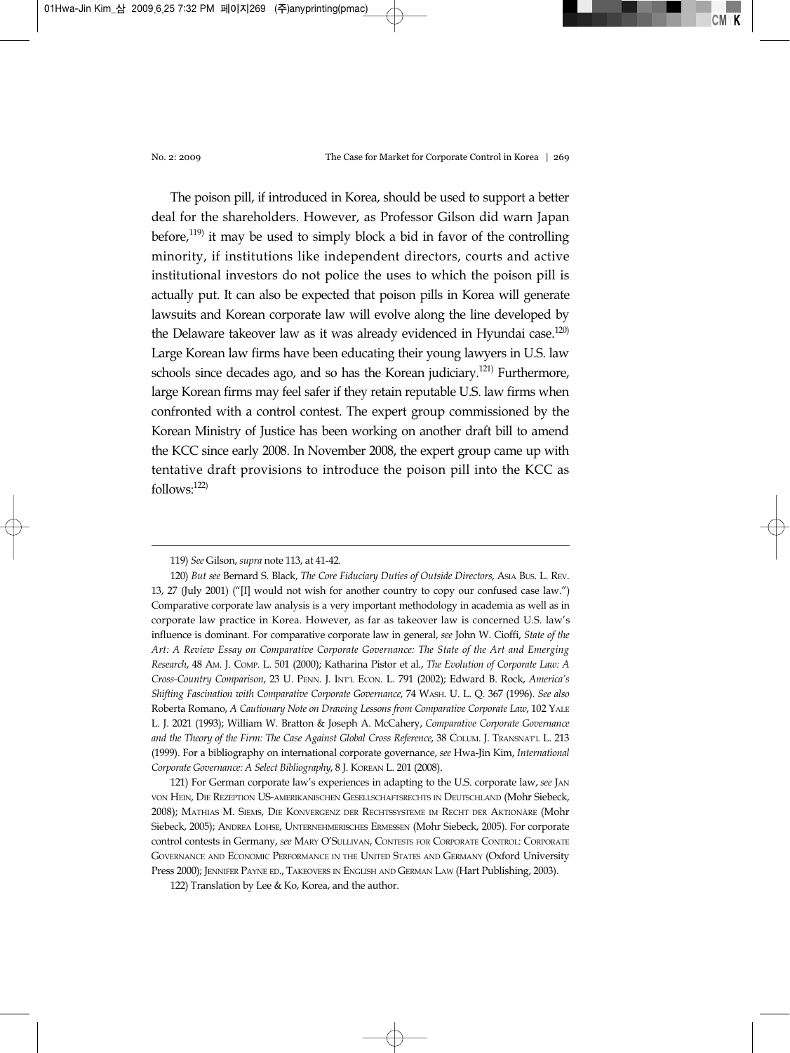The poison pill, if introduced in Korea, should be used to support a better deal for the shareholders. However, as Professor Gilson did warn Japan before,[119] it may be used to simply block a bid in favor of the controlling minority, if institutions like independent directors, courts and active institutional investors do not police the uses to which the poison pill is actually put. It can also be expected that poison pills in Korea will generate lawsuits and Korean corporate law will evolve along the line developed by the Delaware takeover law as it was already evidenced in Hyundai case.[120] Large Korean law firms have been educating their young lawyers in U.S. law schools since decades ago, and so has the Korean judiciary.[121] Furthermore, large Korean firms may feel safer if they retain reputable U.S. law firms when confronted with a control contest. The expert group commissioned by the Korean Ministry of Justice has been working on another draft bill to amend the KCC since early 2008. In November 2008, the expert group came up with tentative draft provisions to introduce the poison pill into the KCC as follows:[122]

---

119) *See* Gilson, *supra* note 113, at 41-42.

120) *But see* Bernard S. Black, *The Core Fiduciary Duties of Outside Directors*, ASIA BUS. L. REV. 13, 27 (July 2001) ("[I] would not wish for another country to copy our confused case law.") Comparative corporate law analysis is a very important methodology in academia as well as in corporate law practice in Korea. However, as far as takeover law is concerned U.S. law's influence is dominant. For comparative corporate law in general, *see* John W. Cioffi, *State of the Art: A Review Essay on Comparative Corporate Governance: The State of the Art and Emerging Research*, 48 AM. J. COMP. L. 501 (2000); Katharina Pistor et al., *The Evolution of Corporate Law: A Cross-Country Comparison*, 23 U. PENN. J. INT'L ECON. L. 791 (2002); Edward B. Rock, *America's Shifting Fascination with Comparative Corporate Governance*, 74 WASH. U. L. Q. 367 (1996). *See also* Roberta Romano, *A Cautionary Note on Drawing Lessons from Comparative Corporate Law*, 102 YALE L. J. 2021 (1993); William W. Bratton & Joseph A. McCahery, *Comparative Corporate Governance and the Theory of the Firm: The Case Against Global Cross Reference*, 38 COLUM. J. TRANSNAT'L L. 213 (1999). For a bibliography on international corporate governance, *see* Hwa-Jin Kim, *International Corporate Governance: A Select Bibliography*, 8 J. KOREAN L. 201 (2008).

121) For German corporate law's experiences in adapting to the U.S. corporate law, *see* JAN VON HEIN, DIE REZEPTION US-AMERIKANISCHEN GESELLSCHAFTSRECHTS IN DEUTSCHLAND (Mohr Siebeck, 2008); MATHIAS M. SIEMS, DIE KONVERGENZ DER RECHTSSYSTEME IM RECHT DER AKTIONÄRE (Mohr Siebeck, 2005); ANDREA LOHSE, UNTERNEHMERISCHES ERMESSEN (Mohr Siebeck, 2005). For corporate control contests in Germany, *see* MARY O'SULLIVAN, CONTESTS FOR CORPORATE CONTROL: CORPORATE GOVERNANCE AND ECONOMIC PERFORMANCE IN THE UNITED STATES AND GERMANY (Oxford University Press 2000); JENNIFER PAYNE ED., TAKEOVERS IN ENGLISH AND GERMAN LAW (Hart Publishing, 2003).

122) Translation by Lee & Ko, Korea, and the author.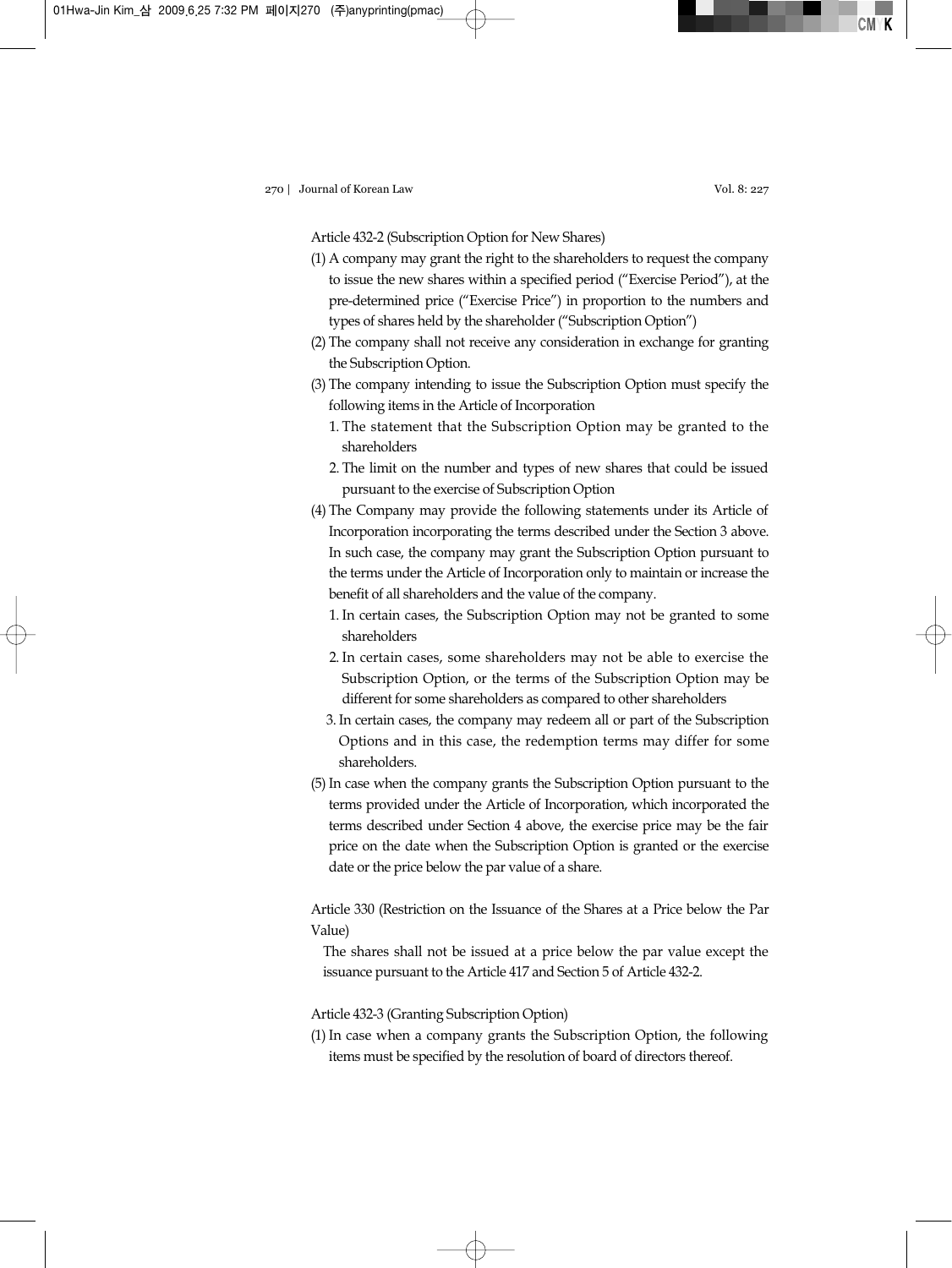Article 432-2 (Subscription Option for New Shares)

(1) A company may grant the right to the shareholders to request the company to issue the new shares within a specified period ("Exercise Period"), at the pre-determined price ("Exercise Price") in proportion to the numbers and types of shares held by the shareholder ("Subscription Option")

(2) The company shall not receive any consideration in exchange for granting the Subscription Option.

(3) The company intending to issue the Subscription Option must specify the following items in the Article of Incorporation

   1. The statement that the Subscription Option may be granted to the shareholders

   2. The limit on the number and types of new shares that could be issued pursuant to the exercise of Subscription Option

(4) The Company may provide the following statements under its Article of Incorporation incorporating the terms described under the Section 3 above. In such case, the company may grant the Subscription Option pursuant to the terms under the Article of Incorporation only to maintain or increase the benefit of all shareholders and the value of the company.

   1. In certain cases, the Subscription Option may not be granted to some shareholders

   2. In certain cases, some shareholders may not be able to exercise the Subscription Option, or the terms of the Subscription Option may be different for some shareholders as compared to other shareholders

   3. In certain cases, the company may redeem all or part of the Subscription Options and in this case, the redemption terms may differ for some shareholders.

(5) In case when the company grants the Subscription Option pursuant to the terms provided under the Article of Incorporation, which incorporated the terms described under Section 4 above, the exercise price may be the fair price on the date when the Subscription Option is granted or the exercise date or the price below the par value of a share.

Article 330 (Restriction on the Issuance of the Shares at a Price below the Par Value)

The shares shall not be issued at a price below the par value except the issuance pursuant to the Article 417 and Section 5 of Article 432-2.

Article 432-3 (Granting Subscription Option)

(1) In case when a company grants the Subscription Option, the following items must be specified by the resolution of board of directors thereof.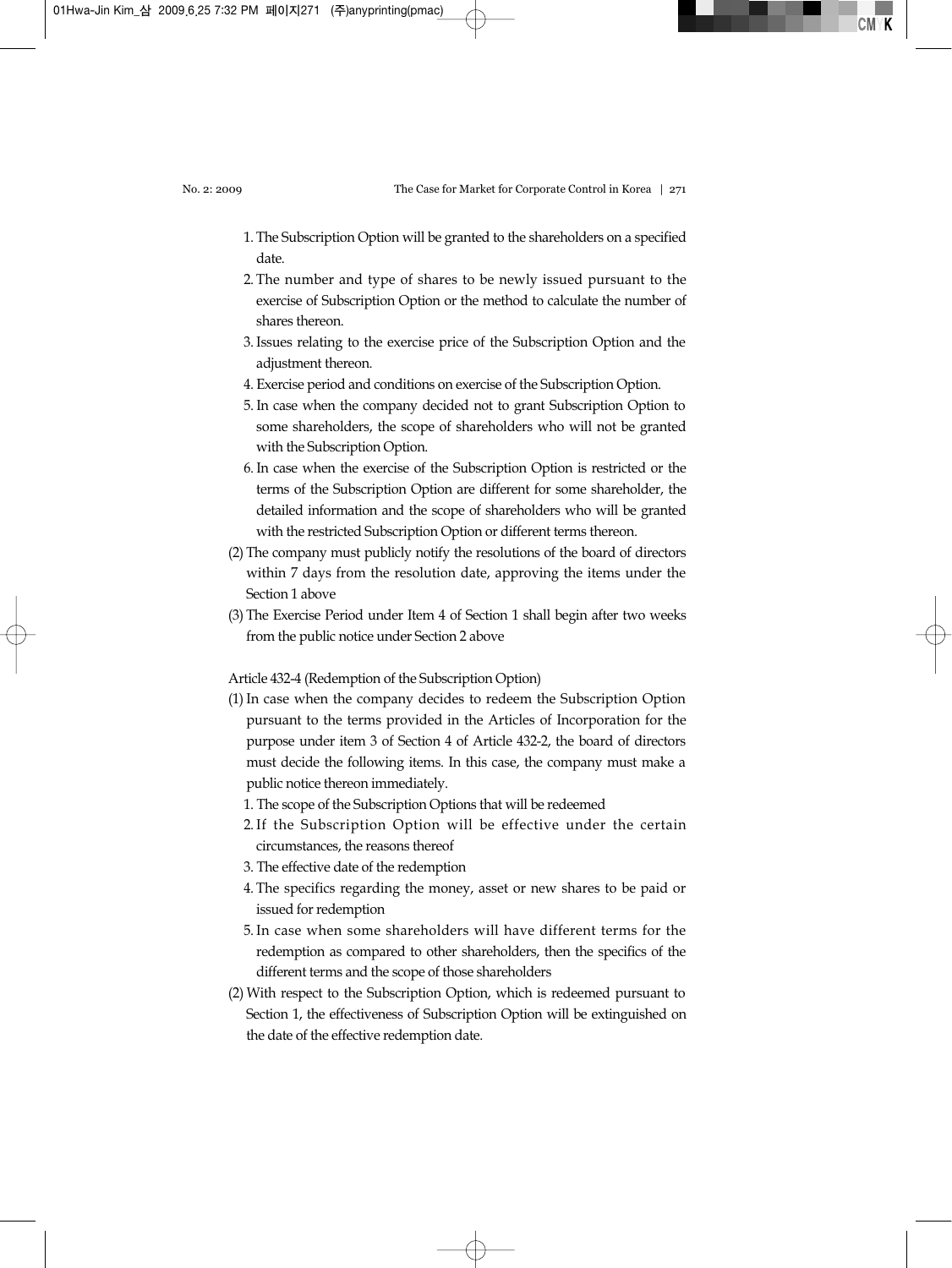1. The Subscription Option will be granted to the shareholders on a specified date.
2. The number and type of shares to be newly issued pursuant to the exercise of Subscription Option or the method to calculate the number of shares thereon.
3. Issues relating to the exercise price of the Subscription Option and the adjustment thereon.
4. Exercise period and conditions on exercise of the Subscription Option.
5. In case when the company decided not to grant Subscription Option to some shareholders, the scope of shareholders who will not be granted with the Subscription Option.
6. In case when the exercise of the Subscription Option is restricted or the terms of the Subscription Option are different for some shareholder, the detailed information and the scope of shareholders who will be granted with the restricted Subscription Option or different terms thereon.

(2) The company must publicly notify the resolutions of the board of directors within 7 days from the resolution date, approving the items under the Section 1 above

(3) The Exercise Period under Item 4 of Section 1 shall begin after two weeks from the public notice under Section 2 above

Article 432-4 (Redemption of the Subscription Option)

(1) In case when the company decides to redeem the Subscription Option pursuant to the terms provided in the Articles of Incorporation for the purpose under item 3 of Section 4 of Article 432-2, the board of directors must decide the following items. In this case, the company must make a public notice thereon immediately.

1. The scope of the Subscription Options that will be redeemed
2. If the Subscription Option will be effective under the certain circumstances, the reasons thereof
3. The effective date of the redemption
4. The specifics regarding the money, asset or new shares to be paid or issued for redemption
5. In case when some shareholders will have different terms for the redemption as compared to other shareholders, then the specifics of the different terms and the scope of those shareholders

(2) With respect to the Subscription Option, which is redeemed pursuant to Section 1, the effectiveness of Subscription Option will be extinguished on the date of the effective redemption date.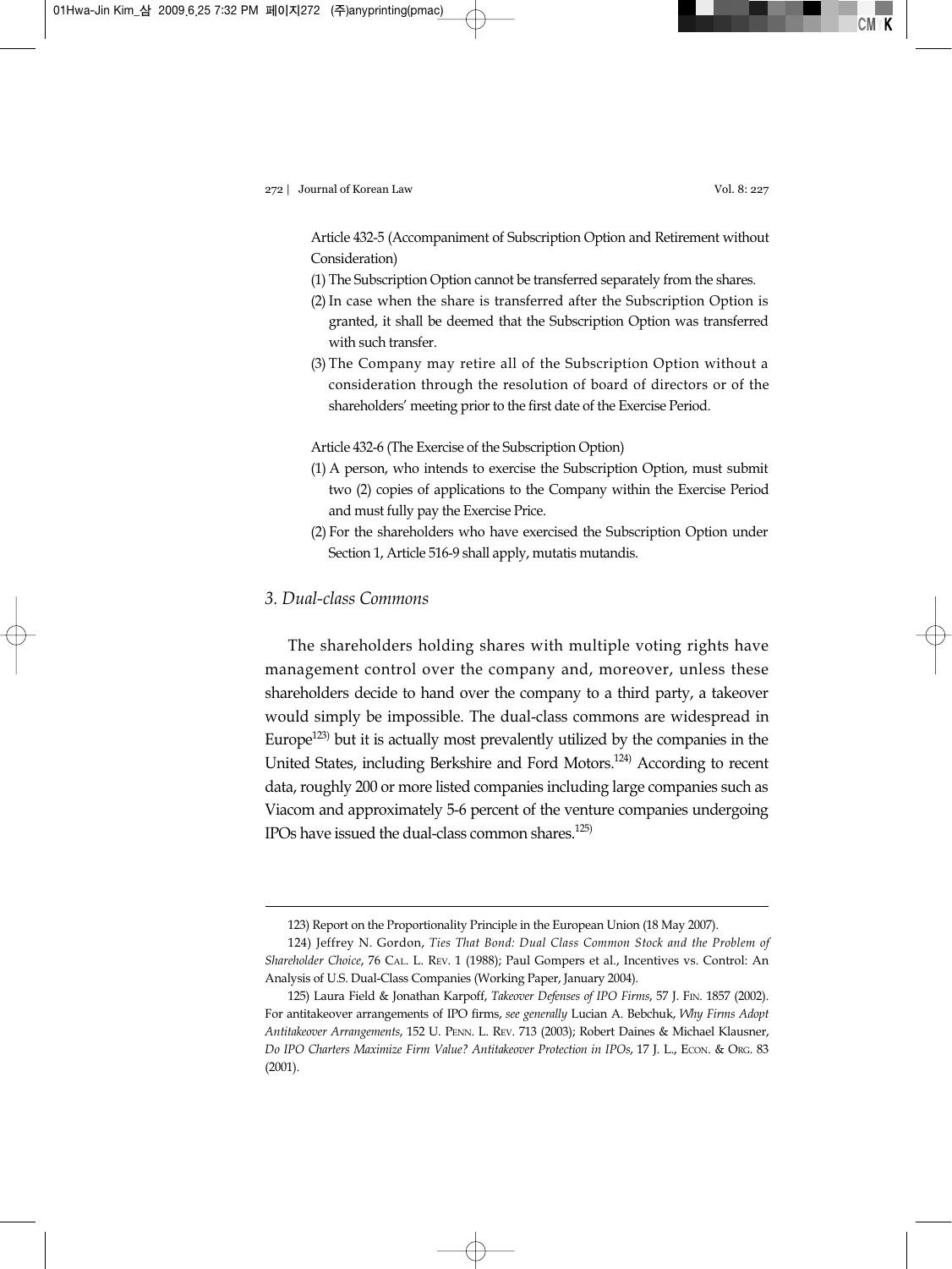Article 432-5 (Accompaniment of Subscription Option and Retirement without Consideration)

(1) The Subscription Option cannot be transferred separately from the shares.

(2) In case when the share is transferred after the Subscription Option is granted, it shall be deemed that the Subscription Option was transferred with such transfer.

(3) The Company may retire all of the Subscription Option without a consideration through the resolution of board of directors or of the shareholders' meeting prior to the first date of the Exercise Period.

Article 432-6 (The Exercise of the Subscription Option)

(1) A person, who intends to exercise the Subscription Option, must submit two (2) copies of applications to the Company within the Exercise Period and must fully pay the Exercise Price.

(2) For the shareholders who have exercised the Subscription Option under Section 1, Article 516-9 shall apply, mutatis mutandis.

### *3. Dual-class Commons*

The shareholders holding shares with multiple voting rights have management control over the company and, moreover, unless these shareholders decide to hand over the company to a third party, a takeover would simply be impossible. The dual-class commons are widespread in Europe[123] but it is actually most prevalently utilized by the companies in the United States, including Berkshire and Ford Motors.[124] According to recent data, roughly 200 or more listed companies including large companies such as Viacom and approximately 5-6 percent of the venture companies undergoing IPOs have issued the dual-class common shares.[125]

---

123) Report on the Proportionality Principle in the European Union (18 May 2007).

124) Jeffrey N. Gordon, *Ties That Bond: Dual Class Common Stock and the Problem of Shareholder Choice*, 76 CAL. L. REV. 1 (1988); Paul Gompers et al., Incentives vs. Control: An Analysis of U.S. Dual-Class Companies (Working Paper, January 2004).

125) Laura Field & Jonathan Karpoff, *Takeover Defenses of IPO Firms*, 57 J. FIN. 1857 (2002). For antitakeover arrangements of IPO firms, *see generally* Lucian A. Bebchuk, *Why Firms Adopt Antitakeover Arrangements*, 152 U. PENN. L. REV. 713 (2003); Robert Daines & Michael Klausner, *Do IPO Charters Maximize Firm Value? Antitakeover Protection in IPOs*, 17 J. L., ECON. & ORG. 83 (2001).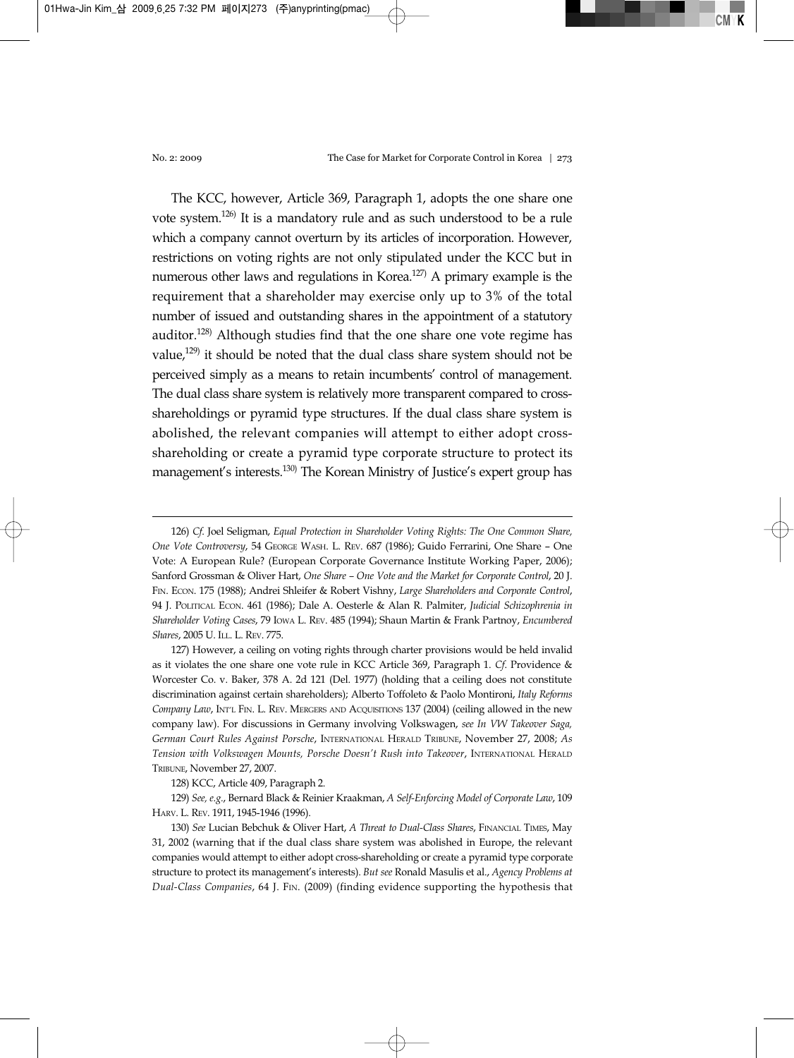The KCC, however, Article 369, Paragraph 1, adopts the one share one vote system.[126] It is a mandatory rule and as such understood to be a rule which a company cannot overturn by its articles of incorporation. However, restrictions on voting rights are not only stipulated under the KCC but in numerous other laws and regulations in Korea.[127] A primary example is the requirement that a shareholder may exercise only up to 3% of the total number of issued and outstanding shares in the appointment of a statutory auditor.[128] Although studies find that the one share one vote regime has value,[129] it should be noted that the dual class share system should not be perceived simply as a means to retain incumbents' control of management. The dual class share system is relatively more transparent compared to cross-shareholdings or pyramid type structures. If the dual class share system is abolished, the relevant companies will attempt to either adopt cross-shareholding or create a pyramid type corporate structure to protect its management's interests.[130] The Korean Ministry of Justice's expert group has

---

126) *Cf.* Joel Seligman, *Equal Protection in Shareholder Voting Rights: The One Common Share, One Vote Controversy*, 54 GEORGE WASH. L. REV. 687 (1986); Guido Ferrarini, One Share – One Vote: A European Rule? (European Corporate Governance Institute Working Paper, 2006); Sanford Grossman & Oliver Hart, *One Share – One Vote and the Market for Corporate Control*, 20 J. FIN. ECON. 175 (1988); Andrei Shleifer & Robert Vishny, *Large Shareholders and Corporate Control*, 94 J. POLITICAL ECON. 461 (1986); Dale A. Oesterle & Alan R. Palmiter, *Judicial Schizophrenia in Shareholder Voting Cases*, 79 IOWA L. REV. 485 (1994); Shaun Martin & Frank Partnoy, *Encumbered Shares*, 2005 U. ILL. L. REV. 775.

127) However, a ceiling on voting rights through charter provisions would be held invalid as it violates the one share one vote rule in KCC Article 369, Paragraph 1. *Cf.* Providence & Worcester Co. v. Baker, 378 A. 2d 121 (Del. 1977) (holding that a ceiling does not constitute discrimination against certain shareholders); Alberto Toffoleto & Paolo Montironi, *Italy Reforms Company Law*, INT'L FIN. L. REV. MERGERS AND ACQUISITIONS 137 (2004) (ceiling allowed in the new company law). For discussions in Germany involving Volkswagen, *see In VW Takeover Saga, German Court Rules Against Porsche*, INTERNATIONAL HERALD TRIBUNE, November 27, 2008; *As Tension with Volkswagen Mounts, Porsche Doesn't Rush into Takeover*, INTERNATIONAL HERALD TRIBUNE, November 27, 2007.

128) KCC, Article 409, Paragraph 2.

129) *See, e.g.*, Bernard Black & Reinier Kraakman, *A Self-Enforcing Model of Corporate Law*, 109 HARV. L. REV. 1911, 1945-1946 (1996).

130) *See* Lucian Bebchuk & Oliver Hart, *A Threat to Dual-Class Shares*, FINANCIAL TIMES, May 31, 2002 (warning that if the dual class share system was abolished in Europe, the relevant companies would attempt to either adopt cross-shareholding or create a pyramid type corporate structure to protect its management's interests). *But see* Ronald Masulis et al., *Agency Problems at Dual-Class Companies*, 64 J. FIN. (2009) (finding evidence supporting the hypothesis that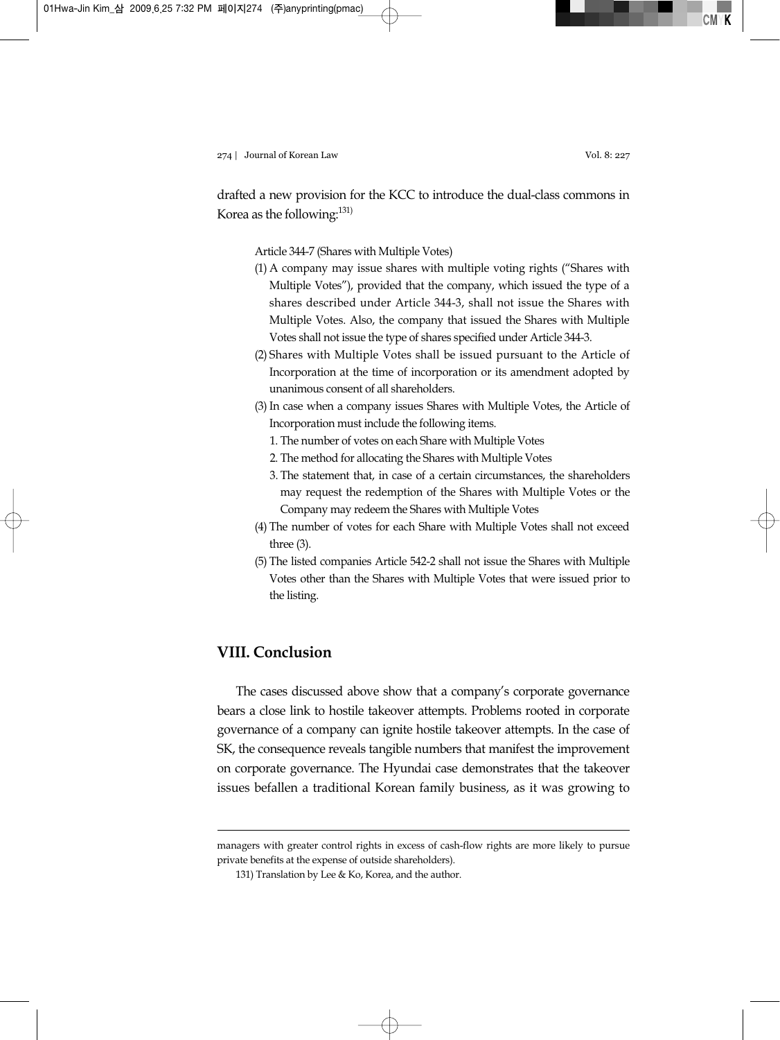drafted a new provision for the KCC to introduce the dual-class commons in Korea as the following:[131)]

Article 344-7 (Shares with Multiple Votes)

(1) A company may issue shares with multiple voting rights ("Shares with Multiple Votes"), provided that the company, which issued the type of a shares described under Article 344-3, shall not issue the Shares with Multiple Votes. Also, the company that issued the Shares with Multiple Votes shall not issue the type of shares specified under Article 344-3.

(2) Shares with Multiple Votes shall be issued pursuant to the Article of Incorporation at the time of incorporation or its amendment adopted by unanimous consent of all shareholders.

(3) In case when a company issues Shares with Multiple Votes, the Article of Incorporation must include the following items.

1. The number of votes on each Share with Multiple Votes
2. The method for allocating the Shares with Multiple Votes
3. The statement that, in case of a certain circumstances, the shareholders may request the redemption of the Shares with Multiple Votes or the Company may redeem the Shares with Multiple Votes

(4) The number of votes for each Share with Multiple Votes shall not exceed three (3).

(5) The listed companies Article 542-2 shall not issue the Shares with Multiple Votes other than the Shares with Multiple Votes that were issued prior to the listing.

## VIII. Conclusion

The cases discussed above show that a company's corporate governance bears a close link to hostile takeover attempts. Problems rooted in corporate governance of a company can ignite hostile takeover attempts. In the case of SK, the consequence reveals tangible numbers that manifest the improvement on corporate governance. The Hyundai case demonstrates that the takeover issues befallen a traditional Korean family business, as it was growing to

---

managers with greater control rights in excess of cash-flow rights are more likely to pursue private benefits at the expense of outside shareholders).

131) Translation by Lee & Ko, Korea, and the author.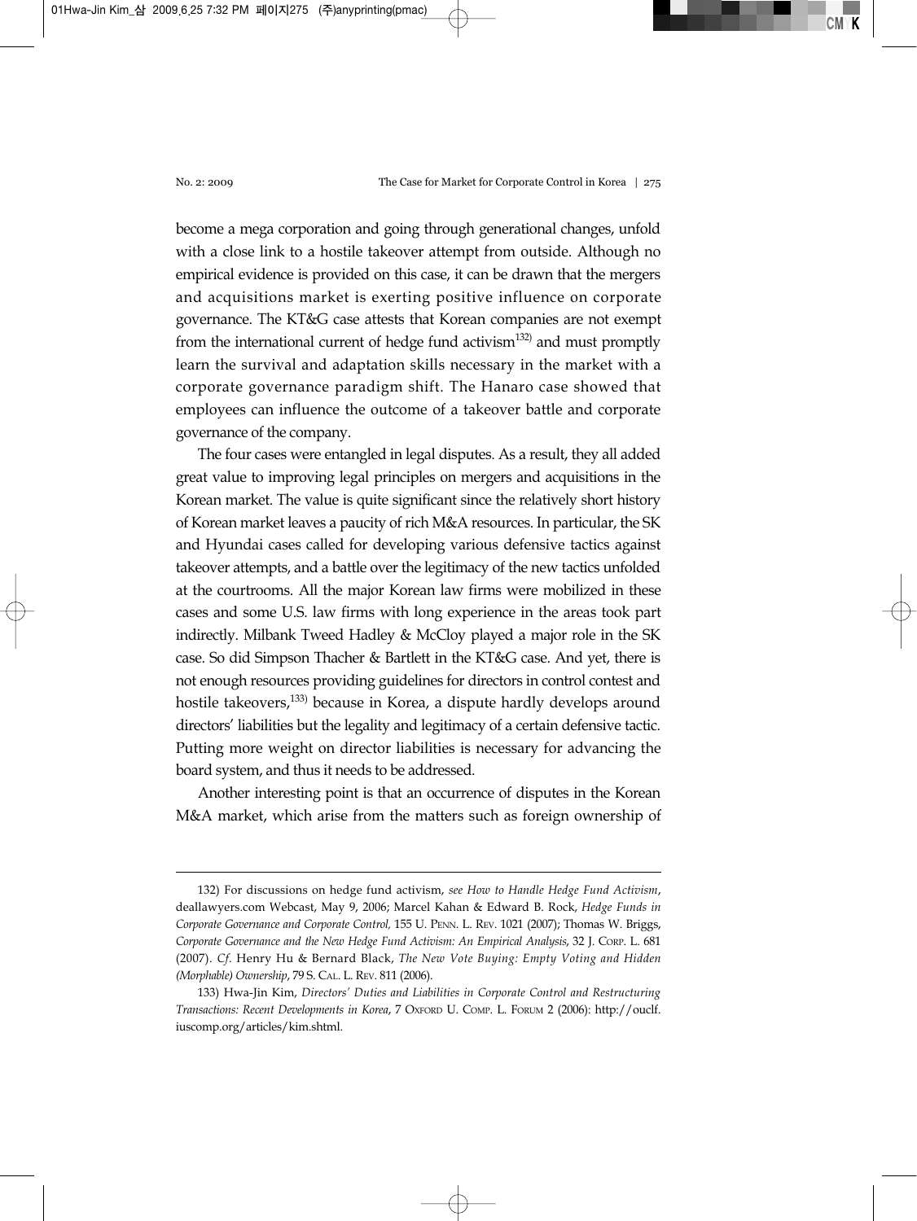become a mega corporation and going through generational changes, unfold with a close link to a hostile takeover attempt from outside. Although no empirical evidence is provided on this case, it can be drawn that the mergers and acquisitions market is exerting positive influence on corporate governance. The KT&G case attests that Korean companies are not exempt from the international current of hedge fund activism[132] and must promptly learn the survival and adaptation skills necessary in the market with a corporate governance paradigm shift. The Hanaro case showed that employees can influence the outcome of a takeover battle and corporate governance of the company.

The four cases were entangled in legal disputes. As a result, they all added great value to improving legal principles on mergers and acquisitions in the Korean market. The value is quite significant since the relatively short history of Korean market leaves a paucity of rich M&A resources. In particular, the SK and Hyundai cases called for developing various defensive tactics against takeover attempts, and a battle over the legitimacy of the new tactics unfolded at the courtrooms. All the major Korean law firms were mobilized in these cases and some U.S. law firms with long experience in the areas took part indirectly. Milbank Tweed Hadley & McCloy played a major role in the SK case. So did Simpson Thacher & Bartlett in the KT&G case. And yet, there is not enough resources providing guidelines for directors in control contest and hostile takeovers,[133] because in Korea, a dispute hardly develops around directors' liabilities but the legality and legitimacy of a certain defensive tactic. Putting more weight on director liabilities is necessary for advancing the board system, and thus it needs to be addressed.

Another interesting point is that an occurrence of disputes in the Korean M&A market, which arise from the matters such as foreign ownership of

---

132) For discussions on hedge fund activism, *see How to Handle Hedge Fund Activism*, deallawyers.com Webcast, May 9, 2006; Marcel Kahan & Edward B. Rock, *Hedge Funds in Corporate Governance and Corporate Control*, 155 U. Penn. L. Rev. 1021 (2007); Thomas W. Briggs, *Corporate Governance and the New Hedge Fund Activism: An Empirical Analysis*, 32 J. Corp. L. 681 (2007). *Cf*. Henry Hu & Bernard Black, *The New Vote Buying: Empty Voting and Hidden (Morphable) Ownership*, 79 S. Cal. L. Rev. 811 (2006).

133) Hwa-Jin Kim, *Directors' Duties and Liabilities in Corporate Control and Restructuring Transactions: Recent Developments in Korea*, 7 Oxford U. Comp. L. Forum 2 (2006): http://ouclf.iuscomp.org/articles/kim.shtml.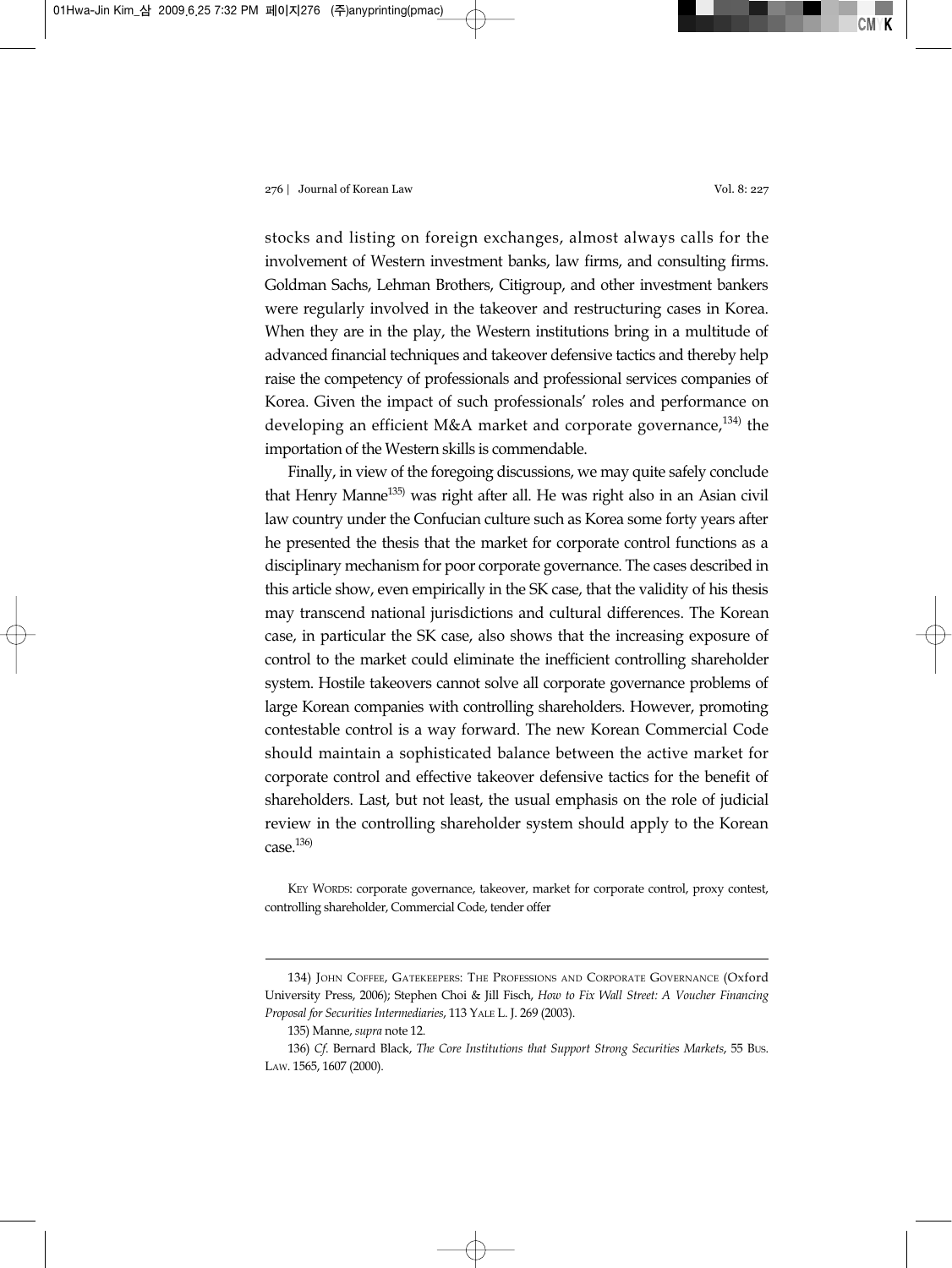stocks and listing on foreign exchanges, almost always calls for the involvement of Western investment banks, law firms, and consulting firms. Goldman Sachs, Lehman Brothers, Citigroup, and other investment bankers were regularly involved in the takeover and restructuring cases in Korea. When they are in the play, the Western institutions bring in a multitude of advanced financial techniques and takeover defensive tactics and thereby help raise the competency of professionals and professional services companies of Korea. Given the impact of such professionals' roles and performance on developing an efficient M&A market and corporate governance,[134] the importation of the Western skills is commendable.

Finally, in view of the foregoing discussions, we may quite safely conclude that Henry Manne[135] was right after all. He was right also in an Asian civil law country under the Confucian culture such as Korea some forty years after he presented the thesis that the market for corporate control functions as a disciplinary mechanism for poor corporate governance. The cases described in this article show, even empirically in the SK case, that the validity of his thesis may transcend national jurisdictions and cultural differences. The Korean case, in particular the SK case, also shows that the increasing exposure of control to the market could eliminate the inefficient controlling shareholder system. Hostile takeovers cannot solve all corporate governance problems of large Korean companies with controlling shareholders. However, promoting contestable control is a way forward. The new Korean Commercial Code should maintain a sophisticated balance between the active market for corporate control and effective takeover defensive tactics for the benefit of shareholders. Last, but not least, the usual emphasis on the role of judicial review in the controlling shareholder system should apply to the Korean case.[136]

KEY WORDS: corporate governance, takeover, market for corporate control, proxy contest, controlling shareholder, Commercial Code, tender offer

---

134) JOHN COFFEE, GATEKEEPERS: THE PROFESSIONS AND CORPORATE GOVERNANCE (Oxford University Press, 2006); Stephen Choi & Jill Fisch, *How to Fix Wall Street: A Voucher Financing Proposal for Securities Intermediaries*, 113 YALE L. J. 269 (2003).

135) Manne, *supra* note 12.

136) *Cf.* Bernard Black, *The Core Institutions that Support Strong Securities Markets*, 55 BUS. LAW. 1565, 1607 (2000).